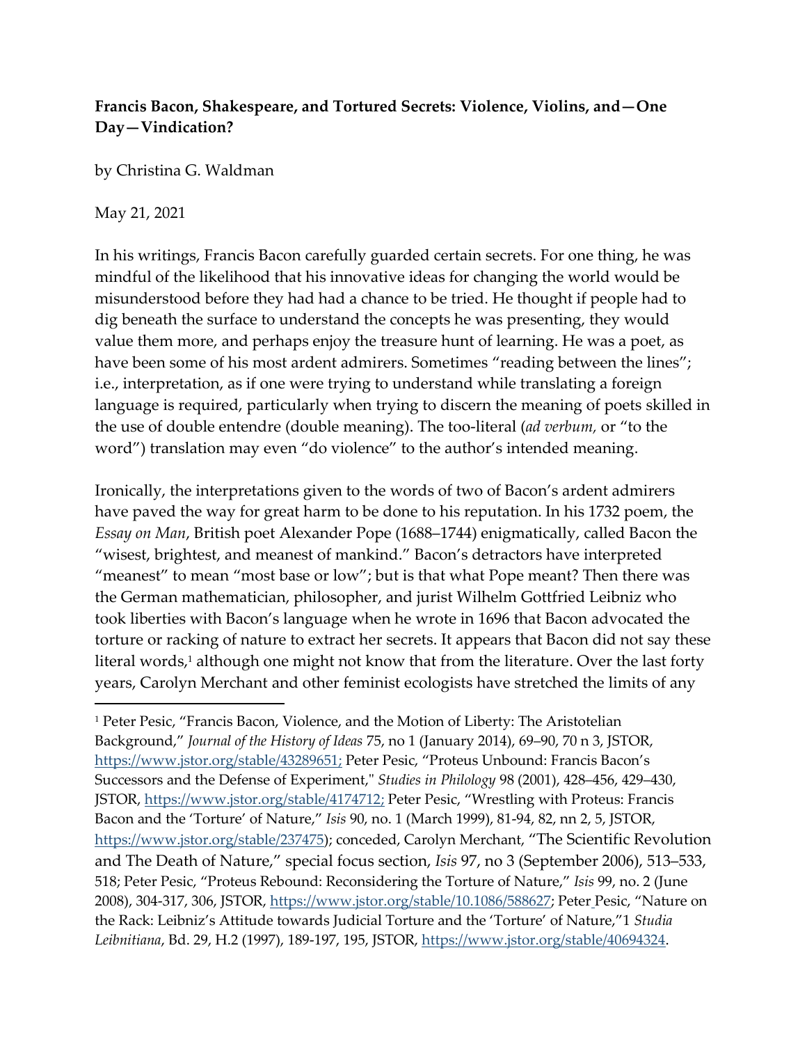**Francis Bacon, Shakespeare, and Tortured Secrets: Violence, Violins, and—One Day—Vindication?**

by Christina G. Waldman

May 21, 2021

In his writings, Francis Bacon carefully guarded certain secrets. For one thing, he was mindful of the likelihood that his innovative ideas for changing the world would be misunderstood before they had had a chance to be tried. He thought if people had to dig beneath the surface to understand the concepts he was presenting, they would value them more, and perhaps enjoy the treasure hunt of learning. He was a poet, as have been some of his most ardent admirers. Sometimes "reading between the lines"; i.e., interpretation, as if one were trying to understand while translating a foreign language is required, particularly when trying to discern the meaning of poets skilled in the use of double entendre (double meaning). The too-literal (*ad verbum,* or "to the word") translation may even "do violence" to the author's intended meaning.

Ironically, the interpretations given to the words of two of Bacon's ardent admirers have paved the way for great harm to be done to his reputation. In his 1732 poem, the *Essay on Man*, British poet Alexander Pope (1688–1744) enigmatically, called Bacon the "wisest, brightest, and meanest of mankind." Bacon's detractors have interpreted "meanest" to mean "most base or low"; but is that what Pope meant? Then there was the German mathematician, philosopher, and jurist Wilhelm Gottfried Leibniz who took liberties with Bacon's language when he wrote in 1696 that Bacon advocated the torture or racking of nature to extract her secrets. It appears that Bacon did not say these literal words,[1] although one might not know that from the literature. Over the last forty years, Carolyn Merchant and other feminist ecologists have stretched the limits of any

---

[1] Peter Pesic, "Francis Bacon, Violence, and the Motion of Liberty: The Aristotelian Background," *Journal of the History of Ideas* 75, no 1 (January 2014), 69–90, 70 n 3, JSTOR, https://www.jstor.org/stable/43289651; Peter Pesic, "Proteus Unbound: Francis Bacon's Successors and the Defense of Experiment," *Studies in Philology* 98 (2001), 428–456, 429–430, JSTOR, https://www.jstor.org/stable/4174712; Peter Pesic, "Wrestling with Proteus: Francis Bacon and the 'Torture' of Nature," *Isis* 90, no. 1 (March 1999), 81-94, 82, nn 2, 5, JSTOR, https://www.jstor.org/stable/237475); conceded, Carolyn Merchant, "The Scientific Revolution and The Death of Nature," special focus section, *Isis* 97, no 3 (September 2006), 513–533, 518; Peter Pesic, "Proteus Rebound: Reconsidering the Torture of Nature," *Isis* 99, no. 2 (June 2008), 304-317, 306, JSTOR, https://www.jstor.org/stable/10.1086/588627; Peter Pesic, "Nature on the Rack: Leibniz's Attitude towards Judicial Torture and the 'Torture' of Nature,"1 *Studia Leibnitiana*, Bd. 29, H.2 (1997), 189-197, 195, JSTOR, https://www.jstor.org/stable/40694324.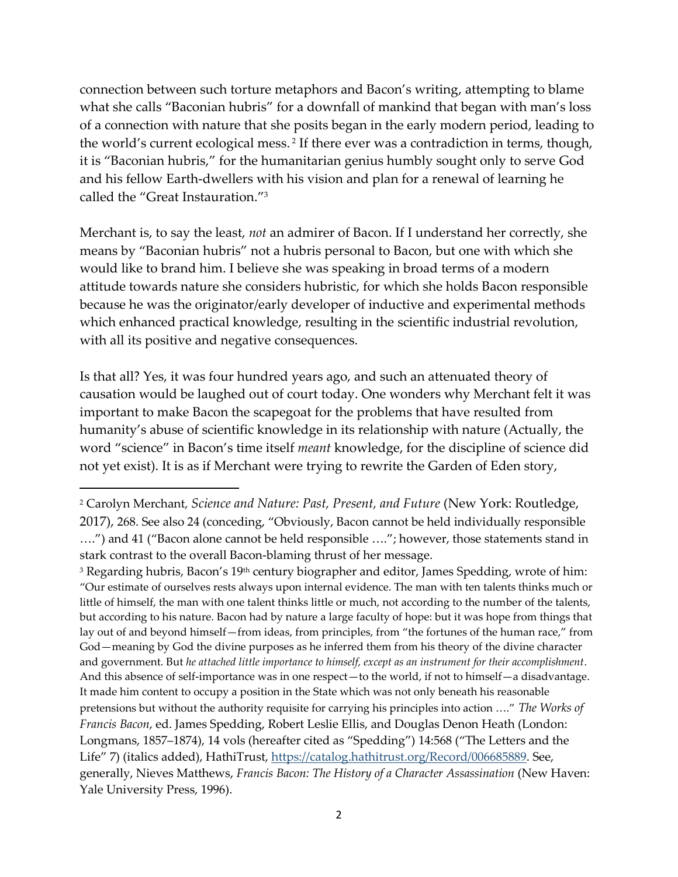connection between such torture metaphors and Bacon's writing, attempting to blame what she calls "Baconian hubris" for a downfall of mankind that began with man's loss of a connection with nature that she posits began in the early modern period, leading to the world's current ecological mess.[2] If there ever was a contradiction in terms, though, it is "Baconian hubris," for the humanitarian genius humbly sought only to serve God and his fellow Earth-dwellers with his vision and plan for a renewal of learning he called the "Great Instauration."[3]

Merchant is, to say the least, *not* an admirer of Bacon. If I understand her correctly, she means by "Baconian hubris" not a hubris personal to Bacon, but one with which she would like to brand him. I believe she was speaking in broad terms of a modern attitude towards nature she considers hubristic, for which she holds Bacon responsible because he was the originator/early developer of inductive and experimental methods which enhanced practical knowledge, resulting in the scientific industrial revolution, with all its positive and negative consequences.

Is that all? Yes, it was four hundred years ago, and such an attenuated theory of causation would be laughed out of court today. One wonders why Merchant felt it was important to make Bacon the scapegoat for the problems that have resulted from humanity's abuse of scientific knowledge in its relationship with nature (Actually, the word "science" in Bacon's time itself *meant* knowledge, for the discipline of science did not yet exist). It is as if Merchant were trying to rewrite the Garden of Eden story,

---

[2] Carolyn Merchant, *Science and Nature: Past, Present, and Future* (New York: Routledge, 2017), 268. See also 24 (conceding, "Obviously, Bacon cannot be held individually responsible ….") and 41 ("Bacon alone cannot be held responsible …."; however, those statements stand in stark contrast to the overall Bacon-blaming thrust of her message.

[3] Regarding hubris, Bacon's 19th century biographer and editor, James Spedding, wrote of him: "Our estimate of ourselves rests always upon internal evidence. The man with ten talents thinks much or little of himself, the man with one talent thinks little or much, not according to the number of the talents, but according to his nature. Bacon had by nature a large faculty of hope: but it was hope from things that lay out of and beyond himself—from ideas, from principles, from "the fortunes of the human race," from God—meaning by God the divine purposes as he inferred them from his theory of the divine character and government. But *he attached little importance to himself, except as an instrument for their accomplishment*. And this absence of self-importance was in one respect—to the world, if not to himself—a disadvantage. It made him content to occupy a position in the State which was not only beneath his reasonable pretensions but without the authority requisite for carrying his principles into action …." *The Works of Francis Bacon*, ed. James Spedding, Robert Leslie Ellis, and Douglas Denon Heath (London: Longmans, 1857–1874), 14 vols (hereafter cited as "Spedding") 14:568 ("The Letters and the Life" 7) (italics added), HathiTrust, https://catalog.hathitrust.org/Record/006685889. See, generally, Nieves Matthews, *Francis Bacon: The History of a Character Assassination* (New Haven: Yale University Press, 1996).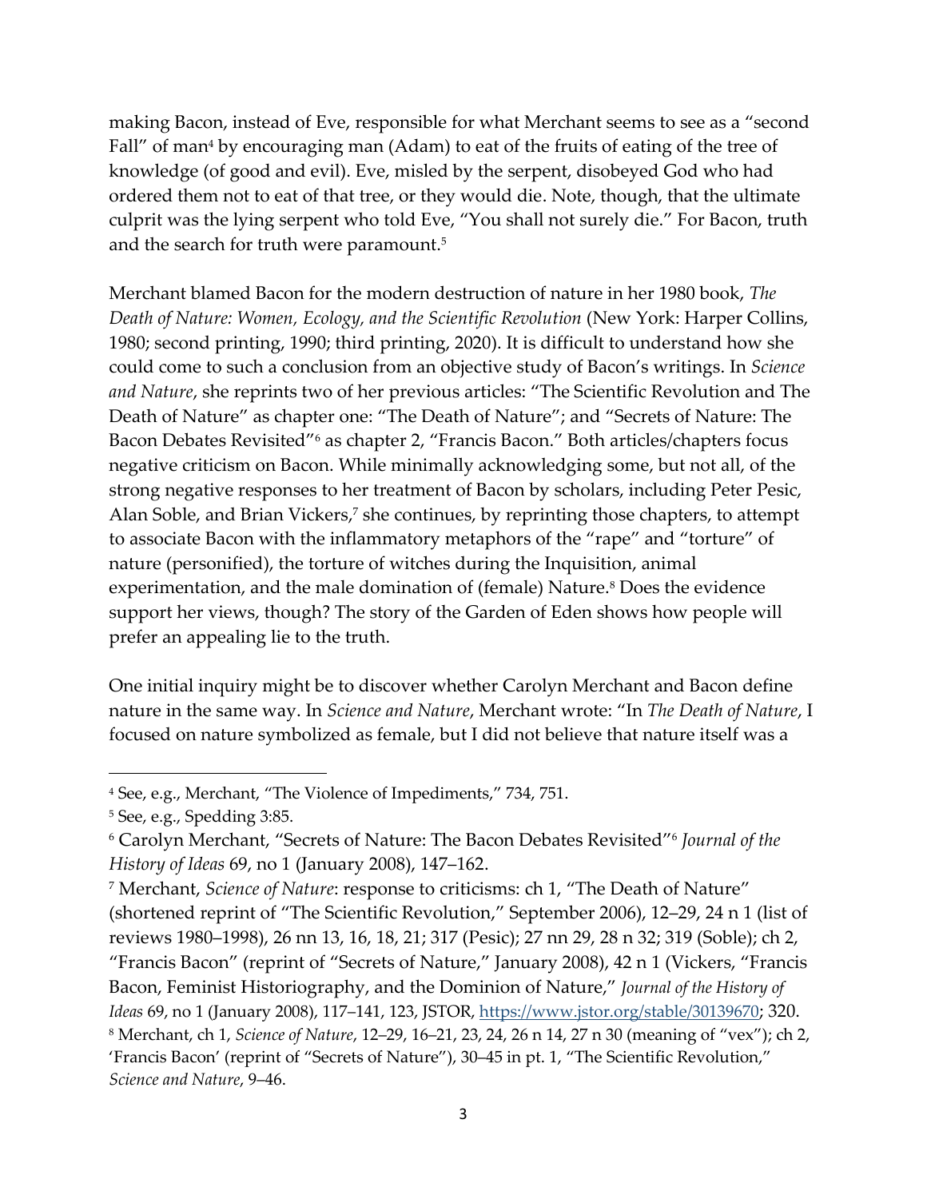making Bacon, instead of Eve, responsible for what Merchant seems to see as a "second Fall" of man[4] by encouraging man (Adam) to eat of the fruits of eating of the tree of knowledge (of good and evil). Eve, misled by the serpent, disobeyed God who had ordered them not to eat of that tree, or they would die. Note, though, that the ultimate culprit was the lying serpent who told Eve, "You shall not surely die." For Bacon, truth and the search for truth were paramount.[5]

Merchant blamed Bacon for the modern destruction of nature in her 1980 book, *The Death of Nature: Women, Ecology, and the Scientific Revolution* (New York: Harper Collins, 1980; second printing, 1990; third printing, 2020). It is difficult to understand how she could come to such a conclusion from an objective study of Bacon's writings. In *Science and Nature*, she reprints two of her previous articles: "The Scientific Revolution and The Death of Nature" as chapter one: "The Death of Nature"; and "Secrets of Nature: The Bacon Debates Revisited"[6] as chapter 2, "Francis Bacon." Both articles/chapters focus negative criticism on Bacon. While minimally acknowledging some, but not all, of the strong negative responses to her treatment of Bacon by scholars, including Peter Pesic, Alan Soble, and Brian Vickers,[7] she continues, by reprinting those chapters, to attempt to associate Bacon with the inflammatory metaphors of the "rape" and "torture" of nature (personified), the torture of witches during the Inquisition, animal experimentation, and the male domination of (female) Nature.[8] Does the evidence support her views, though? The story of the Garden of Eden shows how people will prefer an appealing lie to the truth.

One initial inquiry might be to discover whether Carolyn Merchant and Bacon define nature in the same way. In *Science and Nature*, Merchant wrote: "In *The Death of Nature*, I focused on nature symbolized as female, but I did not believe that nature itself was a

---

[4] See, e.g., Merchant, "The Violence of Impediments," 734, 751.

[5] See, e.g., Spedding 3:85.

[6] Carolyn Merchant, "Secrets of Nature: The Bacon Debates Revisited"[6] *Journal of the History of Ideas* 69, no 1 (January 2008), 147–162.

[7] Merchant, *Science of Nature*: response to criticisms: ch 1, "The Death of Nature" (shortened reprint of "The Scientific Revolution," September 2006), 12–29, 24 n 1 (list of reviews 1980–1998), 26 nn 13, 16, 18, 21; 317 (Pesic); 27 nn 29, 28 n 32; 319 (Soble); ch 2, "Francis Bacon" (reprint of "Secrets of Nature," January 2008), 42 n 1 (Vickers, "Francis Bacon, Feminist Historiography, and the Dominion of Nature," *Journal of the History of Ideas* 69, no 1 (January 2008), 117–141, 123, JSTOR, https://www.jstor.org/stable/30139670; 320.

[8] Merchant, ch 1, *Science of Nature*, 12–29, 16–21, 23, 24, 26 n 14, 27 n 30 (meaning of "vex"); ch 2, 'Francis Bacon' (reprint of "Secrets of Nature"), 30–45 in pt. 1, "The Scientific Revolution," *Science and Nature*, 9–46.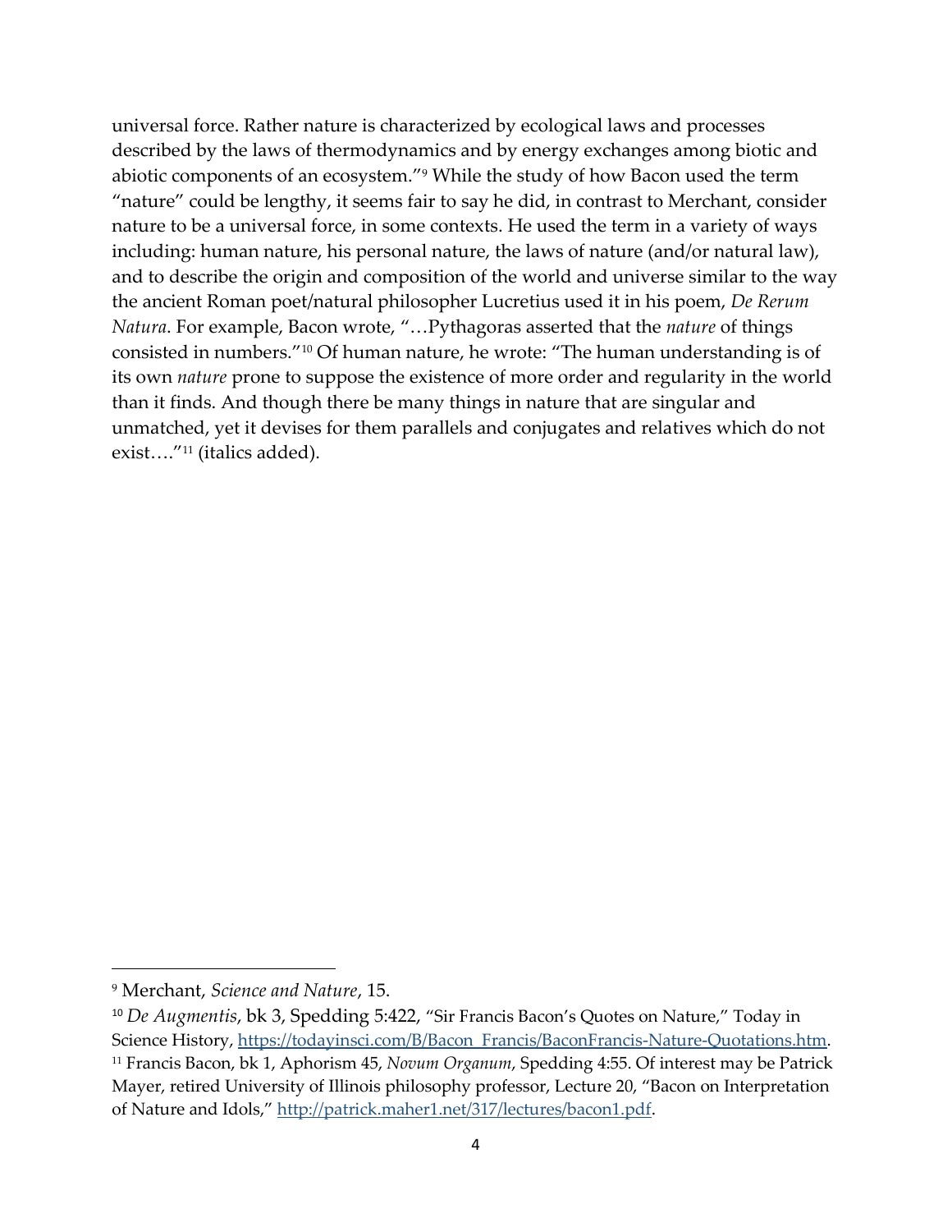universal force. Rather nature is characterized by ecological laws and processes described by the laws of thermodynamics and by energy exchanges among biotic and abiotic components of an ecosystem."[9] While the study of how Bacon used the term "nature" could be lengthy, it seems fair to say he did, in contrast to Merchant, consider nature to be a universal force, in some contexts. He used the term in a variety of ways including: human nature, his personal nature, the laws of nature (and/or natural law), and to describe the origin and composition of the world and universe similar to the way the ancient Roman poet/natural philosopher Lucretius used it in his poem, *De Rerum Natura*. For example, Bacon wrote, "…Pythagoras asserted that the *nature* of things consisted in numbers."[10] Of human nature, he wrote: "The human understanding is of its own *nature* prone to suppose the existence of more order and regularity in the world than it finds. And though there be many things in nature that are singular and unmatched, yet it devises for them parallels and conjugates and relatives which do not exist…."[11] (italics added).

---

[9] Merchant, *Science and Nature*, 15.

[10] *De Augmentis*, bk 3, Spedding 5:422, "Sir Francis Bacon's Quotes on Nature," Today in Science History, https://todayinsci.com/B/Bacon_Francis/BaconFrancis-Nature-Quotations.htm.

[11] Francis Bacon, bk 1, Aphorism 45, *Novum Organum*, Spedding 4:55. Of interest may be Patrick Mayer, retired University of Illinois philosophy professor, Lecture 20, "Bacon on Interpretation of Nature and Idols," http://patrick.maher1.net/317/lectures/bacon1.pdf.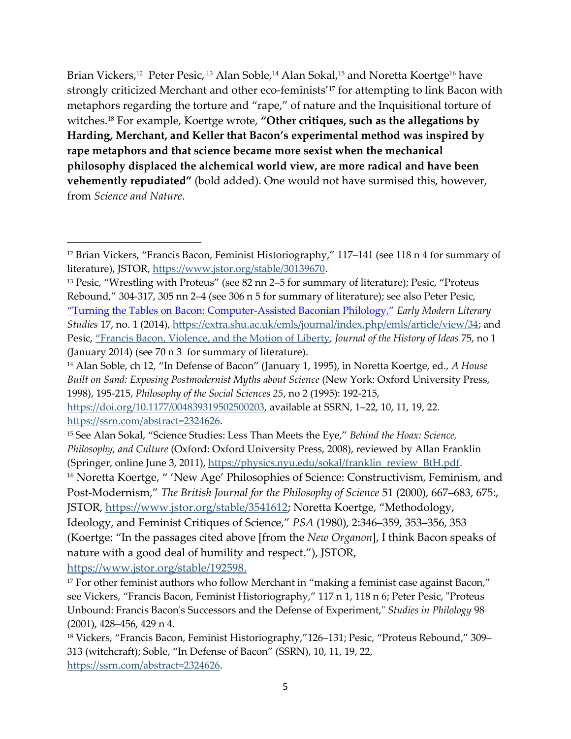Brian Vickers,[12] Peter Pesic,[13] Alan Soble,[14] Alan Sokal,[15] and Noretta Koertge[16] have strongly criticized Merchant and other eco-feminists'[17] for attempting to link Bacon with metaphors regarding the torture and "rape," of nature and the Inquisitional torture of witches.[18] For example, Koertge wrote, **"Other critiques, such as the allegations by Harding, Merchant, and Keller that Bacon's experimental method was inspired by rape metaphors and that science became more sexist when the mechanical philosophy displaced the alchemical world view, are more radical and have been vehemently repudiated"** (bold added). One would not have surmised this, however, from *Science and Nature*.

---

[12] Brian Vickers, "Francis Bacon, Feminist Historiography," 117–141 (see 118 n 4 for summary of literature), JSTOR, https://www.jstor.org/stable/30139670.

[13] Pesic, "Wrestling with Proteus" (see 82 nn 2–5 for summary of literature); Pesic, "Proteus Rebound," 304-317, 305 nn 2–4 (see 306 n 5 for summary of literature); see also Peter Pesic, "Turning the Tables on Bacon: Computer-Assisted Baconian Philology," *Early Modern Literary Studies* 17, no. 1 (2014), https://extra.shu.ac.uk/emls/journal/index.php/emls/article/view/34; and Pesic, "Francis Bacon, Violence, and the Motion of Liberty, *Journal of the History of Ideas* 75, no 1 (January 2014) (see 70 n 3 for summary of literature).

[14] Alan Soble, ch 12, "In Defense of Bacon" (January 1, 1995), in Noretta Koertge, ed., *A House Built on Sand: Exposing Postmodernist Myths about Science* (New York: Oxford University Press, 1998), 195-215, *Philosophy of the Social Sciences 25*, no 2 (1995): 192-215, https://doi.org/10.1177/004839319502500203, available at SSRN, 1–22, 10, 11, 19, 22. https://ssrn.com/abstract=2324626.

[15] See Alan Sokal, "Science Studies: Less Than Meets the Eye," *Behind the Hoax: Science, Philosophy, and Culture* (Oxford: Oxford University Press, 2008), reviewed by Allan Franklin (Springer, online June 3, 2011), https://physics.nyu.edu/sokal/franklin_review_BtH.pdf.

[16] Noretta Koertge, " 'New Age' Philosophies of Science: Constructivism, Feminism, and Post-Modernism," *The British Journal for the Philosophy of Science* 51 (2000), 667–683, 675:, JSTOR, https://www.jstor.org/stable/3541612; Noretta Koertge, "Methodology, Ideology, and Feminist Critiques of Science," *PSA* (1980), 2:346–359, 353–356, 353 (Koertge: "In the passages cited above [from the *New Organon*], I think Bacon speaks of nature with a good deal of humility and respect."), JSTOR, https://www.jstor.org/stable/192598.

[17] For other feminist authors who follow Merchant in "making a feminist case against Bacon," see Vickers, "Francis Bacon, Feminist Historiography," 117 n 1, 118 n 6; Peter Pesic, "Proteus Unbound: Francis Bacon's Successors and the Defense of Experiment," *Studies in Philology* 98 (2001), 428–456, 429 n 4.

[18] Vickers, "Francis Bacon, Feminist Historiography,"126–131; Pesic, "Proteus Rebound," 309–313 (witchcraft); Soble, "In Defense of Bacon" (SSRN), 10, 11, 19, 22, https://ssrn.com/abstract=2324626.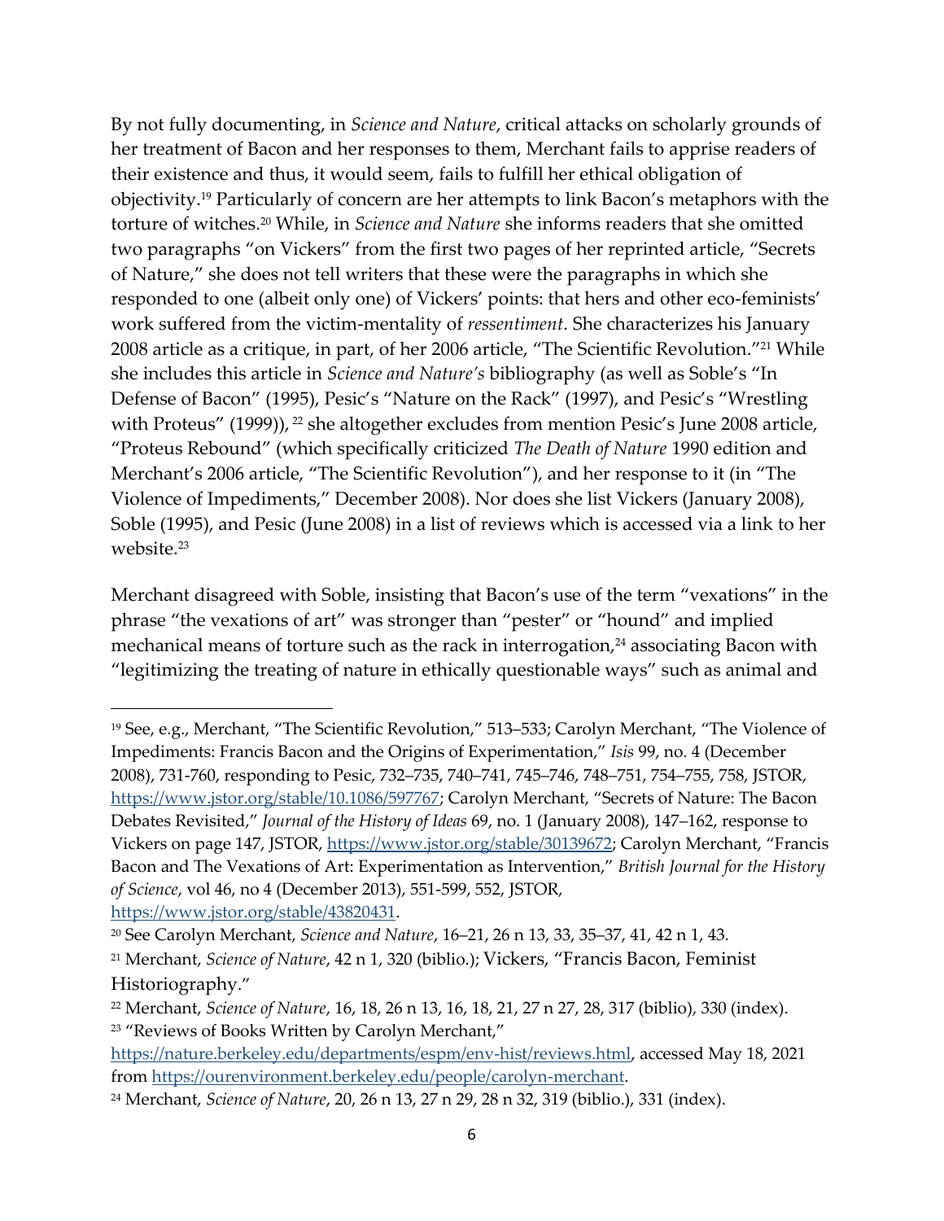By not fully documenting, in *Science and Nature*, critical attacks on scholarly grounds of her treatment of Bacon and her responses to them, Merchant fails to apprise readers of their existence and thus, it would seem, fails to fulfill her ethical obligation of objectivity.[19] Particularly of concern are her attempts to link Bacon's metaphors with the torture of witches.[20] While, in *Science and Nature* she informs readers that she omitted two paragraphs "on Vickers" from the first two pages of her reprinted article, "Secrets of Nature," she does not tell writers that these were the paragraphs in which she responded to one (albeit only one) of Vickers' points: that hers and other eco-feminists' work suffered from the victim-mentality of *ressentiment*. She characterizes his January 2008 article as a critique, in part, of her 2006 article, "The Scientific Revolution."[21] While she includes this article in *Science and Nature's* bibliography (as well as Soble's "In Defense of Bacon" (1995), Pesic's "Nature on the Rack" (1997), and Pesic's "Wrestling with Proteus" (1999)),[22] she altogether excludes from mention Pesic's June 2008 article, "Proteus Rebound" (which specifically criticized *The Death of Nature* 1990 edition and Merchant's 2006 article, "The Scientific Revolution"), and her response to it (in "The Violence of Impediments," December 2008). Nor does she list Vickers (January 2008), Soble (1995), and Pesic (June 2008) in a list of reviews which is accessed via a link to her website.[23]

Merchant disagreed with Soble, insisting that Bacon's use of the term "vexations" in the phrase "the vexations of art" was stronger than "pester" or "hound" and implied mechanical means of torture such as the rack in interrogation,[24] associating Bacon with "legitimizing the treating of nature in ethically questionable ways" such as animal and

---

[19] See, e.g., Merchant, "The Scientific Revolution," 513–533; Carolyn Merchant, "The Violence of Impediments: Francis Bacon and the Origins of Experimentation," *Isis* 99, no. 4 (December 2008), 731-760, responding to Pesic, 732–735, 740–741, 745–746, 748–751, 754–755, 758, JSTOR, https://www.jstor.org/stable/10.1086/597767; Carolyn Merchant, "Secrets of Nature: The Bacon Debates Revisited," *Journal of the History of Ideas* 69, no. 1 (January 2008), 147–162, response to Vickers on page 147, JSTOR, https://www.jstor.org/stable/30139672; Carolyn Merchant, "Francis Bacon and The Vexations of Art: Experimentation as Intervention," *British Journal for the History of Science*, vol 46, no 4 (December 2013), 551-599, 552, JSTOR, https://www.jstor.org/stable/43820431.

[20] See Carolyn Merchant, *Science and Nature*, 16–21, 26 n 13, 33, 35–37, 41, 42 n 1, 43.

[21] Merchant, *Science of Nature*, 42 n 1, 320 (biblio.); Vickers, "Francis Bacon, Feminist Historiography."

[22] Merchant, *Science of Nature*, 16, 18, 26 n 13, 16, 18, 21, 27 n 27, 28, 317 (biblio), 330 (index).

[23] "Reviews of Books Written by Carolyn Merchant," https://nature.berkeley.edu/departments/espm/env-hist/reviews.html, accessed May 18, 2021 from https://ourenvironment.berkeley.edu/people/carolyn-merchant.

[24] Merchant, *Science of Nature*, 20, 26 n 13, 27 n 29, 28 n 32, 319 (biblio.), 331 (index).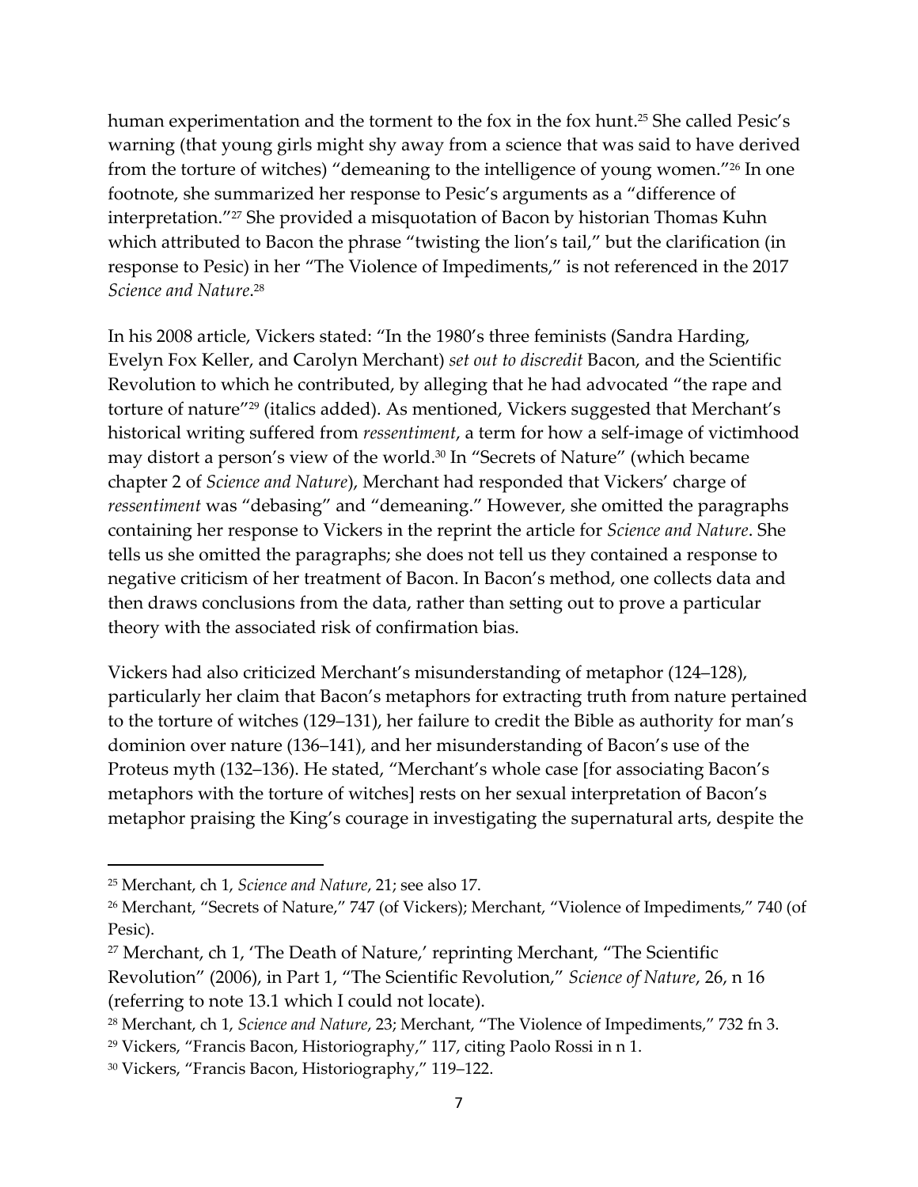human experimentation and the torment to the fox in the fox hunt.[25] She called Pesic's warning (that young girls might shy away from a science that was said to have derived from the torture of witches) "demeaning to the intelligence of young women."[26] In one footnote, she summarized her response to Pesic's arguments as a "difference of interpretation."[27] She provided a misquotation of Bacon by historian Thomas Kuhn which attributed to Bacon the phrase "twisting the lion's tail," but the clarification (in response to Pesic) in her "The Violence of Impediments," is not referenced in the 2017 *Science and Nature*.[28]

In his 2008 article, Vickers stated: "In the 1980's three feminists (Sandra Harding, Evelyn Fox Keller, and Carolyn Merchant) *set out to discredit* Bacon, and the Scientific Revolution to which he contributed, by alleging that he had advocated "the rape and torture of nature"[29] (italics added). As mentioned, Vickers suggested that Merchant's historical writing suffered from *ressentiment*, a term for how a self-image of victimhood may distort a person's view of the world.[30] In "Secrets of Nature" (which became chapter 2 of *Science and Nature*), Merchant had responded that Vickers' charge of *ressentiment* was "debasing" and "demeaning." However, she omitted the paragraphs containing her response to Vickers in the reprint the article for *Science and Nature*. She tells us she omitted the paragraphs; she does not tell us they contained a response to negative criticism of her treatment of Bacon. In Bacon's method, one collects data and then draws conclusions from the data, rather than setting out to prove a particular theory with the associated risk of confirmation bias.

Vickers had also criticized Merchant's misunderstanding of metaphor (124–128), particularly her claim that Bacon's metaphors for extracting truth from nature pertained to the torture of witches (129–131), her failure to credit the Bible as authority for man's dominion over nature (136–141), and her misunderstanding of Bacon's use of the Proteus myth (132–136). He stated, "Merchant's whole case [for associating Bacon's metaphors with the torture of witches] rests on her sexual interpretation of Bacon's metaphor praising the King's courage in investigating the supernatural arts, despite the

---

[25] Merchant, ch 1, *Science and Nature*, 21; see also 17.

[26] Merchant, "Secrets of Nature," 747 (of Vickers); Merchant, "Violence of Impediments," 740 (of Pesic).

[27] Merchant, ch 1, 'The Death of Nature,' reprinting Merchant, "The Scientific Revolution" (2006), in Part 1, "The Scientific Revolution," *Science of Nature*, 26, n 16 (referring to note 13.1 which I could not locate).

[28] Merchant, ch 1, *Science and Nature*, 23; Merchant, "The Violence of Impediments," 732 fn 3.

[29] Vickers, "Francis Bacon, Historiography," 117, citing Paolo Rossi in n 1.

[30] Vickers, "Francis Bacon, Historiography," 119–122.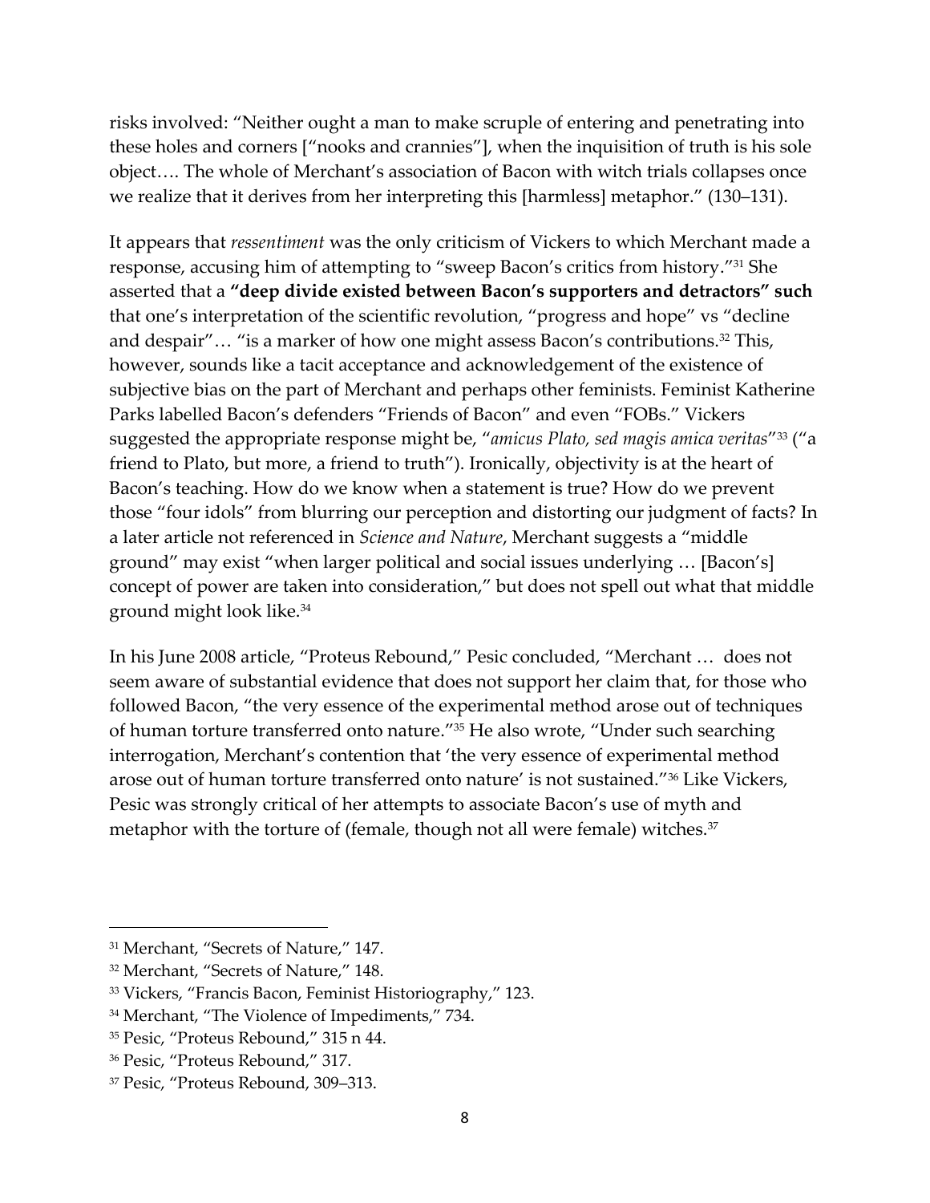risks involved: "Neither ought a man to make scruple of entering and penetrating into these holes and corners ["nooks and crannies"], when the inquisition of truth is his sole object…. The whole of Merchant's association of Bacon with witch trials collapses once we realize that it derives from her interpreting this [harmless] metaphor." (130–131).

It appears that *ressentiment* was the only criticism of Vickers to which Merchant made a response, accusing him of attempting to "sweep Bacon's critics from history."[31] She asserted that a **"deep divide existed between Bacon's supporters and detractors" such** that one's interpretation of the scientific revolution, "progress and hope" vs "decline and despair"… "is a marker of how one might assess Bacon's contributions.[32] This, however, sounds like a tacit acceptance and acknowledgement of the existence of subjective bias on the part of Merchant and perhaps other feminists. Feminist Katherine Parks labelled Bacon's defenders "Friends of Bacon" and even "FOBs." Vickers suggested the appropriate response might be, "*amicus Plato, sed magis amica veritas*"[33] ("a friend to Plato, but more, a friend to truth"). Ironically, objectivity is at the heart of Bacon's teaching. How do we know when a statement is true? How do we prevent those "four idols" from blurring our perception and distorting our judgment of facts? In a later article not referenced in *Science and Nature*, Merchant suggests a "middle ground" may exist "when larger political and social issues underlying … [Bacon's] concept of power are taken into consideration," but does not spell out what that middle ground might look like.[34]

In his June 2008 article, "Proteus Rebound," Pesic concluded, "Merchant … does not seem aware of substantial evidence that does not support her claim that, for those who followed Bacon, "the very essence of the experimental method arose out of techniques of human torture transferred onto nature."[35] He also wrote, "Under such searching interrogation, Merchant's contention that 'the very essence of experimental method arose out of human torture transferred onto nature' is not sustained."[36] Like Vickers, Pesic was strongly critical of her attempts to associate Bacon's use of myth and metaphor with the torture of (female, though not all were female) witches.[37]

---

[31] Merchant, "Secrets of Nature," 147.

[32] Merchant, "Secrets of Nature," 148.

[33] Vickers, "Francis Bacon, Feminist Historiography," 123.

[34] Merchant, "The Violence of Impediments," 734.

[35] Pesic, "Proteus Rebound," 315 n 44.

[36] Pesic, "Proteus Rebound," 317.

[37] Pesic, "Proteus Rebound, 309–313.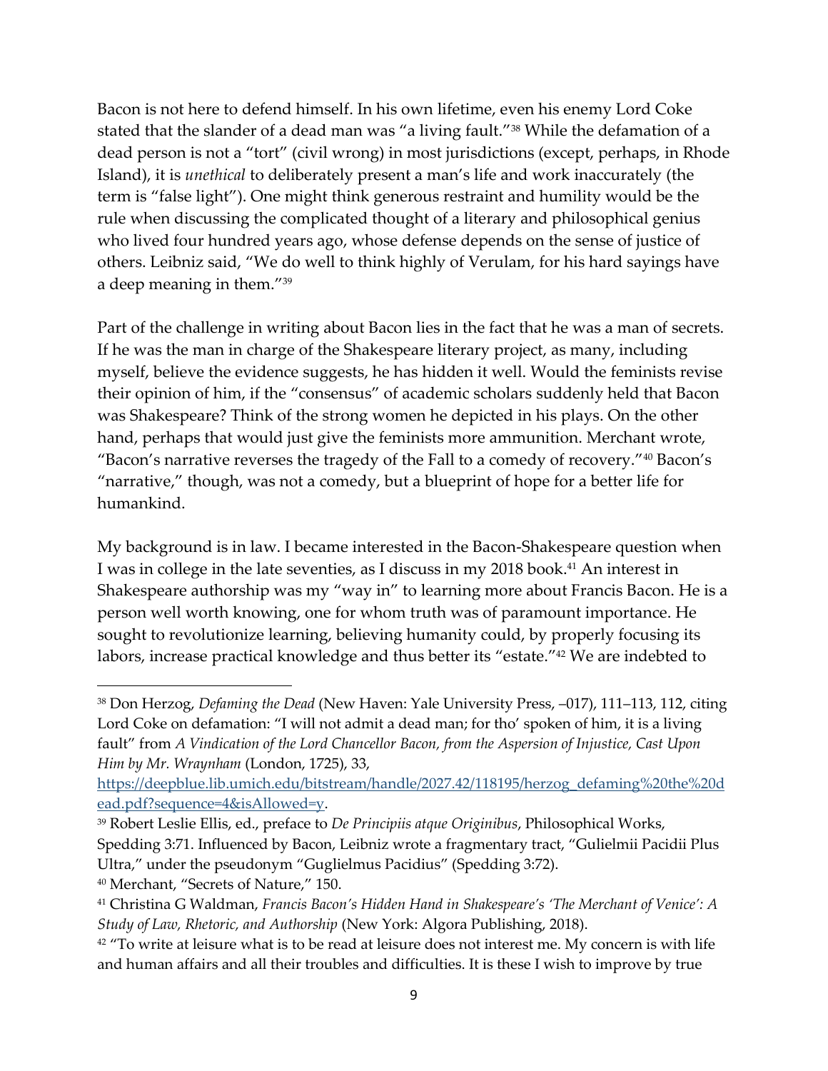Bacon is not here to defend himself. In his own lifetime, even his enemy Lord Coke stated that the slander of a dead man was "a living fault."[38] While the defamation of a dead person is not a "tort" (civil wrong) in most jurisdictions (except, perhaps, in Rhode Island), it is *unethical* to deliberately present a man's life and work inaccurately (the term is "false light"). One might think generous restraint and humility would be the rule when discussing the complicated thought of a literary and philosophical genius who lived four hundred years ago, whose defense depends on the sense of justice of others. Leibniz said, "We do well to think highly of Verulam, for his hard sayings have a deep meaning in them."[39]

Part of the challenge in writing about Bacon lies in the fact that he was a man of secrets. If he was the man in charge of the Shakespeare literary project, as many, including myself, believe the evidence suggests, he has hidden it well. Would the feminists revise their opinion of him, if the "consensus" of academic scholars suddenly held that Bacon was Shakespeare? Think of the strong women he depicted in his plays. On the other hand, perhaps that would just give the feminists more ammunition. Merchant wrote, "Bacon's narrative reverses the tragedy of the Fall to a comedy of recovery."[40] Bacon's "narrative," though, was not a comedy, but a blueprint of hope for a better life for humankind.

My background is in law. I became interested in the Bacon-Shakespeare question when I was in college in the late seventies, as I discuss in my 2018 book.[41] An interest in Shakespeare authorship was my "way in" to learning more about Francis Bacon. He is a person well worth knowing, one for whom truth was of paramount importance. He sought to revolutionize learning, believing humanity could, by properly focusing its labors, increase practical knowledge and thus better its "estate."[42] We are indebted to

---

[38] Don Herzog, *Defaming the Dead* (New Haven: Yale University Press, –017), 111–113, 112, citing Lord Coke on defamation: "I will not admit a dead man; for tho' spoken of him, it is a living fault" from *A Vindication of the Lord Chancellor Bacon, from the Aspersion of Injustice, Cast Upon Him by Mr. Wraynham* (London, 1725), 33, https://deepblue.lib.umich.edu/bitstream/handle/2027.42/118195/herzog_defaming%20the%20dead.pdf?sequence=4&isAllowed=y.

[39] Robert Leslie Ellis, ed., preface to *De Principiis atque Originibus*, Philosophical Works, Spedding 3:71. Influenced by Bacon, Leibniz wrote a fragmentary tract, "Gulielmii Pacidii Plus Ultra," under the pseudonym "Guglielmus Pacidius" (Spedding 3:72).

[40] Merchant, "Secrets of Nature," 150.

[41] Christina G Waldman, *Francis Bacon's Hidden Hand in Shakespeare's 'The Merchant of Venice': A Study of Law, Rhetoric, and Authorship* (New York: Algora Publishing, 2018).

[42] "To write at leisure what is to be read at leisure does not interest me. My concern is with life and human affairs and all their troubles and difficulties. It is these I wish to improve by true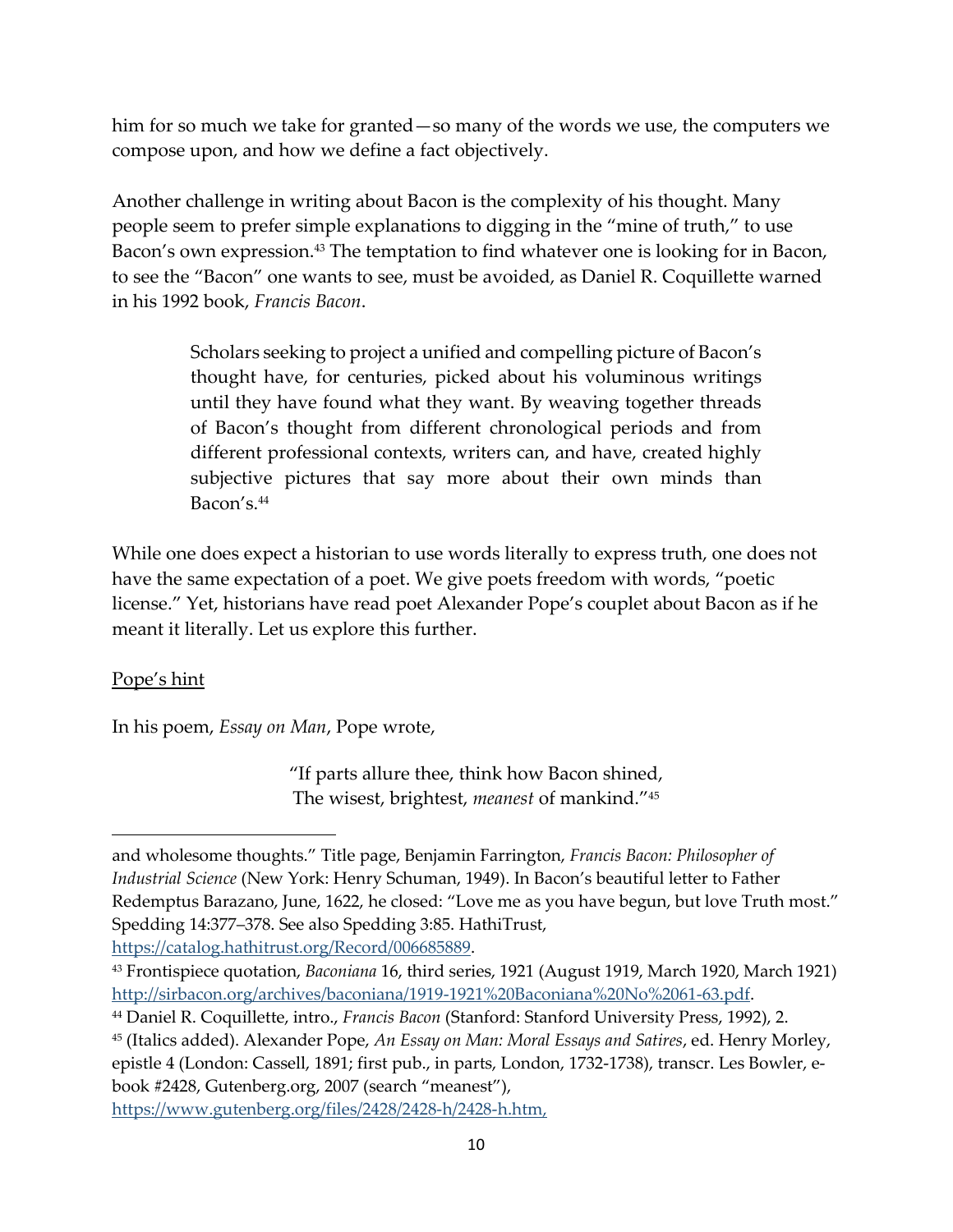him for so much we take for granted—so many of the words we use, the computers we compose upon, and how we define a fact objectively.

Another challenge in writing about Bacon is the complexity of his thought. Many people seem to prefer simple explanations to digging in the "mine of truth," to use Bacon's own expression.[43] The temptation to find whatever one is looking for in Bacon, to see the "Bacon" one wants to see, must be avoided, as Daniel R. Coquillette warned in his 1992 book, *Francis Bacon*.

> Scholars seeking to project a unified and compelling picture of Bacon's thought have, for centuries, picked about his voluminous writings until they have found what they want. By weaving together threads of Bacon's thought from different chronological periods and from different professional contexts, writers can, and have, created highly subjective pictures that say more about their own minds than Bacon's.[44]

While one does expect a historian to use words literally to express truth, one does not have the same expectation of a poet. We give poets freedom with words, "poetic license." Yet, historians have read poet Alexander Pope's couplet about Bacon as if he meant it literally. Let us explore this further.

<u>Pope's hint</u>

In his poem, *Essay on Man*, Pope wrote,

> "If parts allure thee, think how Bacon shined,
> The wisest, brightest, *meanest* of mankind."[45]

---

and wholesome thoughts." Title page, Benjamin Farrington, *Francis Bacon: Philosopher of Industrial Science* (New York: Henry Schuman, 1949). In Bacon's beautiful letter to Father Redemptus Barazano, June, 1622, he closed: "Love me as you have begun, but love Truth most." Spedding 14:377–378. See also Spedding 3:85. HathiTrust, https://catalog.hathitrust.org/Record/006685889.

[43] Frontispiece quotation, *Baconiana* 16, third series, 1921 (August 1919, March 1920, March 1921) http://sirbacon.org/archives/baconiana/1919-1921%20Baconiana%20No%2061-63.pdf.

[44] Daniel R. Coquillette, intro., *Francis Bacon* (Stanford: Stanford University Press, 1992), 2.

[45] (Italics added). Alexander Pope, *An Essay on Man: Moral Essays and Satires*, ed. Henry Morley, epistle 4 (London: Cassell, 1891; first pub., in parts, London, 1732-1738), transcr. Les Bowler, e-book #2428, Gutenberg.org, 2007 (search "meanest"), https://www.gutenberg.org/files/2428/2428-h/2428-h.htm,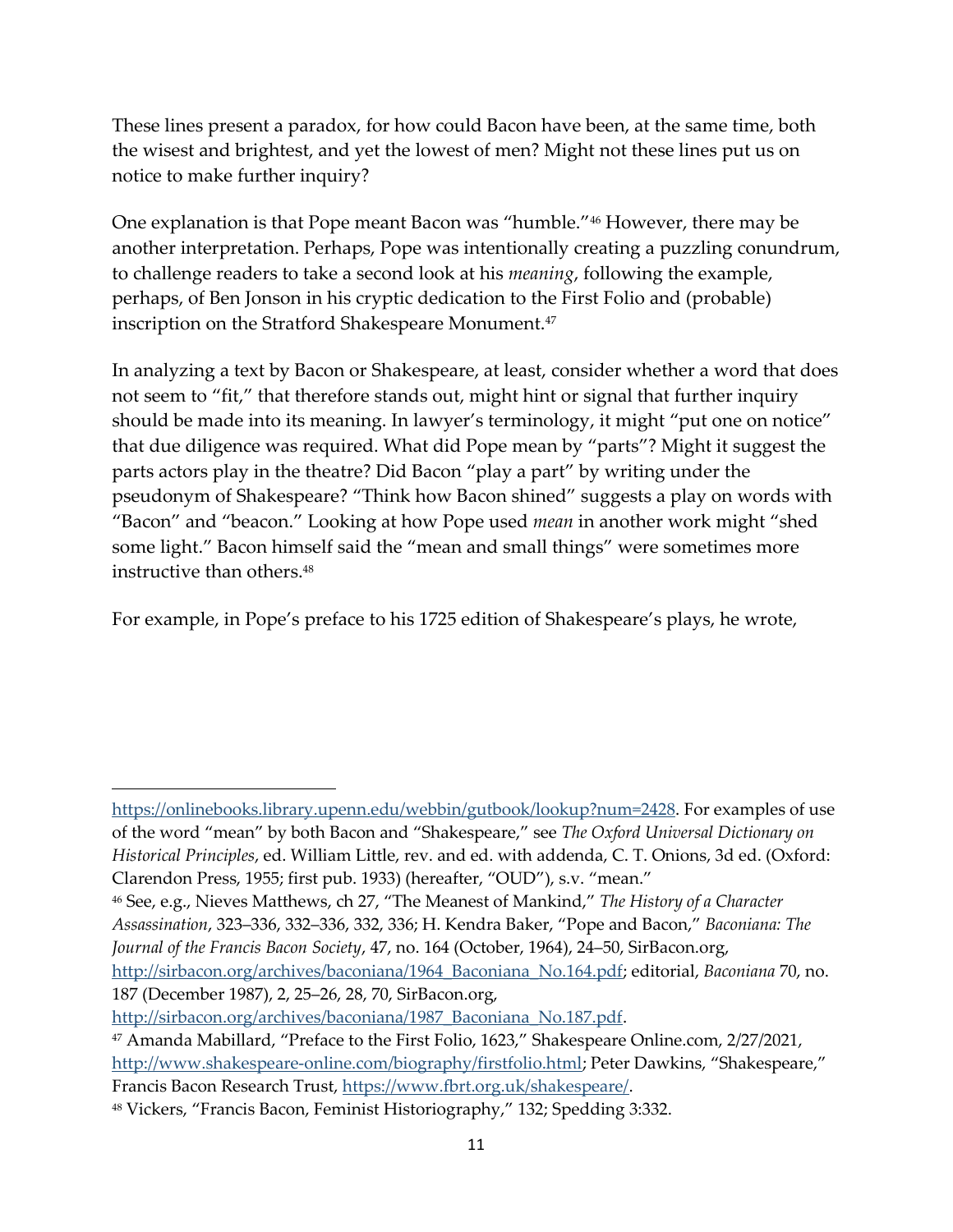These lines present a paradox, for how could Bacon have been, at the same time, both the wisest and brightest, and yet the lowest of men? Might not these lines put us on notice to make further inquiry?

One explanation is that Pope meant Bacon was "humble."[46] However, there may be another interpretation. Perhaps, Pope was intentionally creating a puzzling conundrum, to challenge readers to take a second look at his *meaning*, following the example, perhaps, of Ben Jonson in his cryptic dedication to the First Folio and (probable) inscription on the Stratford Shakespeare Monument.[47]

In analyzing a text by Bacon or Shakespeare, at least, consider whether a word that does not seem to "fit," that therefore stands out, might hint or signal that further inquiry should be made into its meaning. In lawyer's terminology, it might "put one on notice" that due diligence was required. What did Pope mean by "parts"? Might it suggest the parts actors play in the theatre? Did Bacon "play a part" by writing under the pseudonym of Shakespeare? "Think how Bacon shined" suggests a play on words with "Bacon" and "beacon." Looking at how Pope used *mean* in another work might "shed some light." Bacon himself said the "mean and small things" were sometimes more instructive than others.[48]

For example, in Pope's preface to his 1725 edition of Shakespeare's plays, he wrote,

---

https://onlinebooks.library.upenn.edu/webbin/gutbook/lookup?num=2428. For examples of use of the word "mean" by both Bacon and "Shakespeare," see *The Oxford Universal Dictionary on Historical Principles*, ed. William Little, rev. and ed. with addenda, C. T. Onions, 3d ed. (Oxford: Clarendon Press, 1955; first pub. 1933) (hereafter, "OUD"), s.v. "mean."

[46] See, e.g., Nieves Matthews, ch 27, "The Meanest of Mankind," *The History of a Character Assassination*, 323–336, 332–336, 332, 336; H. Kendra Baker, "Pope and Bacon," *Baconiana: The Journal of the Francis Bacon Society*, 47, no. 164 (October, 1964), 24–50, SirBacon.org, http://sirbacon.org/archives/baconiana/1964_Baconiana_No.164.pdf; editorial, *Baconiana* 70, no. 187 (December 1987), 2, 25–26, 28, 70, SirBacon.org, http://sirbacon.org/archives/baconiana/1987_Baconiana_No.187.pdf.

[47] Amanda Mabillard, "Preface to the First Folio, 1623," Shakespeare Online.com, 2/27/2021, http://www.shakespeare-online.com/biography/firstfolio.html; Peter Dawkins, "Shakespeare," Francis Bacon Research Trust, https://www.fbrt.org.uk/shakespeare/.

[48] Vickers, "Francis Bacon, Feminist Historiography," 132; Spedding 3:332.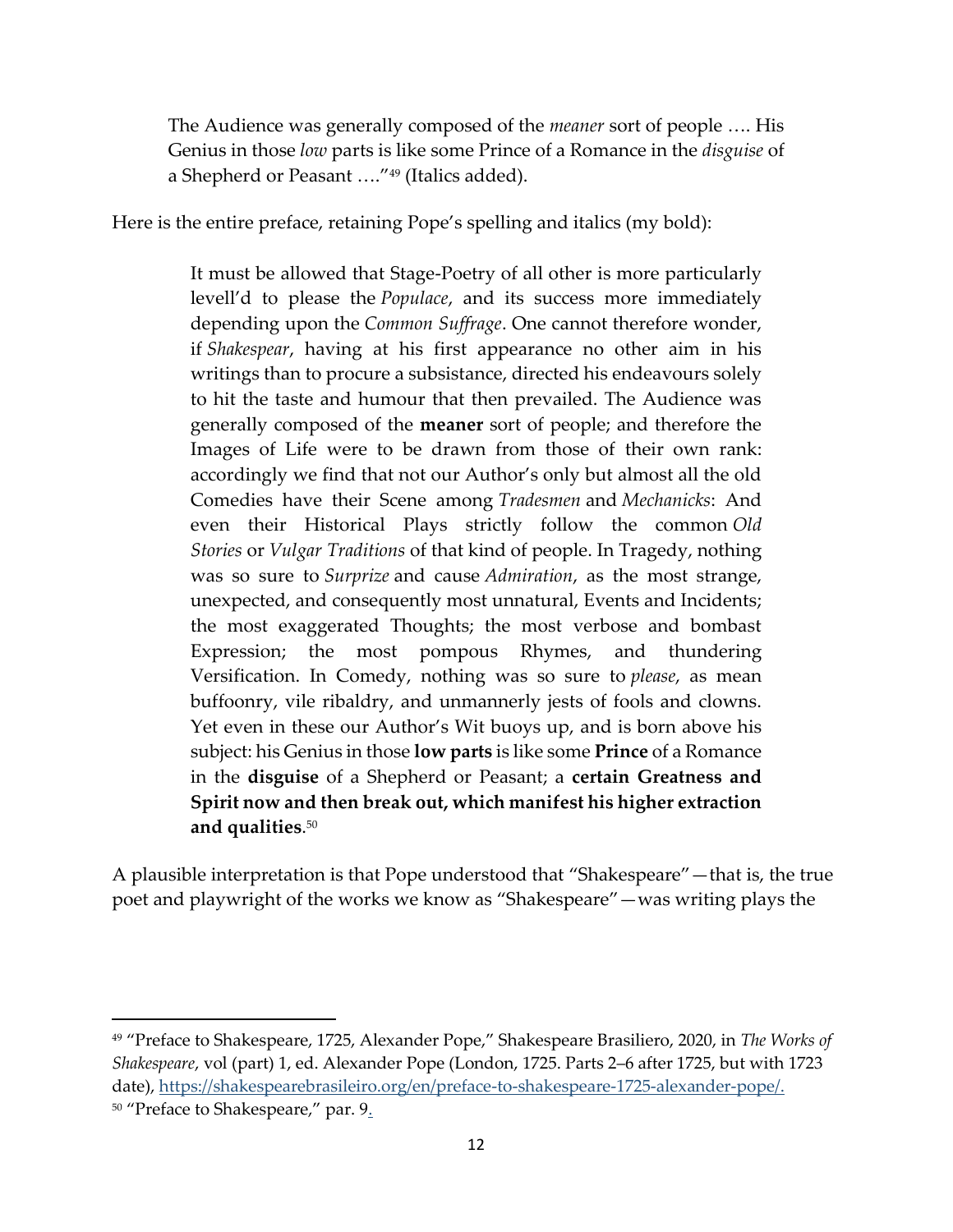> The Audience was generally composed of the *meaner* sort of people …. His Genius in those *low* parts is like some Prince of a Romance in the *disguise* of a Shepherd or Peasant …."[49] (Italics added).

Here is the entire preface, retaining Pope's spelling and italics (my bold):

> It must be allowed that Stage-Poetry of all other is more particularly levell'd to please the *Populace*, and its success more immediately depending upon the *Common Suffrage*. One cannot therefore wonder, if *Shakespear*, having at his first appearance no other aim in his writings than to procure a subsistance, directed his endeavours solely to hit the taste and humour that then prevailed. The Audience was generally composed of the **meaner** sort of people; and therefore the Images of Life were to be drawn from those of their own rank: accordingly we find that not our Author's only but almost all the old Comedies have their Scene among *Tradesmen* and *Mechanicks*: And even their Historical Plays strictly follow the common *Old Stories* or *Vulgar Traditions* of that kind of people. In Tragedy, nothing was so sure to *Surprize* and cause *Admiration*, as the most strange, unexpected, and consequently most unnatural, Events and Incidents; the most exaggerated Thoughts; the most verbose and bombast Expression; the most pompous Rhymes, and thundering Versification. In Comedy, nothing was so sure to *please*, as mean buffoonry, vile ribaldry, and unmannerly jests of fools and clowns. Yet even in these our Author's Wit buoys up, and is born above his subject: his Genius in those **low parts** is like some **Prince** of a Romance in the **disguise** of a Shepherd or Peasant; a **certain Greatness and Spirit now and then break out, which manifest his higher extraction and qualities**.[50]

A plausible interpretation is that Pope understood that "Shakespeare"—that is, the true poet and playwright of the works we know as "Shakespeare"—was writing plays the

---

[49] "Preface to Shakespeare, 1725, Alexander Pope," Shakespeare Brasiliero, 2020, in *The Works of Shakespeare*, vol (part) 1, ed. Alexander Pope (London, 1725. Parts 2–6 after 1725, but with 1723 date), https://shakespearebrasileiro.org/en/preface-to-shakespeare-1725-alexander-pope/.

[50] "Preface to Shakespeare," par. 9.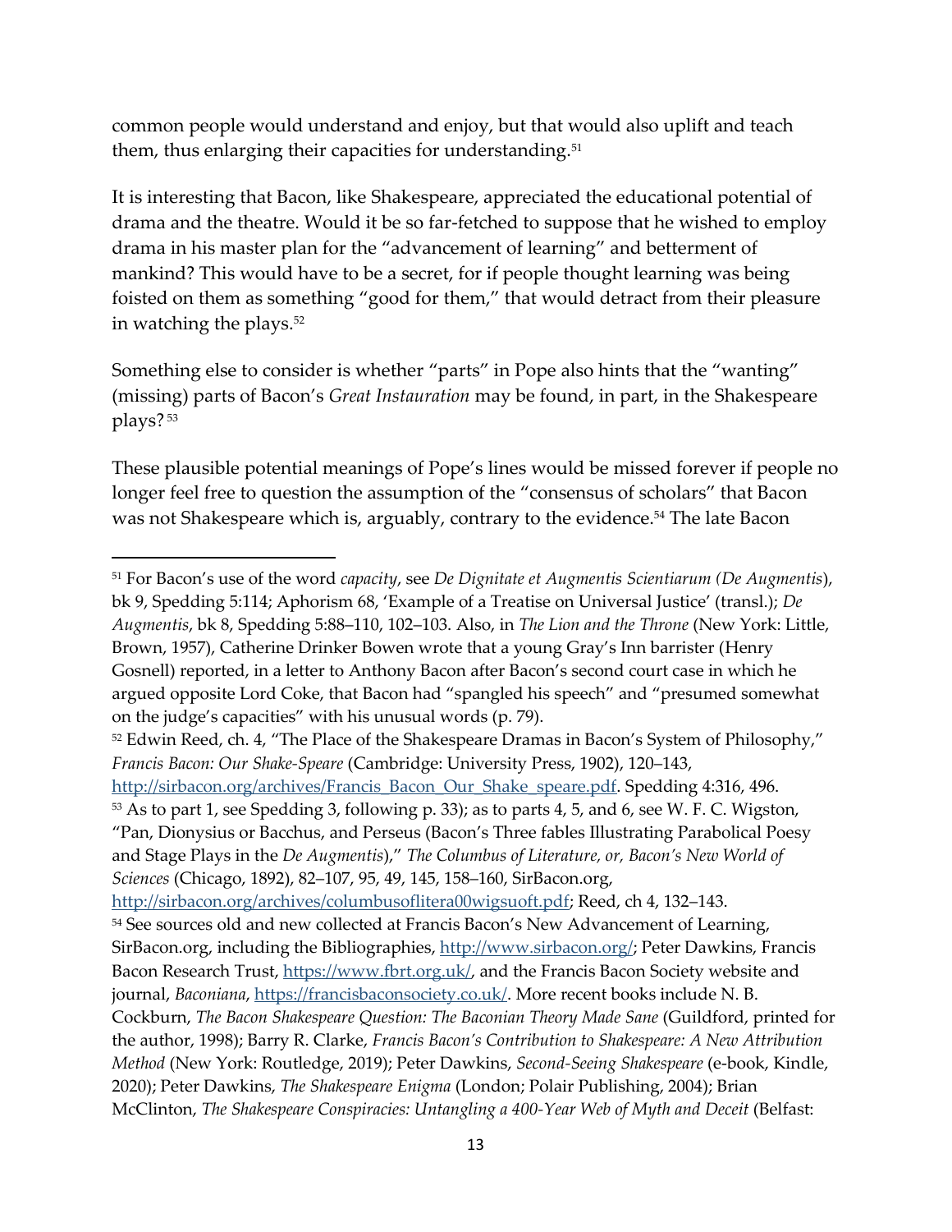common people would understand and enjoy, but that would also uplift and teach them, thus enlarging their capacities for understanding.[51]

It is interesting that Bacon, like Shakespeare, appreciated the educational potential of drama and the theatre. Would it be so far-fetched to suppose that he wished to employ drama in his master plan for the "advancement of learning" and betterment of mankind? This would have to be a secret, for if people thought learning was being foisted on them as something "good for them," that would detract from their pleasure in watching the plays.[52]

Something else to consider is whether "parts" in Pope also hints that the "wanting" (missing) parts of Bacon's *Great Instauration* may be found, in part, in the Shakespeare plays?[53]

These plausible potential meanings of Pope's lines would be missed forever if people no longer feel free to question the assumption of the "consensus of scholars" that Bacon was not Shakespeare which is, arguably, contrary to the evidence.[54] The late Bacon

---

[51] For Bacon's use of the word *capacity*, see *De Dignitate et Augmentis Scientiarum (De Augmentis*), bk 9, Spedding 5:114; Aphorism 68, 'Example of a Treatise on Universal Justice' (transl.); *De Augmentis*, bk 8, Spedding 5:88–110, 102–103. Also, in *The Lion and the Throne* (New York: Little, Brown, 1957), Catherine Drinker Bowen wrote that a young Gray's Inn barrister (Henry Gosnell) reported, in a letter to Anthony Bacon after Bacon's second court case in which he argued opposite Lord Coke, that Bacon had "spangled his speech" and "presumed somewhat on the judge's capacities" with his unusual words (p. 79).

[52] Edwin Reed, ch. 4, "The Place of the Shakespeare Dramas in Bacon's System of Philosophy," *Francis Bacon: Our Shake-Speare* (Cambridge: University Press, 1902), 120–143, http://sirbacon.org/archives/Francis_Bacon_Our_Shake_speare.pdf. Spedding 4:316, 496.

[53] As to part 1, see Spedding 3, following p. 33); as to parts 4, 5, and 6, see W. F. C. Wigston, "Pan, Dionysius or Bacchus, and Perseus (Bacon's Three fables Illustrating Parabolical Poesy and Stage Plays in the *De Augmentis*)," *The Columbus of Literature, or, Bacon's New World of Sciences* (Chicago, 1892), 82–107, 95, 49, 145, 158–160, SirBacon.org, http://sirbacon.org/archives/columbusoflitera00wigsuoft.pdf; Reed, ch 4, 132–143.

[54] See sources old and new collected at Francis Bacon's New Advancement of Learning, SirBacon.org, including the Bibliographies, http://www.sirbacon.org/; Peter Dawkins, Francis Bacon Research Trust, https://www.fbrt.org.uk/, and the Francis Bacon Society website and journal, *Baconiana*, https://francisbaconsociety.co.uk/. More recent books include N. B. Cockburn, *The Bacon Shakespeare Question: The Baconian Theory Made Sane* (Guildford, printed for the author, 1998); Barry R. Clarke, *Francis Bacon's Contribution to Shakespeare: A New Attribution Method* (New York: Routledge, 2019); Peter Dawkins, *Second-Seeing Shakespeare* (e-book, Kindle, 2020); Peter Dawkins, *The Shakespeare Enigma* (London; Polair Publishing, 2004); Brian McClinton, *The Shakespeare Conspiracies: Untangling a 400-Year Web of Myth and Deceit* (Belfast: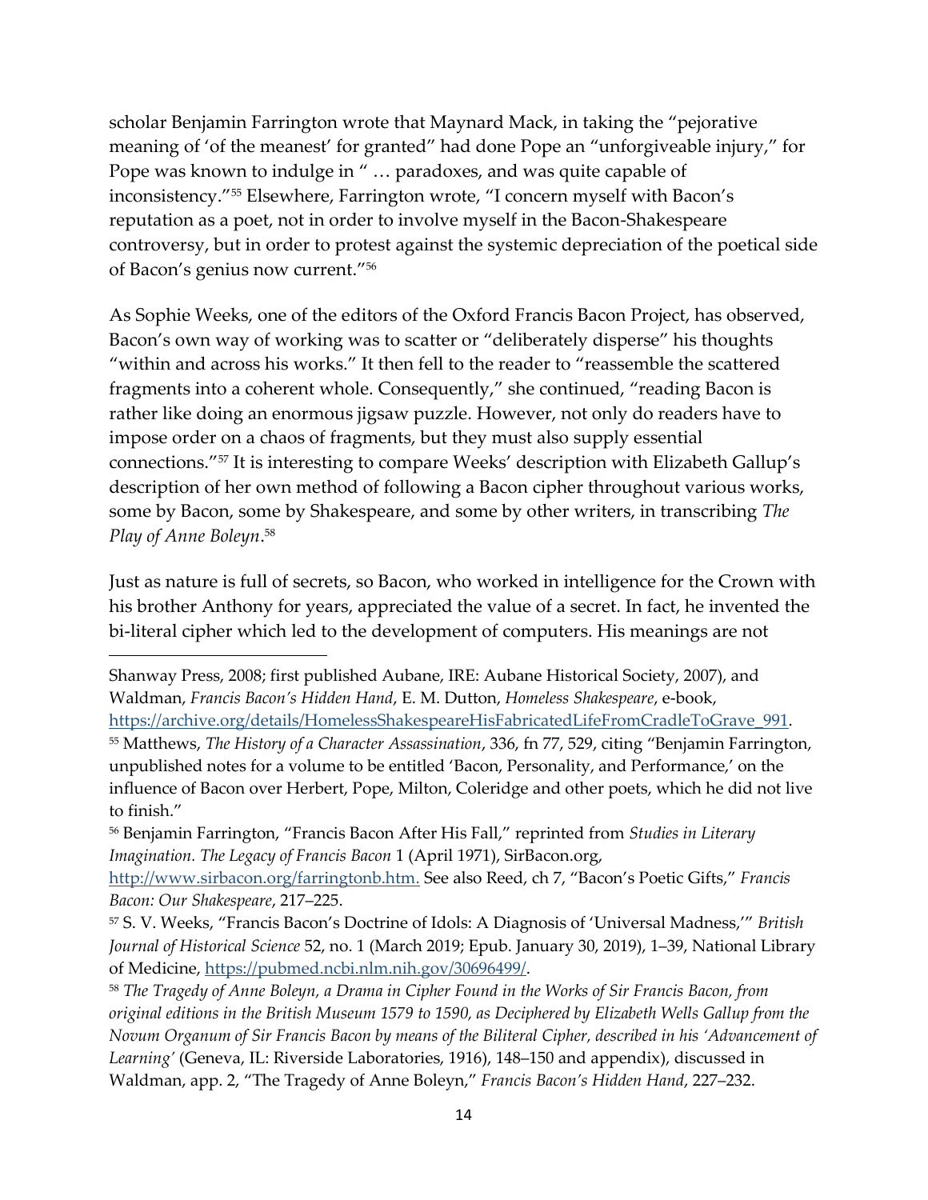scholar Benjamin Farrington wrote that Maynard Mack, in taking the "pejorative meaning of 'of the meanest' for granted" had done Pope an "unforgiveable injury," for Pope was known to indulge in " … paradoxes, and was quite capable of inconsistency."[55] Elsewhere, Farrington wrote, "I concern myself with Bacon's reputation as a poet, not in order to involve myself in the Bacon-Shakespeare controversy, but in order to protest against the systemic depreciation of the poetical side of Bacon's genius now current."[56]

As Sophie Weeks, one of the editors of the Oxford Francis Bacon Project, has observed, Bacon's own way of working was to scatter or "deliberately disperse" his thoughts "within and across his works." It then fell to the reader to "reassemble the scattered fragments into a coherent whole. Consequently," she continued, "reading Bacon is rather like doing an enormous jigsaw puzzle. However, not only do readers have to impose order on a chaos of fragments, but they must also supply essential connections."[57] It is interesting to compare Weeks' description with Elizabeth Gallup's description of her own method of following a Bacon cipher throughout various works, some by Bacon, some by Shakespeare, and some by other writers, in transcribing *The Play of Anne Boleyn*.[58]

Just as nature is full of secrets, so Bacon, who worked in intelligence for the Crown with his brother Anthony for years, appreciated the value of a secret. In fact, he invented the bi-literal cipher which led to the development of computers. His meanings are not

---

Shanway Press, 2008; first published Aubane, IRE: Aubane Historical Society, 2007), and Waldman, *Francis Bacon's Hidden Hand*, E. M. Dutton, *Homeless Shakespeare*, e-book, https://archive.org/details/HomelessShakespeareHisFabricatedLifeFromCradleToGrave_991.

[55] Matthews, *The History of a Character Assassination*, 336, fn 77, 529, citing "Benjamin Farrington, unpublished notes for a volume to be entitled 'Bacon, Personality, and Performance,' on the influence of Bacon over Herbert, Pope, Milton, Coleridge and other poets, which he did not live to finish."

[56] Benjamin Farrington, "Francis Bacon After His Fall," reprinted from *Studies in Literary Imagination. The Legacy of Francis Bacon* 1 (April 1971), SirBacon.org, http://www.sirbacon.org/farringtonb.htm. See also Reed, ch 7, "Bacon's Poetic Gifts," *Francis Bacon: Our Shakespeare*, 217–225.

[57] S. V. Weeks, "Francis Bacon's Doctrine of Idols: A Diagnosis of 'Universal Madness,'" *British Journal of Historical Science* 52, no. 1 (March 2019; Epub. January 30, 2019), 1–39, National Library of Medicine, https://pubmed.ncbi.nlm.nih.gov/30696499/.

[58] *The Tragedy of Anne Boleyn, a Drama in Cipher Found in the Works of Sir Francis Bacon, from original editions in the British Museum 1579 to 1590, as Deciphered by Elizabeth Wells Gallup from the Novum Organum of Sir Francis Bacon by means of the Biliteral Cipher, described in his 'Advancement of Learning'* (Geneva, IL: Riverside Laboratories, 1916), 148–150 and appendix), discussed in Waldman, app. 2, "The Tragedy of Anne Boleyn," *Francis Bacon's Hidden Hand*, 227–232.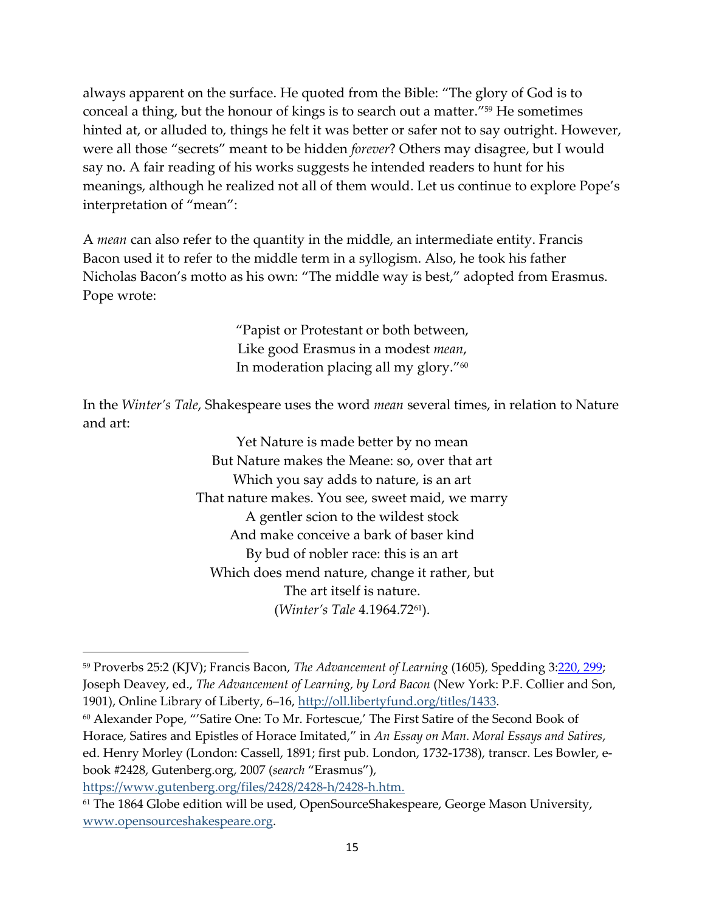always apparent on the surface. He quoted from the Bible: "The glory of God is to conceal a thing, but the honour of kings is to search out a matter."[59] He sometimes hinted at, or alluded to, things he felt it was better or safer not to say outright. However, were all those "secrets" meant to be hidden *forever*? Others may disagree, but I would say no. A fair reading of his works suggests he intended readers to hunt for his meanings, although he realized not all of them would. Let us continue to explore Pope's interpretation of "mean":

A *mean* can also refer to the quantity in the middle, an intermediate entity. Francis Bacon used it to refer to the middle term in a syllogism. Also, he took his father Nicholas Bacon's motto as his own: "The middle way is best," adopted from Erasmus. Pope wrote:

> "Papist or Protestant or both between,
> Like good Erasmus in a modest *mean*,
> In moderation placing all my glory."[60]

In the *Winter's Tale*, Shakespeare uses the word *mean* several times, in relation to Nature and art:

> Yet Nature is made better by no mean
> But Nature makes the Meane: so, over that art
> Which you say adds to nature, is an art
> That nature makes. You see, sweet maid, we marry
> A gentler scion to the wildest stock
> And make conceive a bark of baser kind
> By bud of nobler race: this is an art
> Which does mend nature, change it rather, but
> The art itself is nature.
> (*Winter's Tale* 4.1964.72[61]).

---

[59] Proverbs 25:2 (KJV); Francis Bacon, *The Advancement of Learning* (1605), Spedding 3:220, 299; Joseph Deavey, ed., *The Advancement of Learning, by Lord Bacon* (New York: P.F. Collier and Son, 1901), Online Library of Liberty, 6–16, http://oll.libertyfund.org/titles/1433.

[60] Alexander Pope, "'Satire One: To Mr. Fortescue,' The First Satire of the Second Book of Horace, Satires and Epistles of Horace Imitated," in *An Essay on Man. Moral Essays and Satires*, ed. Henry Morley (London: Cassell, 1891; first pub. London, 1732-1738), transcr. Les Bowler, e-book #2428, Gutenberg.org, 2007 (*search* "Erasmus"), https://www.gutenberg.org/files/2428/2428-h/2428-h.htm.

[61] The 1864 Globe edition will be used, OpenSourceShakespeare, George Mason University, www.opensourceshakespeare.org.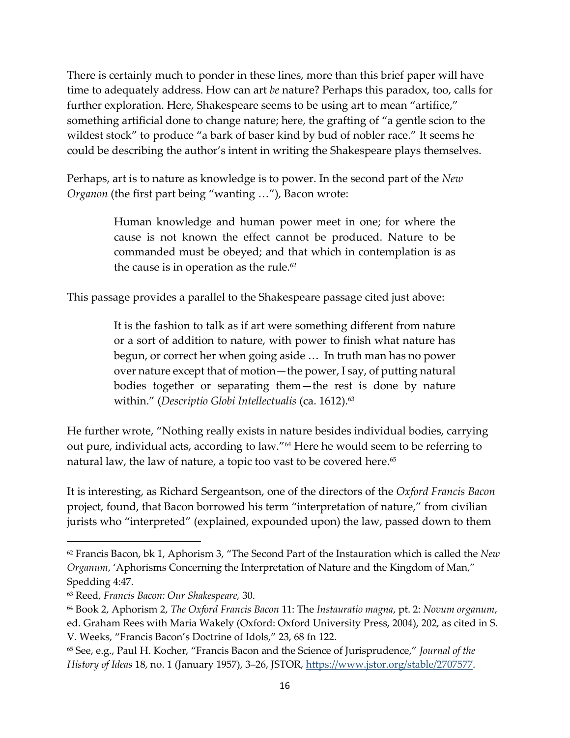There is certainly much to ponder in these lines, more than this brief paper will have time to adequately address. How can art *be* nature? Perhaps this paradox, too, calls for further exploration. Here, Shakespeare seems to be using art to mean "artifice," something artificial done to change nature; here, the grafting of "a gentle scion to the wildest stock" to produce "a bark of baser kind by bud of nobler race." It seems he could be describing the author's intent in writing the Shakespeare plays themselves.

Perhaps, art is to nature as knowledge is to power. In the second part of the *New Organon* (the first part being "wanting …"), Bacon wrote:

> Human knowledge and human power meet in one; for where the cause is not known the effect cannot be produced. Nature to be commanded must be obeyed; and that which in contemplation is as the cause is in operation as the rule.[62]

This passage provides a parallel to the Shakespeare passage cited just above:

> It is the fashion to talk as if art were something different from nature or a sort of addition to nature, with power to finish what nature has begun, or correct her when going aside … In truth man has no power over nature except that of motion—the power, I say, of putting natural bodies together or separating them—the rest is done by nature within." (*Descriptio Globi Intellectualis* (ca. 1612).[63]

He further wrote, "Nothing really exists in nature besides individual bodies, carrying out pure, individual acts, according to law."[64] Here he would seem to be referring to natural law, the law of nature, a topic too vast to be covered here.[65]

It is interesting, as Richard Sergeantson, one of the directors of the *Oxford Francis Bacon* project, found, that Bacon borrowed his term "interpretation of nature," from civilian jurists who "interpreted" (explained, expounded upon) the law, passed down to them

---

[62] Francis Bacon, bk 1, Aphorism 3, "The Second Part of the Instauration which is called the *New Organum*, 'Aphorisms Concerning the Interpretation of Nature and the Kingdom of Man," Spedding 4:47.

[63] Reed, *Francis Bacon: Our Shakespeare,* 30.

[64] Book 2, Aphorism 2, *The Oxford Francis Bacon* 11: The *Instauratio magna*, pt. 2: *Novum organum*, ed. Graham Rees with Maria Wakely (Oxford: Oxford University Press, 2004), 202, as cited in S. V. Weeks, "Francis Bacon's Doctrine of Idols," 23, 68 fn 122.

[65] See, e.g., Paul H. Kocher, "Francis Bacon and the Science of Jurisprudence," *Journal of the History of Ideas* 18, no. 1 (January 1957), 3–26, JSTOR, https://www.jstor.org/stable/2707577.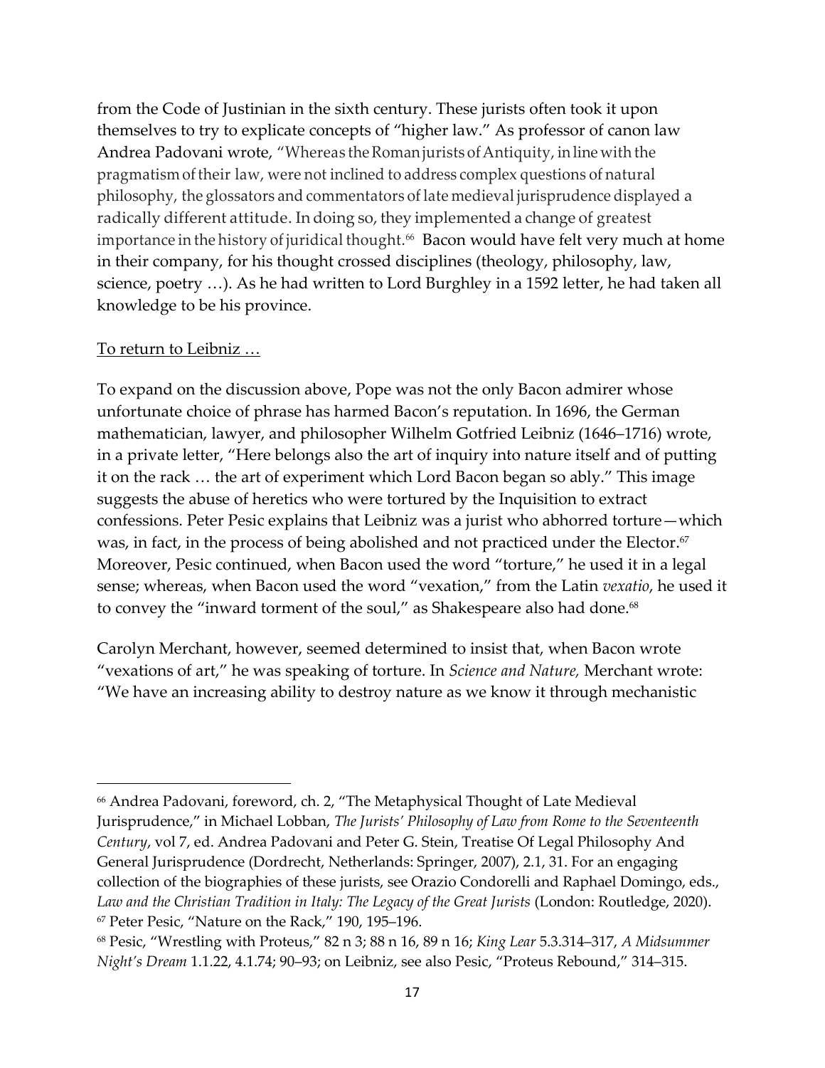from the Code of Justinian in the sixth century. These jurists often took it upon themselves to try to explicate concepts of "higher law." As professor of canon law Andrea Padovani wrote, "Whereas the Roman jurists of Antiquity, in line with the pragmatism of their law, were not inclined to address complex questions of natural philosophy, the glossators and commentators of late medieval jurisprudence displayed a radically different attitude. In doing so, they implemented a change of greatest importance in the history of juridical thought.[66] Bacon would have felt very much at home in their company, for his thought crossed disciplines (theology, philosophy, law, science, poetry …). As he had written to Lord Burghley in a 1592 letter, he had taken all knowledge to be his province.

<u>To return to Leibniz …</u>

To expand on the discussion above, Pope was not the only Bacon admirer whose unfortunate choice of phrase has harmed Bacon's reputation. In 1696, the German mathematician, lawyer, and philosopher Wilhelm Gotfried Leibniz (1646–1716) wrote, in a private letter, "Here belongs also the art of inquiry into nature itself and of putting it on the rack … the art of experiment which Lord Bacon began so ably." This image suggests the abuse of heretics who were tortured by the Inquisition to extract confessions. Peter Pesic explains that Leibniz was a jurist who abhorred torture—which was, in fact, in the process of being abolished and not practiced under the Elector.[67] Moreover, Pesic continued, when Bacon used the word "torture," he used it in a legal sense; whereas, when Bacon used the word "vexation," from the Latin *vexatio*, he used it to convey the "inward torment of the soul," as Shakespeare also had done.[68]

Carolyn Merchant, however, seemed determined to insist that, when Bacon wrote "vexations of art," he was speaking of torture. In *Science and Nature,* Merchant wrote: "We have an increasing ability to destroy nature as we know it through mechanistic

---

[66] Andrea Padovani, foreword, ch. 2, "The Metaphysical Thought of Late Medieval Jurisprudence," in Michael Lobban, *The Jurists' Philosophy of Law from Rome to the Seventeenth Century*, vol 7, ed. Andrea Padovani and Peter G. Stein, Treatise Of Legal Philosophy And General Jurisprudence (Dordrecht, Netherlands: Springer, 2007), 2.1, 31. For an engaging collection of the biographies of these jurists, see Orazio Condorelli and Raphael Domingo, eds., *Law and the Christian Tradition in Italy: The Legacy of the Great Jurists* (London: Routledge, 2020).

[67] Peter Pesic, "Nature on the Rack," 190, 195–196.

[68] Pesic, "Wrestling with Proteus," 82 n 3; 88 n 16, 89 n 16; *King Lear* 5.3.314–317, *A Midsummer Night's Dream* 1.1.22, 4.1.74; 90–93; on Leibniz, see also Pesic, "Proteus Rebound," 314–315.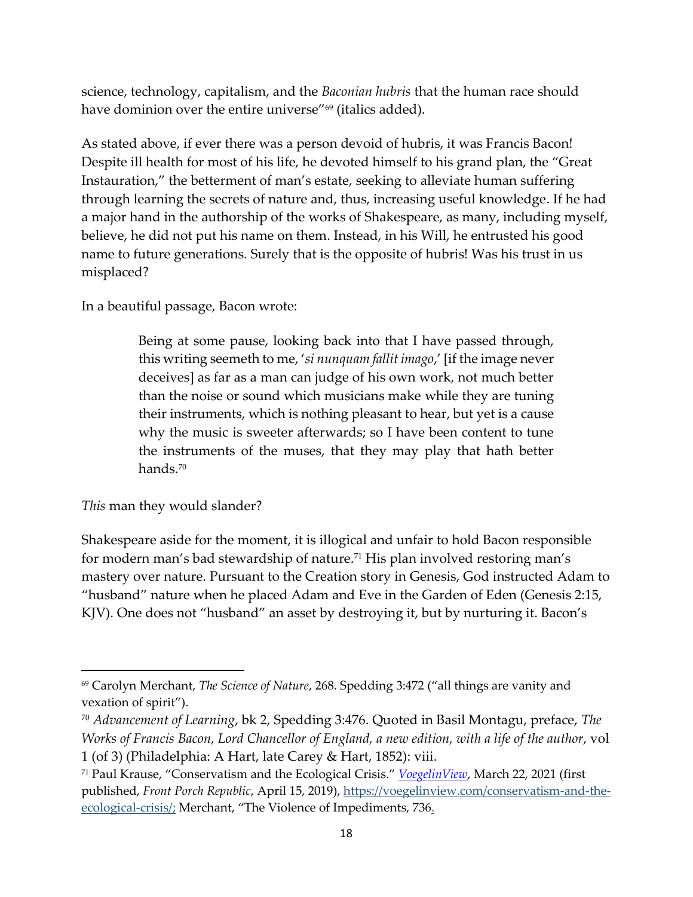science, technology, capitalism, and the *Baconian hubris* that the human race should have dominion over the entire universe”[69] (italics added).

As stated above, if ever there was a person devoid of hubris, it was Francis Bacon! Despite ill health for most of his life, he devoted himself to his grand plan, the “Great Instauration,” the betterment of man’s estate, seeking to alleviate human suffering through learning the secrets of nature and, thus, increasing useful knowledge. If he had a major hand in the authorship of the works of Shakespeare, as many, including myself, believe, he did not put his name on them. Instead, in his Will, he entrusted his good name to future generations. Surely that is the opposite of hubris! Was his trust in us misplaced?

In a beautiful passage, Bacon wrote:

> Being at some pause, looking back into that I have passed through, this writing seemeth to me, ‘*si nunquam fallit imago*,’ [if the image never deceives] as far as a man can judge of his own work, not much better than the noise or sound which musicians make while they are tuning their instruments, which is nothing pleasant to hear, but yet is a cause why the music is sweeter afterwards; so I have been content to tune the instruments of the muses, that they may play that hath better hands.[70]

*This* man they would slander?

Shakespeare aside for the moment, it is illogical and unfair to hold Bacon responsible for modern man’s bad stewardship of nature.[71] His plan involved restoring man’s mastery over nature. Pursuant to the Creation story in Genesis, God instructed Adam to “husband” nature when he placed Adam and Eve in the Garden of Eden (Genesis 2:15, KJV). One does not “husband” an asset by destroying it, but by nurturing it. Bacon’s

---

[69] Carolyn Merchant, *The Science of Nature*, 268. Spedding 3:472 (“all things are vanity and vexation of spirit”).

[70] *Advancement of Learning*, bk 2, Spedding 3:476. Quoted in Basil Montagu, preface, *The Works of Francis Bacon, Lord Chancellor of England, a new edition, with a life of the author*, vol 1 (of 3) (Philadelphia: A Hart, late Carey & Hart, 1852): viii.

[71] Paul Krause, “Conservatism and the Ecological Crisis.” *VoegelinView*, March 22, 2021 (first published, *Front Porch Republic*, April 15, 2019), https://voegelinview.com/conservatism-and-the-ecological-crisis/; Merchant, “The Violence of Impediments, 736.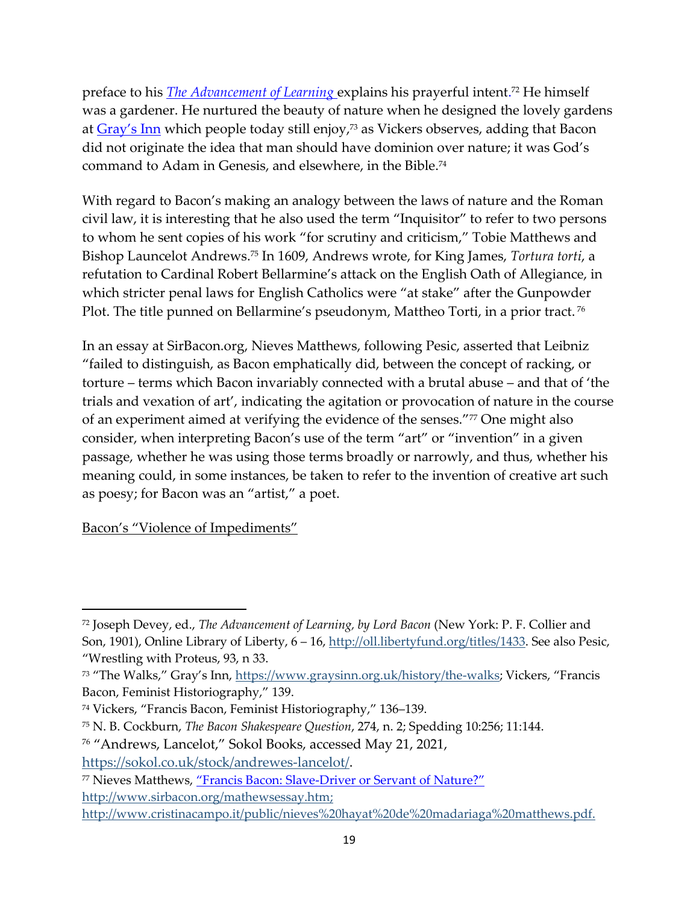preface to his [*The Advancement of Learning*](http://oll.libertyfund.org/titles/1433) explains his prayerful intent.[72] He himself was a gardener. He nurtured the beauty of nature when he designed the lovely gardens at [Gray's Inn](https://www.graysinn.org.uk/history/the-walks) which people today still enjoy,[73] as Vickers observes, adding that Bacon did not originate the idea that man should have dominion over nature; it was God's command to Adam in Genesis, and elsewhere, in the Bible.[74]

With regard to Bacon's making an analogy between the laws of nature and the Roman civil law, it is interesting that he also used the term "Inquisitor" to refer to two persons to whom he sent copies of his work "for scrutiny and criticism," Tobie Matthews and Bishop Launcelot Andrews.[75] In 1609, Andrews wrote, for King James, *Tortura torti*, a refutation to Cardinal Robert Bellarmine's attack on the English Oath of Allegiance, in which stricter penal laws for English Catholics were "at stake" after the Gunpowder Plot. The title punned on Bellarmine's pseudonym, Mattheo Torti, in a prior tract.[76]

In an essay at SirBacon.org, Nieves Matthews, following Pesic, asserted that Leibniz "failed to distinguish, as Bacon emphatically did, between the concept of racking, or torture – terms which Bacon invariably connected with a brutal abuse – and that of 'the trials and vexation of art', indicating the agitation or provocation of nature in the course of an experiment aimed at verifying the evidence of the senses."[77] One might also consider, when interpreting Bacon's use of the term "art" or "invention" in a given passage, whether he was using those terms broadly or narrowly, and thus, whether his meaning could, in some instances, be taken to refer to the invention of creative art such as poesy; for Bacon was an "artist," a poet.

Bacon's "Violence of Impediments"

---

[72] Joseph Devey, ed., *The Advancement of Learning, by Lord Bacon* (New York: P. F. Collier and Son, 1901), Online Library of Liberty, 6 – 16, http://oll.libertyfund.org/titles/1433. See also Pesic, "Wrestling with Proteus, 93, n 33.

[73] "The Walks," Gray's Inn, https://www.graysinn.org.uk/history/the-walks; Vickers, "Francis Bacon, Feminist Historiography," 139.

[74] Vickers, "Francis Bacon, Feminist Historiography," 136–139.

[75] N. B. Cockburn, *The Bacon Shakespeare Question*, 274, n. 2; Spedding 10:256; 11:144.

[76] "Andrews, Lancelot," Sokol Books, accessed May 21, 2021, https://sokol.co.uk/stock/andrewes-lancelot/.

[77] Nieves Matthews, ["Francis Bacon: Slave-Driver or Servant of Nature?"](http://www.sirbacon.org/mathewsessay.htm) http://www.sirbacon.org/mathewsessay.htm; http://www.cristinacampo.it/public/nieves%20hayat%20de%20madariaga%20matthews.pdf.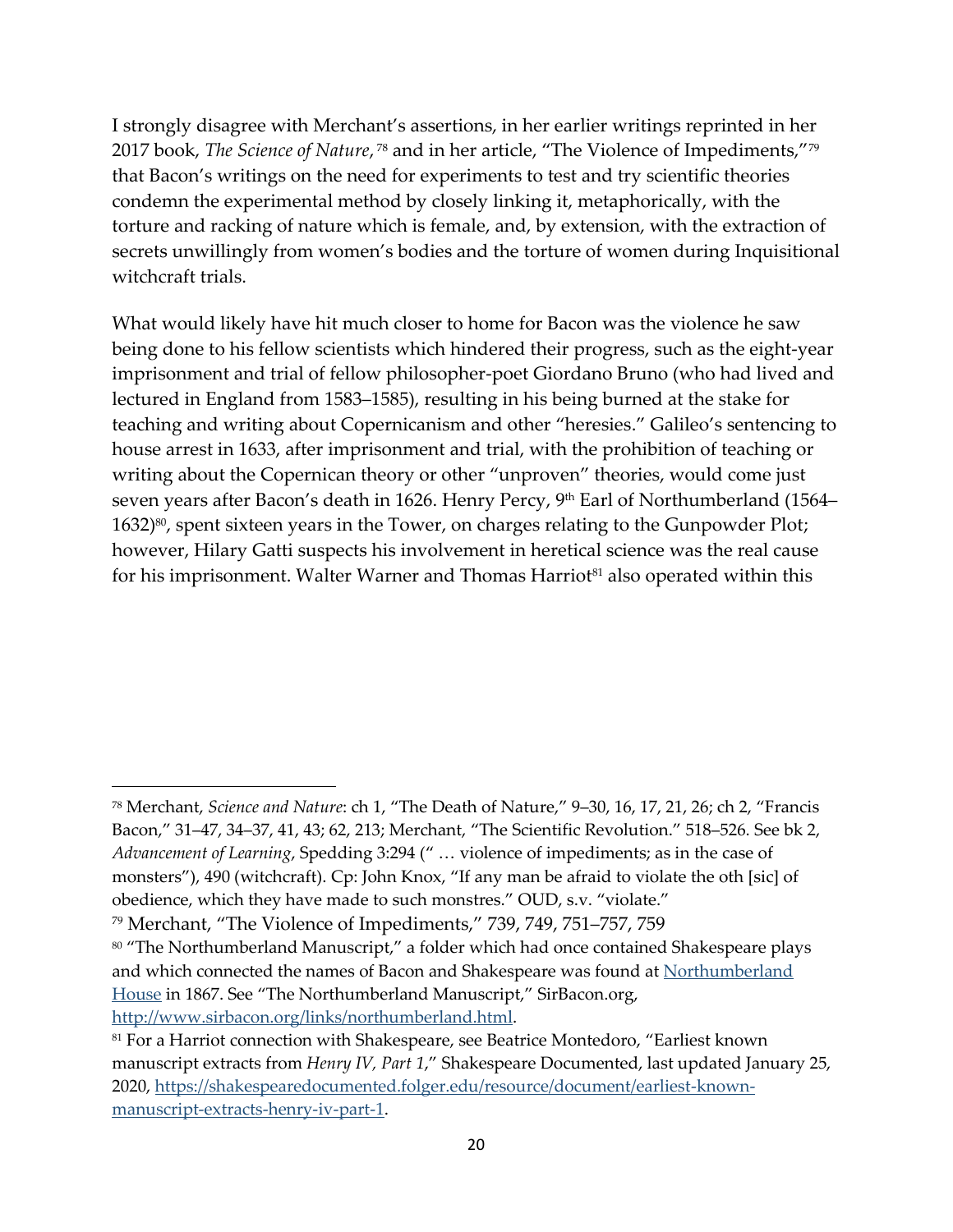I strongly disagree with Merchant's assertions, in her earlier writings reprinted in her 2017 book, *The Science of Nature*,[78] and in her article, "The Violence of Impediments,"[79] that Bacon's writings on the need for experiments to test and try scientific theories condemn the experimental method by closely linking it, metaphorically, with the torture and racking of nature which is female, and, by extension, with the extraction of secrets unwillingly from women's bodies and the torture of women during Inquisitional witchcraft trials.

What would likely have hit much closer to home for Bacon was the violence he saw being done to his fellow scientists which hindered their progress, such as the eight-year imprisonment and trial of fellow philosopher-poet Giordano Bruno (who had lived and lectured in England from 1583–1585), resulting in his being burned at the stake for teaching and writing about Copernicanism and other "heresies." Galileo's sentencing to house arrest in 1633, after imprisonment and trial, with the prohibition of teaching or writing about the Copernican theory or other "unproven" theories, would come just seven years after Bacon's death in 1626. Henry Percy, 9th Earl of Northumberland (1564–1632)[80], spent sixteen years in the Tower, on charges relating to the Gunpowder Plot; however, Hilary Gatti suspects his involvement in heretical science was the real cause for his imprisonment. Walter Warner and Thomas Harriot[81] also operated within this

---

[78] Merchant, *Science and Nature*: ch 1, "The Death of Nature," 9–30, 16, 17, 21, 26; ch 2, "Francis Bacon," 31–47, 34–37, 41, 43; 62, 213; Merchant, "The Scientific Revolution." 518–526. See bk 2, *Advancement of Learning*, Spedding 3:294 (" … violence of impediments; as in the case of monsters"), 490 (witchcraft). Cp: John Knox, "If any man be afraid to violate the oth [sic] of obedience, which they have made to such monstres." OUD, s.v. "violate."

[79] Merchant, "The Violence of Impediments," 739, 749, 751–757, 759

[80] "The Northumberland Manuscript," a folder which had once contained Shakespeare plays and which connected the names of Bacon and Shakespeare was found at [Northumberland House](Northumberland House) in 1867. See "The Northumberland Manuscript," SirBacon.org, http://www.sirbacon.org/links/northumberland.html.

[81] For a Harriot connection with Shakespeare, see Beatrice Montedoro, "Earliest known manuscript extracts from *Henry IV, Part 1*," Shakespeare Documented, last updated January 25, 2020, https://shakespearedocumented.folger.edu/resource/document/earliest-known-manuscript-extracts-henry-iv-part-1.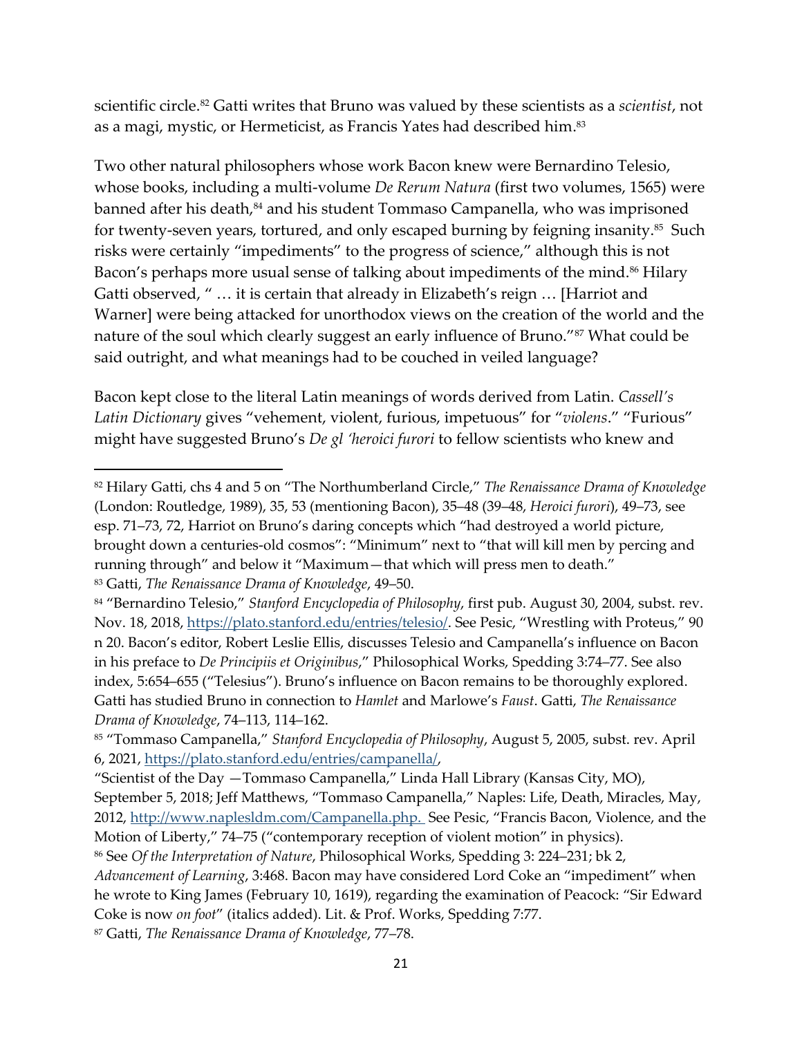scientific circle.[82] Gatti writes that Bruno was valued by these scientists as a *scientist*, not as a magi, mystic, or Hermeticist, as Francis Yates had described him.[83]

Two other natural philosophers whose work Bacon knew were Bernardino Telesio, whose books, including a multi-volume *De Rerum Natura* (first two volumes, 1565) were banned after his death,[84] and his student Tommaso Campanella, who was imprisoned for twenty-seven years, tortured, and only escaped burning by feigning insanity.[85] Such risks were certainly "impediments" to the progress of science," although this is not Bacon's perhaps more usual sense of talking about impediments of the mind.[86] Hilary Gatti observed, " … it is certain that already in Elizabeth's reign … [Harriot and Warner] were being attacked for unorthodox views on the creation of the world and the nature of the soul which clearly suggest an early influence of Bruno."[87] What could be said outright, and what meanings had to be couched in veiled language?

Bacon kept close to the literal Latin meanings of words derived from Latin. *Cassell's Latin Dictionary* gives "vehement, violent, furious, impetuous" for "*violens*." "Furious" might have suggested Bruno's *De gl 'heroici furori* to fellow scientists who knew and

---

[82] Hilary Gatti, chs 4 and 5 on "The Northumberland Circle," *The Renaissance Drama of Knowledge* (London: Routledge, 1989), 35, 53 (mentioning Bacon), 35–48 (39–48, *Heroici furori*), 49–73, see esp. 71–73, 72, Harriot on Bruno's daring concepts which "had destroyed a world picture, brought down a centuries-old cosmos": "Minimum" next to "that will kill men by percing and running through" and below it "Maximum—that which will press men to death."

[83] Gatti, *The Renaissance Drama of Knowledge*, 49–50.

[84] "Bernardino Telesio," *Stanford Encyclopedia of Philosophy*, first pub. August 30, 2004, subst. rev. Nov. 18, 2018, https://plato.stanford.edu/entries/telesio/. See Pesic, "Wrestling with Proteus," 90 n 20. Bacon's editor, Robert Leslie Ellis, discusses Telesio and Campanella's influence on Bacon in his preface to *De Principiis et Originibus*," Philosophical Works, Spedding 3:74–77. See also index, 5:654–655 ("Telesius"). Bruno's influence on Bacon remains to be thoroughly explored. Gatti has studied Bruno in connection to *Hamlet* and Marlowe's *Faust*. Gatti, *The Renaissance Drama of Knowledge*, 74–113, 114–162.

[85] "Tommaso Campanella," *Stanford Encyclopedia of Philosophy*, August 5, 2005, subst. rev. April 6, 2021, https://plato.stanford.edu/entries/campanella/,
"Scientist of the Day —Tommaso Campanella," Linda Hall Library (Kansas City, MO), September 5, 2018; Jeff Matthews, "Tommaso Campanella," Naples: Life, Death, Miracles, May, 2012, http://www.naplesldm.com/Campanella.php. See Pesic, "Francis Bacon, Violence, and the Motion of Liberty," 74–75 ("contemporary reception of violent motion" in physics).

[86] See *Of the Interpretation of Nature*, Philosophical Works, Spedding 3: 224–231; bk 2, *Advancement of Learning*, 3:468. Bacon may have considered Lord Coke an "impediment" when he wrote to King James (February 10, 1619), regarding the examination of Peacock: "Sir Edward Coke is now *on foot*" (italics added). Lit. & Prof. Works, Spedding 7:77.

[87] Gatti, *The Renaissance Drama of Knowledge*, 77–78.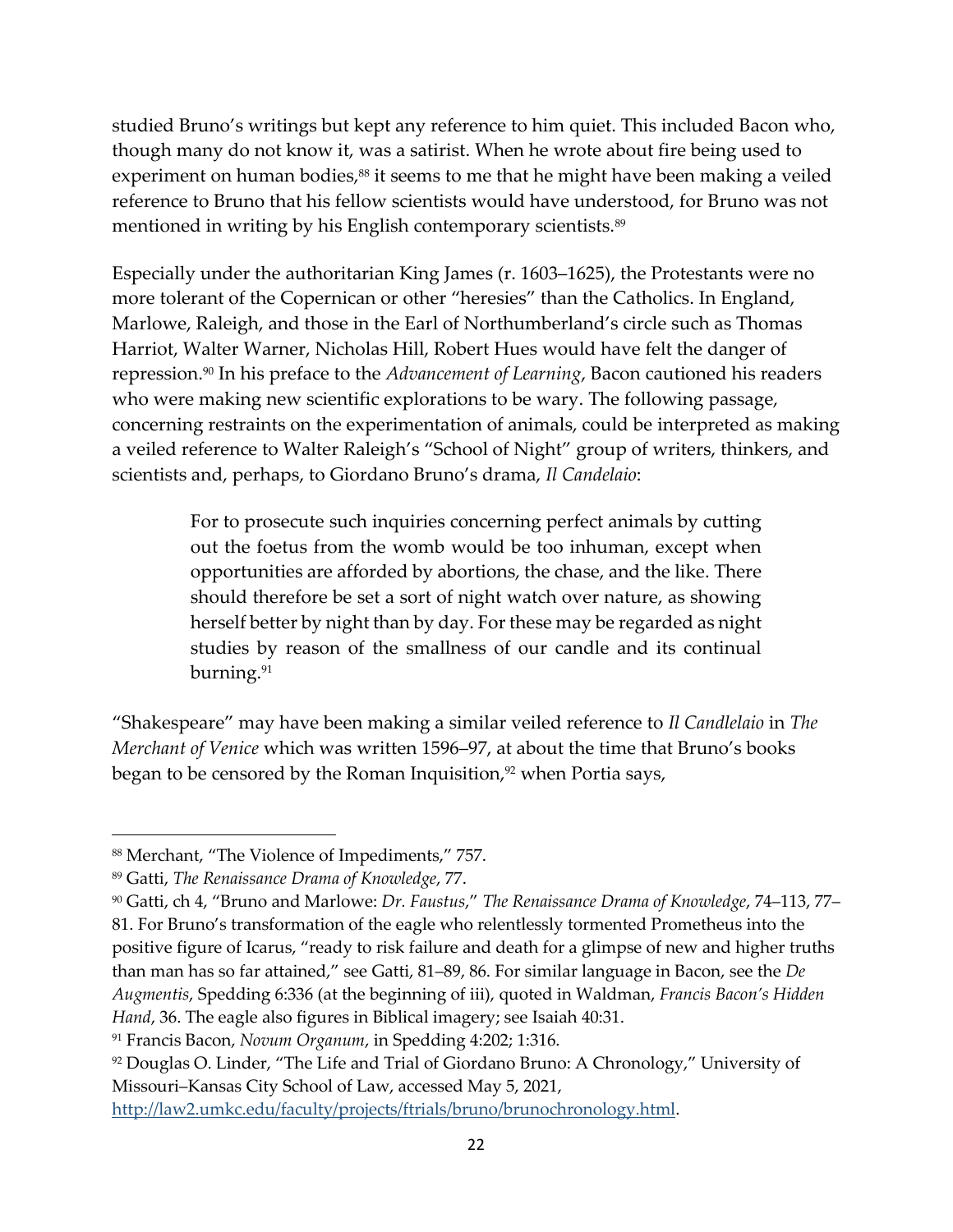studied Bruno's writings but kept any reference to him quiet. This included Bacon who, though many do not know it, was a satirist. When he wrote about fire being used to experiment on human bodies,[88] it seems to me that he might have been making a veiled reference to Bruno that his fellow scientists would have understood, for Bruno was not mentioned in writing by his English contemporary scientists.[89]

Especially under the authoritarian King James (r. 1603–1625), the Protestants were no more tolerant of the Copernican or other "heresies" than the Catholics. In England, Marlowe, Raleigh, and those in the Earl of Northumberland's circle such as Thomas Harriot, Walter Warner, Nicholas Hill, Robert Hues would have felt the danger of repression.[90] In his preface to the *Advancement of Learning*, Bacon cautioned his readers who were making new scientific explorations to be wary. The following passage, concerning restraints on the experimentation of animals, could be interpreted as making a veiled reference to Walter Raleigh's "School of Night" group of writers, thinkers, and scientists and, perhaps, to Giordano Bruno's drama, *Il Candelaio*:

> For to prosecute such inquiries concerning perfect animals by cutting out the foetus from the womb would be too inhuman, except when opportunities are afforded by abortions, the chase, and the like. There should therefore be set a sort of night watch over nature, as showing herself better by night than by day. For these may be regarded as night studies by reason of the smallness of our candle and its continual burning.[91]

"Shakespeare" may have been making a similar veiled reference to *Il Candlelaio* in *The Merchant of Venice* which was written 1596–97, at about the time that Bruno's books began to be censored by the Roman Inquisition,[92] when Portia says,

---

[88] Merchant, "The Violence of Impediments," 757.

[89] Gatti, *The Renaissance Drama of Knowledge*, 77.

[90] Gatti, ch 4, "Bruno and Marlowe: *Dr. Faustus*," *The Renaissance Drama of Knowledge*, 74–113, 77–81. For Bruno's transformation of the eagle who relentlessly tormented Prometheus into the positive figure of Icarus, "ready to risk failure and death for a glimpse of new and higher truths than man has so far attained," see Gatti, 81–89, 86. For similar language in Bacon, see the *De Augmentis*, Spedding 6:336 (at the beginning of iii), quoted in Waldman, *Francis Bacon's Hidden Hand*, 36. The eagle also figures in Biblical imagery; see Isaiah 40:31.

[91] Francis Bacon, *Novum Organum*, in Spedding 4:202; 1:316.

[92] Douglas O. Linder, "The Life and Trial of Giordano Bruno: A Chronology," University of Missouri–Kansas City School of Law, accessed May 5, 2021, http://law2.umkc.edu/faculty/projects/ftrials/bruno/brunochronology.html.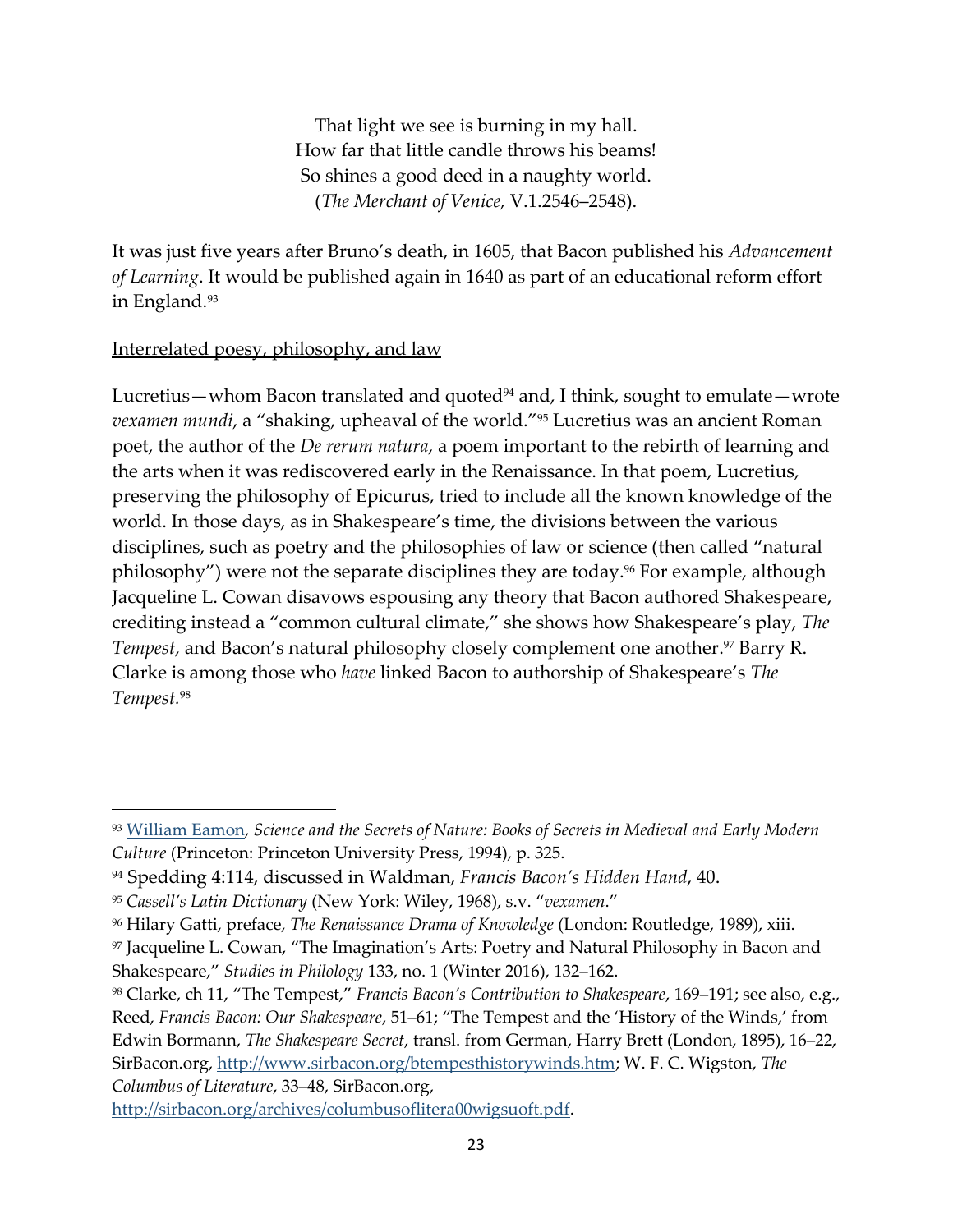That light we see is burning in my hall.  
How far that little candle throws his beams!  
So shines a good deed in a naughty world.  
(*The Merchant of Venice,* V.1.2546–2548).

It was just five years after Bruno's death, in 1605, that Bacon published his *Advancement of Learning*. It would be published again in 1640 as part of an educational reform effort in England.[93]

Interrelated poesy, philosophy, and law

Lucretius—whom Bacon translated and quoted[94] and, I think, sought to emulate—wrote *vexamen mundi*, a "shaking, upheaval of the world."[95] Lucretius was an ancient Roman poet, the author of the *De rerum natura*, a poem important to the rebirth of learning and the arts when it was rediscovered early in the Renaissance. In that poem, Lucretius, preserving the philosophy of Epicurus, tried to include all the known knowledge of the world. In those days, as in Shakespeare's time, the divisions between the various disciplines, such as poetry and the philosophies of law or science (then called "natural philosophy") were not the separate disciplines they are today.[96] For example, although Jacqueline L. Cowan disavows espousing any theory that Bacon authored Shakespeare, crediting instead a "common cultural climate," she shows how Shakespeare's play, *The Tempest*, and Bacon's natural philosophy closely complement one another.[97] Barry R. Clarke is among those who *have* linked Bacon to authorship of Shakespeare's *The Tempest*.[98]

---

[93] William Eamon, *Science and the Secrets of Nature: Books of Secrets in Medieval and Early Modern Culture* (Princeton: Princeton University Press, 1994), p. 325.

[94] Spedding 4:114, discussed in Waldman, *Francis Bacon's Hidden Hand*, 40.

[95] *Cassell's Latin Dictionary* (New York: Wiley, 1968), s.v. "*vexamen*."

[96] Hilary Gatti, preface, *The Renaissance Drama of Knowledge* (London: Routledge, 1989), xiii.

[97] Jacqueline L. Cowan, "The Imagination's Arts: Poetry and Natural Philosophy in Bacon and Shakespeare," *Studies in Philology* 133, no. 1 (Winter 2016), 132–162.

[98] Clarke, ch 11, "The Tempest," *Francis Bacon's Contribution to Shakespeare*, 169–191; see also, e.g., Reed, *Francis Bacon: Our Shakespeare*, 51–61; "The Tempest and the 'History of the Winds,' from Edwin Bormann, *The Shakespeare Secret*, transl. from German, Harry Brett (London, 1895), 16–22, SirBacon.org, http://www.sirbacon.org/btempesthistorywinds.htm; W. F. C. Wigston, *The Columbus of Literature*, 33–48, SirBacon.org, http://sirbacon.org/archives/columbusoflitera00wigsuoft.pdf.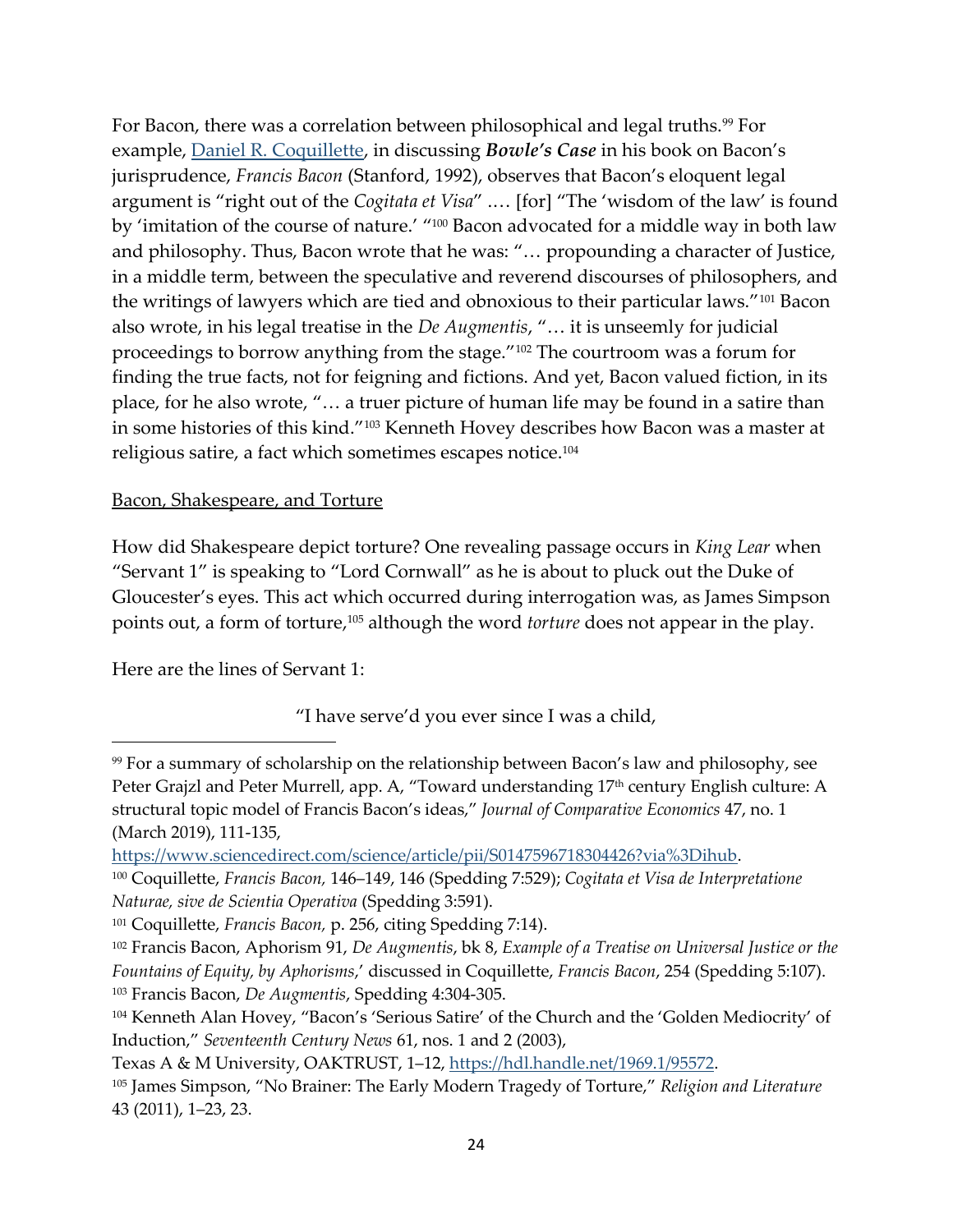For Bacon, there was a correlation between philosophical and legal truths.[99] For example, [Daniel R. Coquillette](#), in discussing ***Bowle's Case*** in his book on Bacon's jurisprudence, *Francis Bacon* (Stanford, 1992), observes that Bacon's eloquent legal argument is "right out of the *Cogitata et Visa*" …. [for] "The 'wisdom of the law' is found by 'imitation of the course of nature.' "[100] Bacon advocated for a middle way in both law and philosophy. Thus, Bacon wrote that he was: "… propounding a character of Justice, in a middle term, between the speculative and reverend discourses of philosophers, and the writings of lawyers which are tied and obnoxious to their particular laws."[101] Bacon also wrote, in his legal treatise in the *De Augmentis*, "… it is unseemly for judicial proceedings to borrow anything from the stage."[102] The courtroom was a forum for finding the true facts, not for feigning and fictions. And yet, Bacon valued fiction, in its place, for he also wrote, "… a truer picture of human life may be found in a satire than in some histories of this kind."[103] Kenneth Hovey describes how Bacon was a master at religious satire, a fact which sometimes escapes notice.[104]

<u>Bacon, Shakespeare, and Torture</u>

How did Shakespeare depict torture? One revealing passage occurs in *King Lear* when "Servant 1" is speaking to "Lord Cornwall" as he is about to pluck out the Duke of Gloucester's eyes. This act which occurred during interrogation was, as James Simpson points out, a form of torture,[105] although the word *torture* does not appear in the play.

Here are the lines of Servant 1:

> "I have serve'd you ever since I was a child,

---

[99] For a summary of scholarship on the relationship between Bacon's law and philosophy, see Peter Grajzl and Peter Murrell, app. A, "Toward understanding 17th century English culture: A structural topic model of Francis Bacon's ideas," *Journal of Comparative Economics* 47, no. 1 (March 2019), 111-135, https://www.sciencedirect.com/science/article/pii/S0147596718304426?via%3Dihub.

[100] Coquillette, *Francis Bacon,* 146–149, 146 (Spedding 7:529); *Cogitata et Visa de Interpretatione Naturae, sive de Scientia Operativa* (Spedding 3:591).

[101] Coquillette, *Francis Bacon,* p. 256, citing Spedding 7:14).

[102] Francis Bacon, Aphorism 91, *De Augmentis*, bk 8, *Example of a Treatise on Universal Justice or the Fountains of Equity, by Aphorisms*,' discussed in Coquillette, *Francis Bacon*, 254 (Spedding 5:107).

[103] Francis Bacon, *De Augmentis*, Spedding 4:304-305.

[104] Kenneth Alan Hovey, "Bacon's 'Serious Satire' of the Church and the 'Golden Mediocrity' of Induction," *Seventeenth Century News* 61, nos. 1 and 2 (2003), Texas A & M University, OAKTRUST, 1–12, https://hdl.handle.net/1969.1/95572.

[105] James Simpson, "No Brainer: The Early Modern Tragedy of Torture," *Religion and Literature* 43 (2011), 1–23, 23.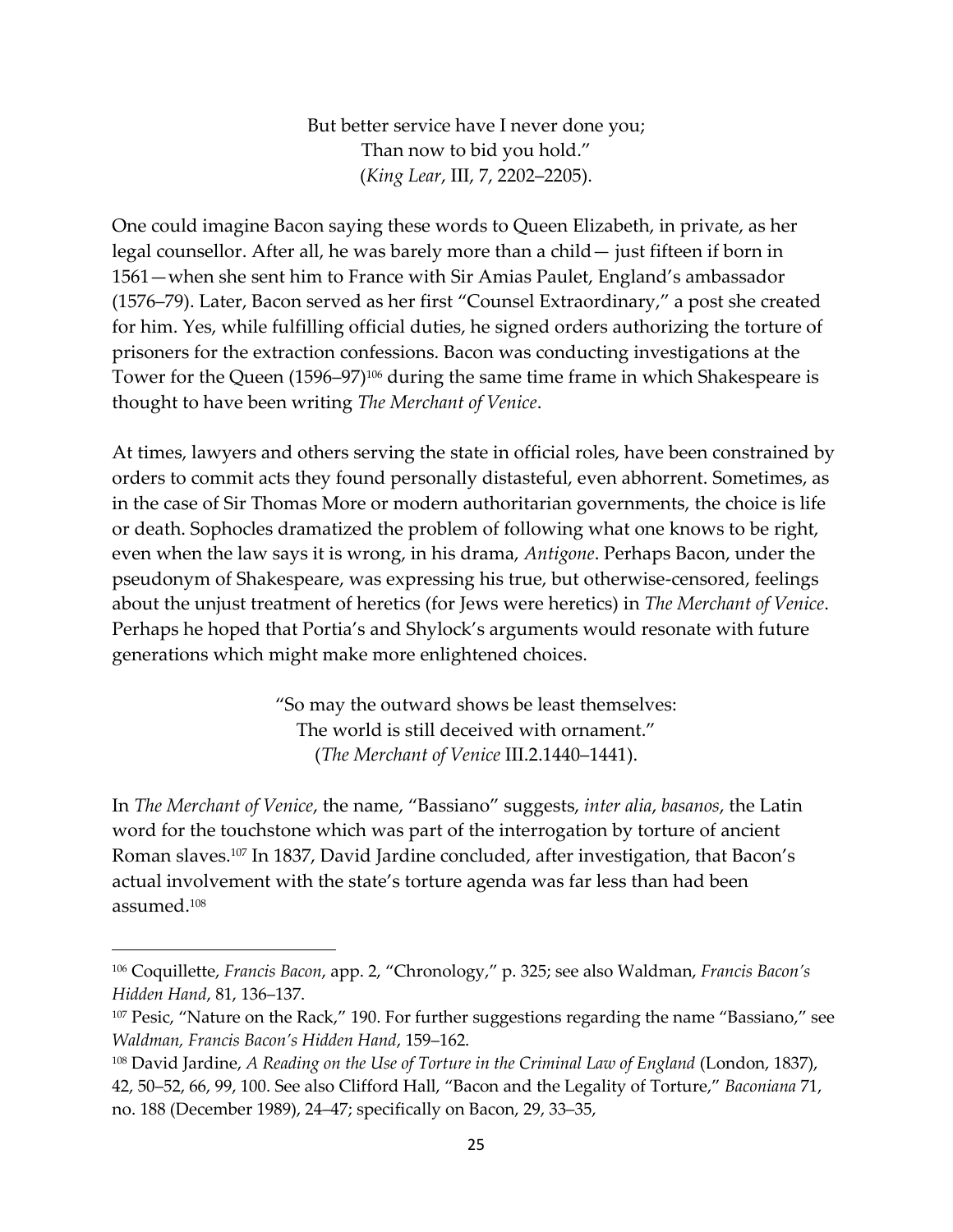> But better service have I never done you;
> Than now to bid you hold."
> (*King Lear*, III, 7, 2202–2205).

One could imagine Bacon saying these words to Queen Elizabeth, in private, as her legal counsellor. After all, he was barely more than a child— just fifteen if born in 1561—when she sent him to France with Sir Amias Paulet, England's ambassador (1576–79). Later, Bacon served as her first "Counsel Extraordinary," a post she created for him. Yes, while fulfilling official duties, he signed orders authorizing the torture of prisoners for the extraction confessions. Bacon was conducting investigations at the Tower for the Queen (1596–97)[106] during the same time frame in which Shakespeare is thought to have been writing *The Merchant of Venice*.

At times, lawyers and others serving the state in official roles, have been constrained by orders to commit acts they found personally distasteful, even abhorrent. Sometimes, as in the case of Sir Thomas More or modern authoritarian governments, the choice is life or death. Sophocles dramatized the problem of following what one knows to be right, even when the law says it is wrong, in his drama, *Antigone*. Perhaps Bacon, under the pseudonym of Shakespeare, was expressing his true, but otherwise-censored, feelings about the unjust treatment of heretics (for Jews were heretics) in *The Merchant of Venice*. Perhaps he hoped that Portia's and Shylock's arguments would resonate with future generations which might make more enlightened choices.

> "So may the outward shows be least themselves:
> The world is still deceived with ornament."
> (*The Merchant of Venice* III.2.1440–1441).

In *The Merchant of Venice*, the name, "Bassiano" suggests, *inter alia*, *basanos*, the Latin word for the touchstone which was part of the interrogation by torture of ancient Roman slaves.[107] In 1837, David Jardine concluded, after investigation, that Bacon's actual involvement with the state's torture agenda was far less than had been assumed.[108]

---

[106] Coquillette, *Francis Bacon*, app. 2, "Chronology," p. 325; see also Waldman, *Francis Bacon's Hidden Hand*, 81, 136–137.

[107] Pesic, "Nature on the Rack," 190. For further suggestions regarding the name "Bassiano," see *Waldman, Francis Bacon's Hidden Hand*, 159–162.

[108] David Jardine, *A Reading on the Use of Torture in the Criminal Law of England* (London, 1837), 42, 50–52, 66, 99, 100. See also Clifford Hall, "Bacon and the Legality of Torture," *Baconiana* 71, no. 188 (December 1989), 24–47; specifically on Bacon, 29, 33–35,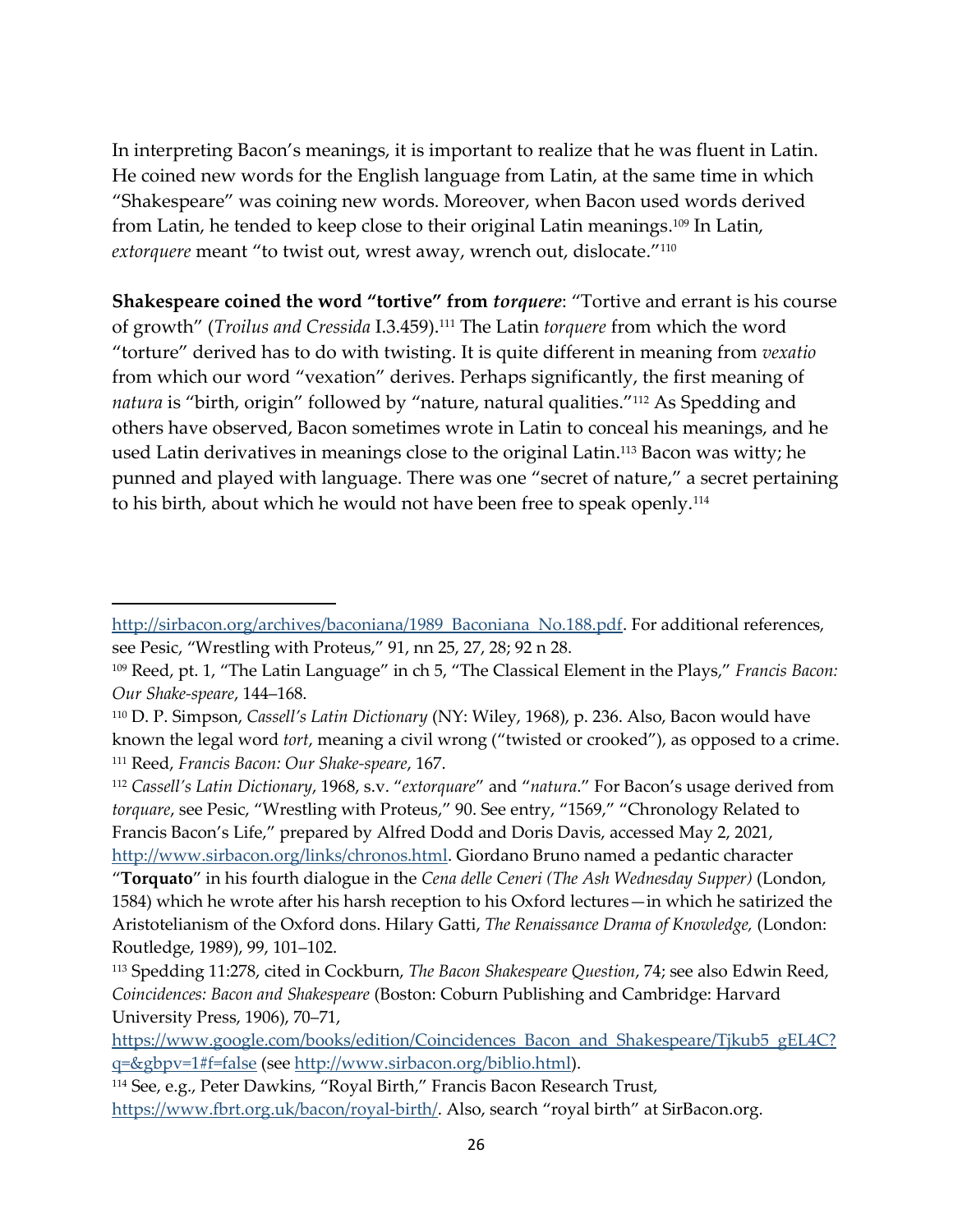In interpreting Bacon's meanings, it is important to realize that he was fluent in Latin. He coined new words for the English language from Latin, at the same time in which "Shakespeare" was coining new words. Moreover, when Bacon used words derived from Latin, he tended to keep close to their original Latin meanings.[109] In Latin, *extorquere* meant "to twist out, wrest away, wrench out, dislocate."[110]

**Shakespeare coined the word "tortive" from *torquere***: "Tortive and errant is his course of growth" (*Troilus and Cressida* I.3.459).[111] The Latin *torquere* from which the word "torture" derived has to do with twisting. It is quite different in meaning from *vexatio* from which our word "vexation" derives. Perhaps significantly, the first meaning of *natura* is "birth, origin" followed by "nature, natural qualities."[112] As Spedding and others have observed, Bacon sometimes wrote in Latin to conceal his meanings, and he used Latin derivatives in meanings close to the original Latin.[113] Bacon was witty; he punned and played with language. There was one "secret of nature," a secret pertaining to his birth, about which he would not have been free to speak openly.[114]

---

http://sirbacon.org/archives/baconiana/1989_Baconiana_No.188.pdf. For additional references, see Pesic, "Wrestling with Proteus," 91, nn 25, 27, 28; 92 n 28.

[109] Reed, pt. 1, "The Latin Language" in ch 5, "The Classical Element in the Plays," *Francis Bacon: Our Shake-speare*, 144–168.

[110] D. P. Simpson, *Cassell's Latin Dictionary* (NY: Wiley, 1968), p. 236. Also, Bacon would have known the legal word *tort*, meaning a civil wrong ("twisted or crooked"), as opposed to a crime.

[111] Reed, *Francis Bacon: Our Shake-speare*, 167.

[112] *Cassell's Latin Dictionary*, 1968, s.v. "*extorquare*" and "*natura*." For Bacon's usage derived from *torquare*, see Pesic, "Wrestling with Proteus," 90. See entry, "1569," "Chronology Related to Francis Bacon's Life," prepared by Alfred Dodd and Doris Davis, accessed May 2, 2021, http://www.sirbacon.org/links/chronos.html. Giordano Bruno named a pedantic character "**Torquato**" in his fourth dialogue in the *Cena delle Ceneri (The Ash Wednesday Supper)* (London, 1584) which he wrote after his harsh reception to his Oxford lectures—in which he satirized the Aristotelianism of the Oxford dons. Hilary Gatti, *The Renaissance Drama of Knowledge,* (London: Routledge, 1989), 99, 101–102.

[113] Spedding 11:278, cited in Cockburn, *The Bacon Shakespeare Question*, 74; see also Edwin Reed, *Coincidences: Bacon and Shakespeare* (Boston: Coburn Publishing and Cambridge: Harvard University Press, 1906), 70–71, https://www.google.com/books/edition/Coincidences_Bacon_and_Shakespeare/Tjkub5_gEL4C?q=&gbpv=1#f=false (see http://www.sirbacon.org/biblio.html).

[114] See, e.g., Peter Dawkins, "Royal Birth," Francis Bacon Research Trust, https://www.fbrt.org.uk/bacon/royal-birth/. Also, search "royal birth" at SirBacon.org.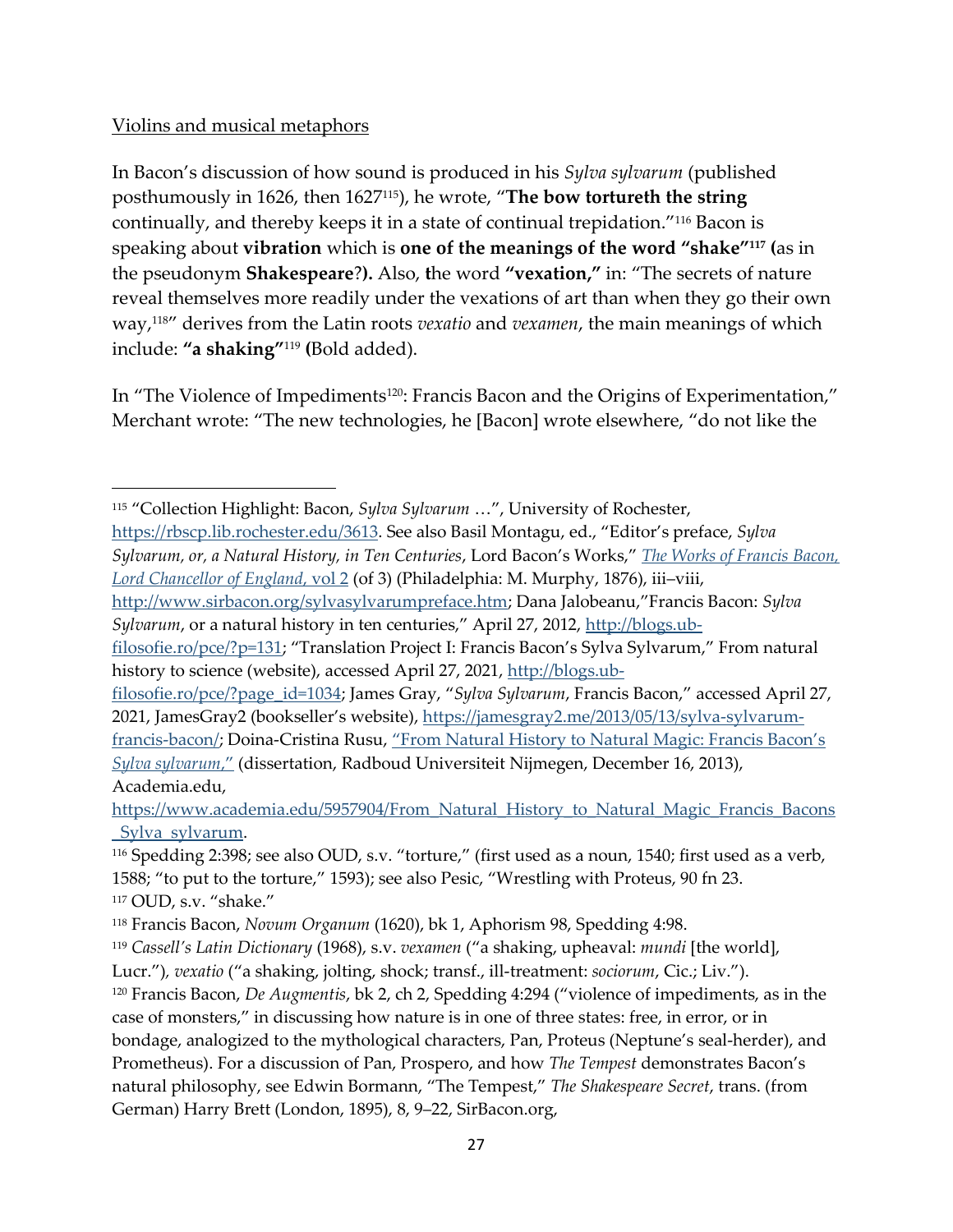Violins and musical metaphors

In Bacon's discussion of how sound is produced in his *Sylva sylvarum* (published posthumously in 1626, then 1627[115]), he wrote, "**The bow tortureth the string** continually, and thereby keeps it in a state of continual trepidation."[116] Bacon is speaking about **vibration** which is **one of the meanings of the word "shake"[117] (**as in the pseudonym **Shakespeare**?**).** Also, **t**he word **"vexation,"** in: "The secrets of nature reveal themselves more readily under the vexations of art than when they go their own way,[118]" derives from the Latin roots *vexatio* and *vexamen*, the main meanings of which include: **"a shaking"**[119] **(**Bold added).

In "The Violence of Impediments[120]: Francis Bacon and the Origins of Experimentation," Merchant wrote: "The new technologies, he [Bacon] wrote elsewhere, "do not like the

---

[115] "Collection Highlight: Bacon, *Sylva Sylvarum* …", University of Rochester, https://rbscp.lib.rochester.edu/3613. See also Basil Montagu, ed., "Editor's preface, *Sylva Sylvarum, or, a Natural History, in Ten Centuries*, Lord Bacon's Works," *The Works of Francis Bacon, Lord Chancellor of England*, vol 2 (of 3) (Philadelphia: M. Murphy, 1876), iii–viii, http://www.sirbacon.org/sylvasylvarumpreface.htm; Dana Jalobeanu,"Francis Bacon: *Sylva Sylvarum*, or a natural history in ten centuries," April 27, 2012, http://blogs.ub-filosofie.ro/pce/?p=131; "Translation Project I: Francis Bacon's Sylva Sylvarum," From natural history to science (website), accessed April 27, 2021, http://blogs.ub-filosofie.ro/pce/?page_id=1034; James Gray, "*Sylva Sylvarum*, Francis Bacon," accessed April 27, 2021, JamesGray2 (bookseller's website), https://jamesgray2.me/2013/05/13/sylva-sylvarum-francis-bacon/; Doina-Cristina Rusu, "From Natural History to Natural Magic: Francis Bacon's *Sylva sylvarum*," (dissertation, Radboud Universiteit Nijmegen, December 16, 2013), Academia.edu, https://www.academia.edu/5957904/From_Natural_History_to_Natural_Magic_Francis_Bacons_Sylva_sylvarum.

[116] Spedding 2:398; see also OUD, s.v. "torture," (first used as a noun, 1540; first used as a verb, 1588; "to put to the torture," 1593); see also Pesic, "Wrestling with Proteus, 90 fn 23.

[117] OUD, s.v. "shake."

[118] Francis Bacon, *Novum Organum* (1620), bk 1, Aphorism 98, Spedding 4:98.

[119] *Cassell's Latin Dictionary* (1968), s.v. *vexamen* ("a shaking, upheaval: *mundi* [the world], Lucr."), *vexatio* ("a shaking, jolting, shock; transf., ill-treatment: *sociorum*, Cic.; Liv.").

[120] Francis Bacon, *De Augmentis*, bk 2, ch 2, Spedding 4:294 ("violence of impediments, as in the case of monsters," in discussing how nature is in one of three states: free, in error, or in bondage, analogized to the mythological characters, Pan, Proteus (Neptune's seal-herder), and Prometheus). For a discussion of Pan, Prospero, and how *The Tempest* demonstrates Bacon's natural philosophy, see Edwin Bormann, "The Tempest," *The Shakespeare Secret*, trans. (from German) Harry Brett (London, 1895), 8, 9–22, SirBacon.org,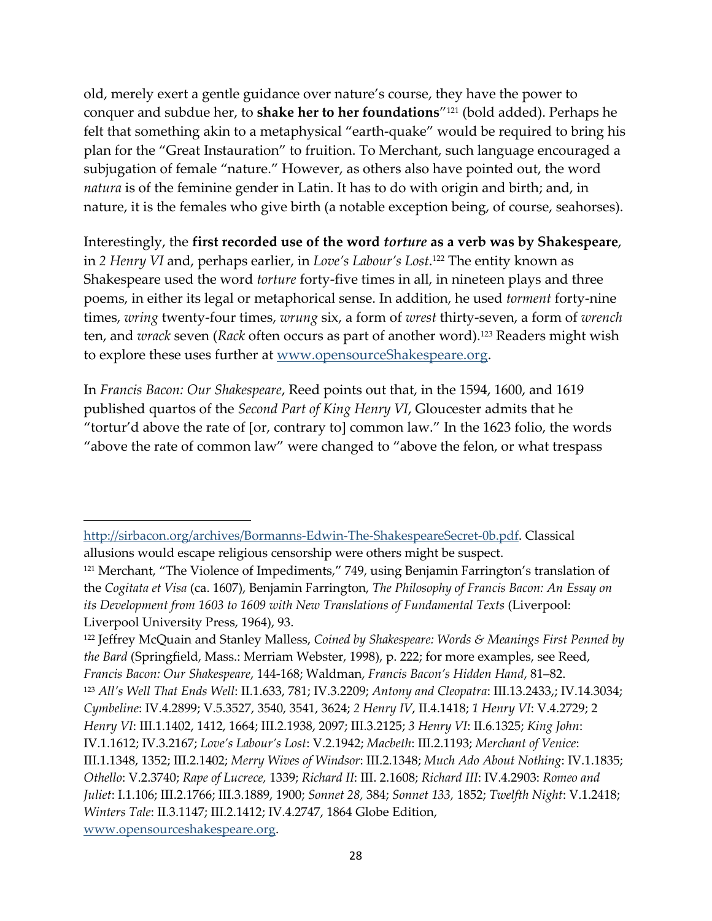old, merely exert a gentle guidance over nature's course, they have the power to conquer and subdue her, to **shake her to her foundations**"[121] (bold added). Perhaps he felt that something akin to a metaphysical "earth-quake" would be required to bring his plan for the "Great Instauration" to fruition. To Merchant, such language encouraged a subjugation of female "nature." However, as others also have pointed out, the word *natura* is of the feminine gender in Latin. It has to do with origin and birth; and, in nature, it is the females who give birth (a notable exception being, of course, seahorses).

Interestingly, the **first recorded use of the word *torture* as a verb was by Shakespeare**, in *2 Henry VI* and, perhaps earlier, in *Love's Labour's Lost*.[122] The entity known as Shakespeare used the word *torture* forty-five times in all, in nineteen plays and three poems, in either its legal or metaphorical sense. In addition, he used *torment* forty-nine times, *wring* twenty-four times, *wrung* six, a form of *wrest* thirty-seven, a form of *wrench* ten, and *wrack* seven (*Rack* often occurs as part of another word).[123] Readers might wish to explore these uses further at www.opensourceShakespeare.org.

In *Francis Bacon: Our Shakespeare*, Reed points out that, in the 1594, 1600, and 1619 published quartos of the *Second Part of King Henry VI*, Gloucester admits that he "tortur'd above the rate of [or, contrary to] common law." In the 1623 folio, the words "above the rate of common law" were changed to "above the felon, or what trespass

---

http://sirbacon.org/archives/Bormanns-Edwin-The-ShakespeareSecret-0b.pdf. Classical allusions would escape religious censorship were others might be suspect.

[121] Merchant, "The Violence of Impediments," 749, using Benjamin Farrington's translation of the *Cogitata et Visa* (ca. 1607), Benjamin Farrington, *The Philosophy of Francis Bacon: An Essay on its Development from 1603 to 1609 with New Translations of Fundamental Texts* (Liverpool: Liverpool University Press, 1964), 93.

[122] Jeffrey McQuain and Stanley Malless, *Coined by Shakespeare: Words & Meanings First Penned by the Bard* (Springfield, Mass.: Merriam Webster, 1998), p. 222; for more examples, see Reed, *Francis Bacon: Our Shakespeare*, 144-168; Waldman, *Francis Bacon's Hidden Hand*, 81–82.

[123] *All's Well That Ends Well*: II.1.633, 781; IV.3.2209; *Antony and Cleopatra*: III.13.2433,; IV.14.3034; *Cymbeline*: IV.4.2899; V.5.3527, 3540, 3541, 3624; *2 Henry IV*, II.4.1418; *1 Henry VI*: V.4.2729; 2 *Henry VI*: III.1.1402, 1412, 1664; III.2.1938, 2097; III.3.2125; *3 Henry VI*: II.6.1325; *King John*: IV.1.1612; IV.3.2167; *Love's Labour's Lost*: V.2.1942; *Macbeth*: III.2.1193; *Merchant of Venice*: III.1.1348, 1352; III.2.1402; *Merry Wives of Windsor*: III.2.1348; *Much Ado About Nothing*: IV.1.1835; *Othello*: V.2.3740; *Rape of Lucrece,* 1339; *Richard II*: III. 2.1608; *Richard III*: IV.4.2903: *Romeo and Juliet*: I.1.106; III.2.1766; III.3.1889, 1900; *Sonnet 28,* 384; *Sonnet 133,* 1852; *Twelfth Night*: V.1.2418; *Winters Tale*: II.3.1147; III.2.1412; IV.4.2747, 1864 Globe Edition, www.opensourceshakespeare.org.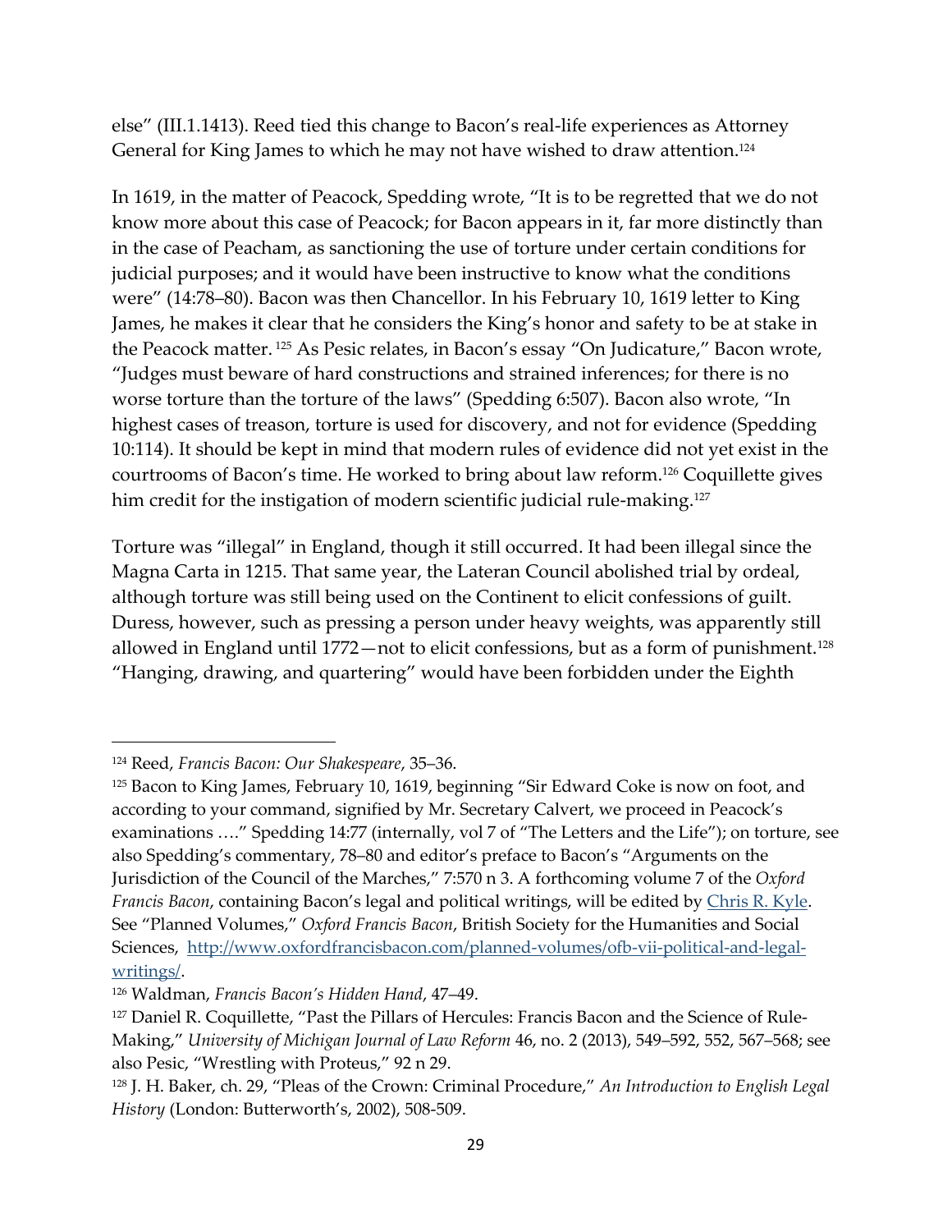else" (III.1.1413). Reed tied this change to Bacon's real-life experiences as Attorney General for King James to which he may not have wished to draw attention.[124]

In 1619, in the matter of Peacock, Spedding wrote, "It is to be regretted that we do not know more about this case of Peacock; for Bacon appears in it, far more distinctly than in the case of Peacham, as sanctioning the use of torture under certain conditions for judicial purposes; and it would have been instructive to know what the conditions were" (14:78–80). Bacon was then Chancellor. In his February 10, 1619 letter to King James, he makes it clear that he considers the King's honor and safety to be at stake in the Peacock matter.[125] As Pesic relates, in Bacon's essay "On Judicature," Bacon wrote, "Judges must beware of hard constructions and strained inferences; for there is no worse torture than the torture of the laws" (Spedding 6:507). Bacon also wrote, "In highest cases of treason, torture is used for discovery, and not for evidence (Spedding 10:114). It should be kept in mind that modern rules of evidence did not yet exist in the courtrooms of Bacon's time. He worked to bring about law reform.[126] Coquillette gives him credit for the instigation of modern scientific judicial rule-making.[127]

Torture was "illegal" in England, though it still occurred. It had been illegal since the Magna Carta in 1215. That same year, the Lateran Council abolished trial by ordeal, although torture was still being used on the Continent to elicit confessions of guilt. Duress, however, such as pressing a person under heavy weights, was apparently still allowed in England until 1772—not to elicit confessions, but as a form of punishment.[128] "Hanging, drawing, and quartering" would have been forbidden under the Eighth

---

[124] Reed, *Francis Bacon: Our Shakespeare*, 35–36.

[125] Bacon to King James, February 10, 1619, beginning "Sir Edward Coke is now on foot, and according to your command, signified by Mr. Secretary Calvert, we proceed in Peacock's examinations …." Spedding 14:77 (internally, vol 7 of "The Letters and the Life"); on torture, see also Spedding's commentary, 78–80 and editor's preface to Bacon's "Arguments on the Jurisdiction of the Council of the Marches," 7:570 n 3. A forthcoming volume 7 of the *Oxford Francis Bacon*, containing Bacon's legal and political writings, will be edited by Chris R. Kyle. See "Planned Volumes," *Oxford Francis Bacon*, British Society for the Humanities and Social Sciences, http://www.oxfordfrancisbacon.com/planned-volumes/ofb-vii-political-and-legal-writings/.

[126] Waldman, *Francis Bacon's Hidden Hand*, 47–49.

[127] Daniel R. Coquillette, "Past the Pillars of Hercules: Francis Bacon and the Science of Rule-Making," *University of Michigan Journal of Law Reform* 46, no. 2 (2013), 549–592, 552, 567–568; see also Pesic, "Wrestling with Proteus," 92 n 29.

[128] J. H. Baker, ch. 29, "Pleas of the Crown: Criminal Procedure," *An Introduction to English Legal History* (London: Butterworth's, 2002), 508-509.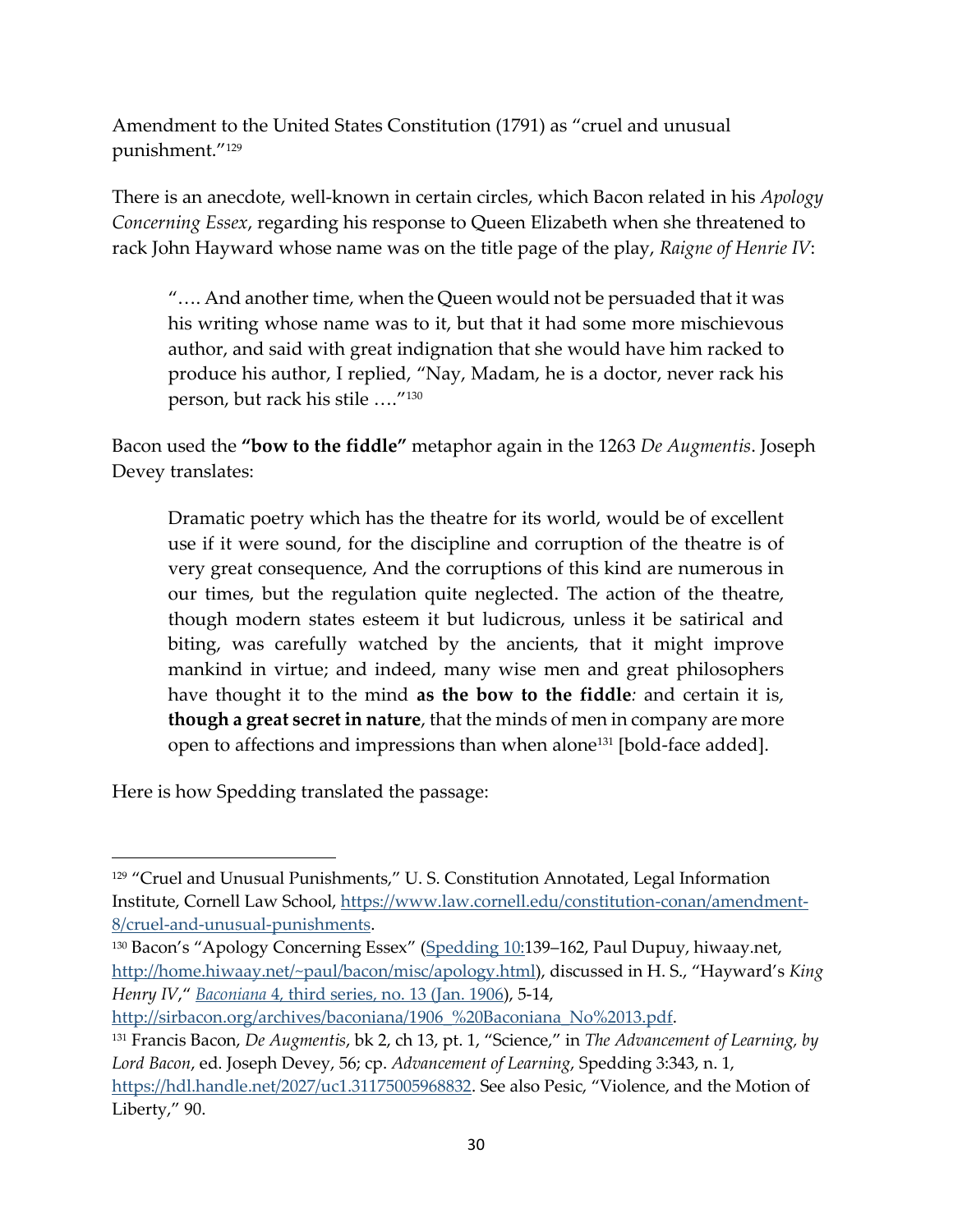Amendment to the United States Constitution (1791) as "cruel and unusual punishment."[129]

There is an anecdote, well-known in certain circles, which Bacon related in his *Apology Concerning Essex*, regarding his response to Queen Elizabeth when she threatened to rack John Hayward whose name was on the title page of the play, *Raigne of Henrie IV*:

> "…. And another time, when the Queen would not be persuaded that it was his writing whose name was to it, but that it had some more mischievous author, and said with great indignation that she would have him racked to produce his author, I replied, "Nay, Madam, he is a doctor, never rack his person, but rack his stile …."[130]

Bacon used the **"bow to the fiddle"** metaphor again in the 1263 *De Augmentis*. Joseph Devey translates:

> Dramatic poetry which has the theatre for its world, would be of excellent use if it were sound, for the discipline and corruption of the theatre is of very great consequence, And the corruptions of this kind are numerous in our times, but the regulation quite neglected. The action of the theatre, though modern states esteem it but ludicrous, unless it be satirical and biting, was carefully watched by the ancients, that it might improve mankind in virtue; and indeed, many wise men and great philosophers have thought it to the mind **as the bow to the fiddle***:* and certain it is, **though a great secret in nature**, that the minds of men in company are more open to affections and impressions than when alone[131] [bold-face added].

Here is how Spedding translated the passage:

---

[129] "Cruel and Unusual Punishments," U. S. Constitution Annotated, Legal Information Institute, Cornell Law School, https://www.law.cornell.edu/constitution-conan/amendment-8/cruel-and-unusual-punishments.

[130] Bacon's "Apology Concerning Essex" (Spedding 10:139–162, Paul Dupuy, hiwaay.net, http://home.hiwaay.net/~paul/bacon/misc/apology.html), discussed in H. S., "Hayward's *King Henry IV*," *Baconiana* 4, third series, no. 13 (Jan. 1906), 5-14, http://sirbacon.org/archives/baconiana/1906_%20Baconiana_No%2013.pdf.

[131] Francis Bacon, *De Augmentis*, bk 2, ch 13, pt. 1, "Science," in *The Advancement of Learning, by Lord Bacon*, ed. Joseph Devey, 56; cp. *Advancement of Learning*, Spedding 3:343, n. 1, https://hdl.handle.net/2027/uc1.31175005968832. See also Pesic, "Violence, and the Motion of Liberty," 90.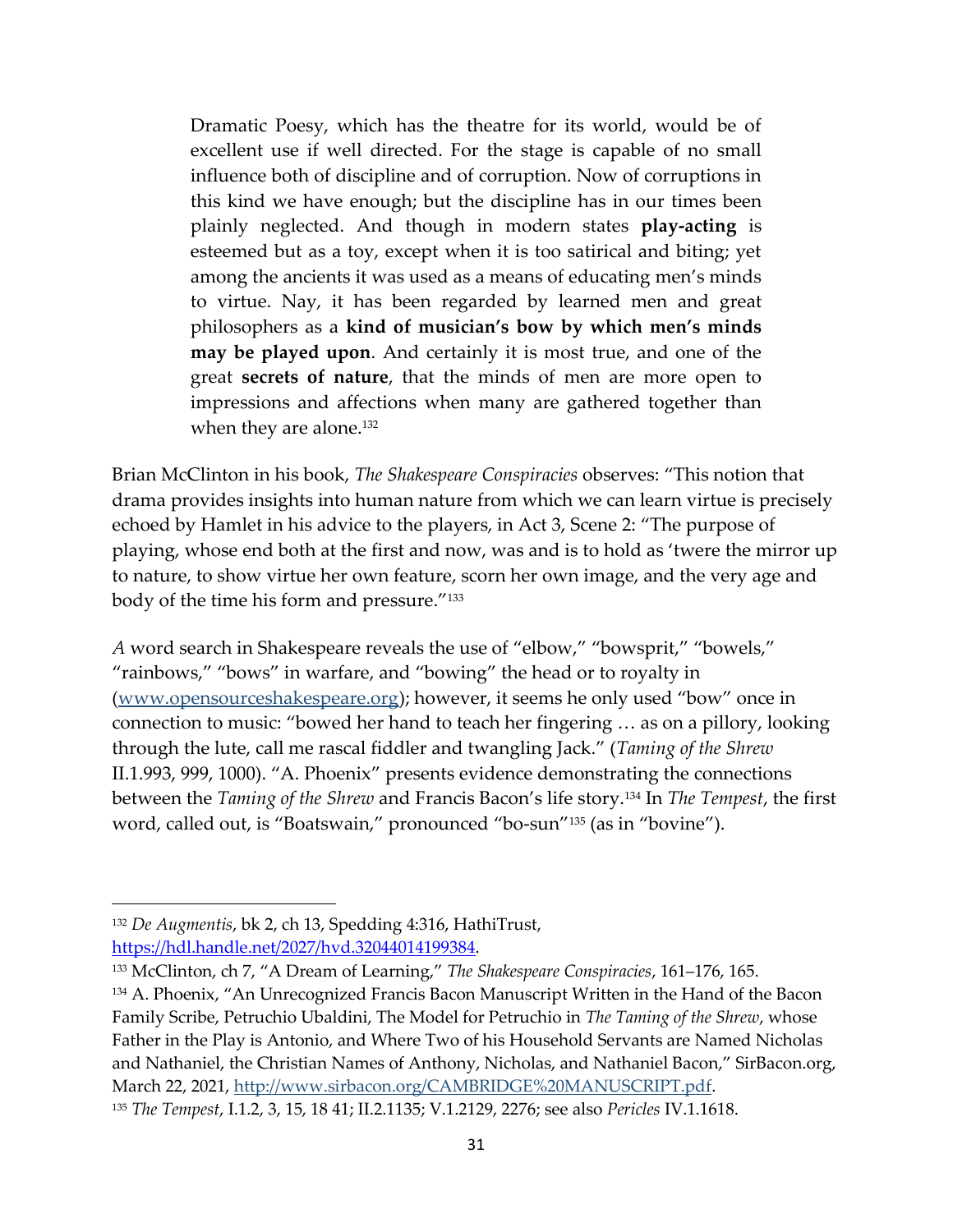> Dramatic Poesy, which has the theatre for its world, would be of excellent use if well directed. For the stage is capable of no small influence both of discipline and of corruption. Now of corruptions in this kind we have enough; but the discipline has in our times been plainly neglected. And though in modern states **play-acting** is esteemed but as a toy, except when it is too satirical and biting; yet among the ancients it was used as a means of educating men's minds to virtue. Nay, it has been regarded by learned men and great philosophers as a **kind of musician's bow by which men's minds may be played upon**. And certainly it is most true, and one of the great **secrets of nature**, that the minds of men are more open to impressions and affections when many are gathered together than when they are alone.[132]

Brian McClinton in his book, *The Shakespeare Conspiracies* observes: "This notion that drama provides insights into human nature from which we can learn virtue is precisely echoed by Hamlet in his advice to the players, in Act 3, Scene 2: "The purpose of playing, whose end both at the first and now, was and is to hold as 'twere the mirror up to nature, to show virtue her own feature, scorn her own image, and the very age and body of the time his form and pressure."[133]

*A* word search in Shakespeare reveals the use of "elbow," "bowsprit," "bowels," "rainbows," "bows" in warfare, and "bowing" the head or to royalty in (www.opensourceshakespeare.org); however, it seems he only used "bow" once in connection to music: "bowed her hand to teach her fingering … as on a pillory, looking through the lute, call me rascal fiddler and twangling Jack." (*Taming of the Shrew* II.1.993, 999, 1000). "A. Phoenix" presents evidence demonstrating the connections between the *Taming of the Shrew* and Francis Bacon's life story.[134] In *The Tempest*, the first word, called out, is "Boatswain," pronounced "bo-sun"[135] (as in "bovine").

---

[132] *De Augmentis*, bk 2, ch 13, Spedding 4:316, HathiTrust, https://hdl.handle.net/2027/hvd.32044014199384.

[133] McClinton, ch 7, "A Dream of Learning," *The Shakespeare Conspiracies*, 161–176, 165.

[134] A. Phoenix, "An Unrecognized Francis Bacon Manuscript Written in the Hand of the Bacon Family Scribe, Petruchio Ubaldini, The Model for Petruchio in *The Taming of the Shrew*, whose Father in the Play is Antonio, and Where Two of his Household Servants are Named Nicholas and Nathaniel, the Christian Names of Anthony, Nicholas, and Nathaniel Bacon," SirBacon.org, March 22, 2021, http://www.sirbacon.org/CAMBRIDGE%20MANUSCRIPT.pdf.

[135] *The Tempest*, I.1.2, 3, 15, 18 41; II.2.1135; V.1.2129, 2276; see also *Pericles* IV.1.1618.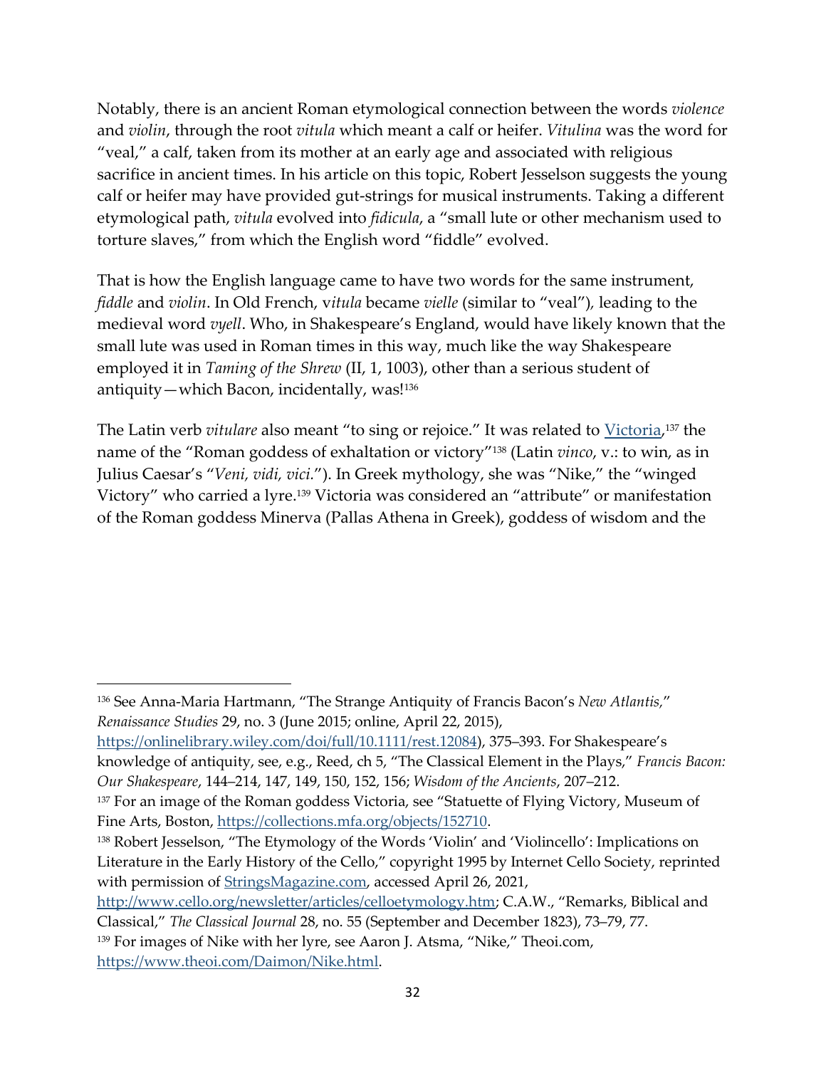Notably, there is an ancient Roman etymological connection between the words *violence* and *violin*, through the root *vitula* which meant a calf or heifer. *Vitulina* was the word for "veal," a calf, taken from its mother at an early age and associated with religious sacrifice in ancient times. In his article on this topic, Robert Jesselson suggests the young calf or heifer may have provided gut-strings for musical instruments. Taking a different etymological path, *vitula* evolved into *fidicula*, a "small lute or other mechanism used to torture slaves," from which the English word "fiddle" evolved.

That is how the English language came to have two words for the same instrument, *fiddle* and *violin*. In Old French, v*itula* became *vielle* (similar to "veal"), leading to the medieval word *vyell*. Who, in Shakespeare's England, would have likely known that the small lute was used in Roman times in this way, much like the way Shakespeare employed it in *Taming of the Shrew* (II, 1, 1003), other than a serious student of antiquity—which Bacon, incidentally, was![136]

The Latin verb *vitulare* also meant "to sing or rejoice." It was related to Victoria,[137] the name of the "Roman goddess of exhaltation or victory"[138] (Latin *vinco*, v.: to win, as in Julius Caesar's "*Veni, vidi, vici.*"). In Greek mythology, she was "Nike," the "winged Victory" who carried a lyre.[139] Victoria was considered an "attribute" or manifestation of the Roman goddess Minerva (Pallas Athena in Greek), goddess of wisdom and the

---

[136] See Anna-Maria Hartmann, "The Strange Antiquity of Francis Bacon's *New Atlantis*," *Renaissance Studies* 29, no. 3 (June 2015; online, April 22, 2015), https://onlinelibrary.wiley.com/doi/full/10.1111/rest.12084), 375–393. For Shakespeare's knowledge of antiquity, see, e.g., Reed, ch 5, "The Classical Element in the Plays," *Francis Bacon: Our Shakespeare*, 144–214, 147, 149, 150, 152, 156; *Wisdom of the Ancients*, 207–212.

[137] For an image of the Roman goddess Victoria, see "Statuette of Flying Victory, Museum of Fine Arts, Boston, https://collections.mfa.org/objects/152710.

[138] Robert Jesselson, "The Etymology of the Words 'Violin' and 'Violincello': Implications on Literature in the Early History of the Cello," copyright 1995 by Internet Cello Society, reprinted with permission of StringsMagazine.com, accessed April 26, 2021, http://www.cello.org/newsletter/articles/celloetymology.htm; C.A.W., "Remarks, Biblical and Classical," *The Classical Journal* 28, no. 55 (September and December 1823), 73–79, 77.

[139] For images of Nike with her lyre, see Aaron J. Atsma, "Nike," Theoi.com, https://www.theoi.com/Daimon/Nike.html.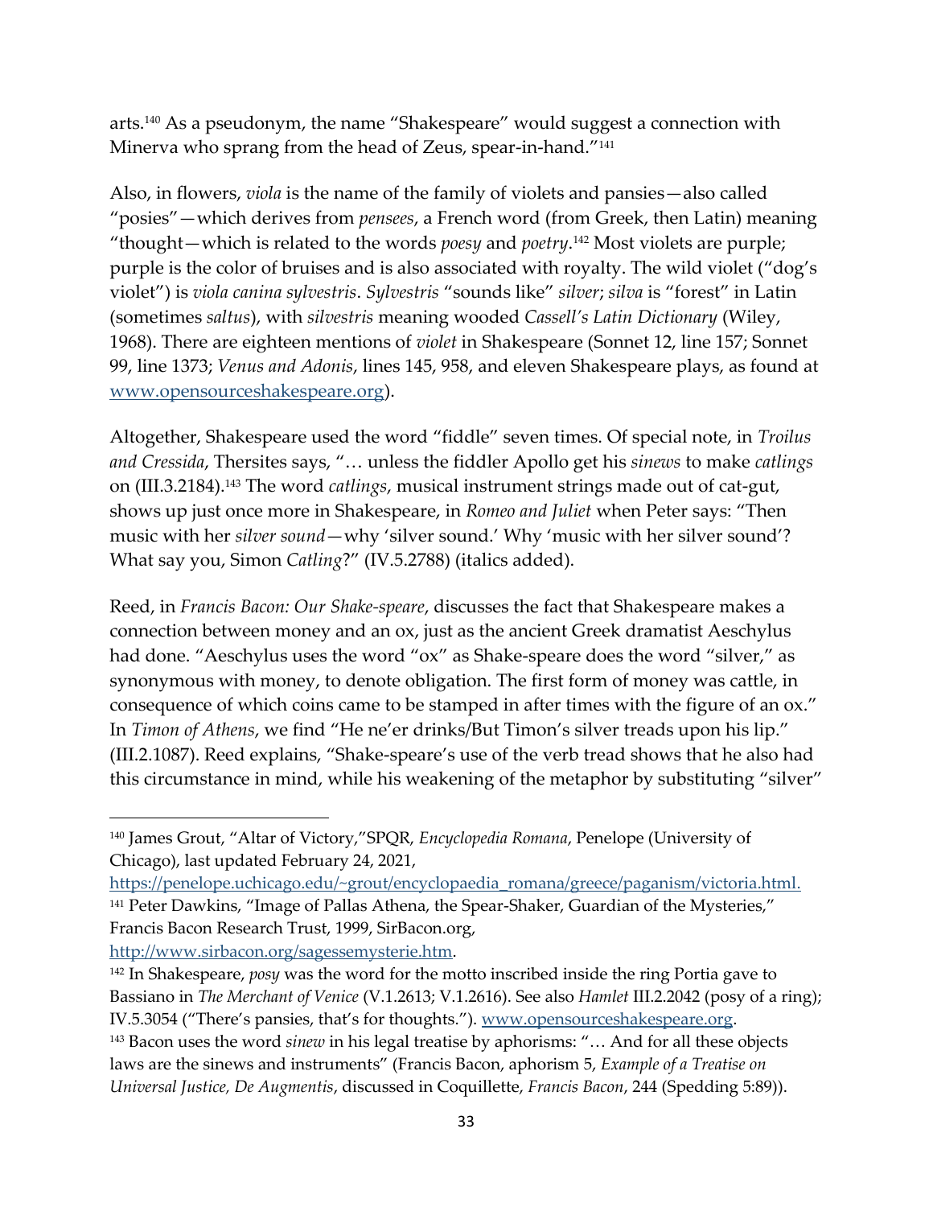arts.[140] As a pseudonym, the name "Shakespeare" would suggest a connection with Minerva who sprang from the head of Zeus, spear-in-hand."[141]

Also, in flowers, *viola* is the name of the family of violets and pansies—also called "posies"—which derives from *pensees*, a French word (from Greek, then Latin) meaning "thought—which is related to the words *poesy* and *poetry*.[142] Most violets are purple; purple is the color of bruises and is also associated with royalty. The wild violet ("dog's violet") is *viola canina sylvestris*. *Sylvestris* "sounds like" *silver*; *silva* is "forest" in Latin (sometimes *saltus*), with *silvestris* meaning wooded *Cassell's Latin Dictionary* (Wiley, 1968). There are eighteen mentions of *violet* in Shakespeare (Sonnet 12, line 157; Sonnet 99, line 1373; *Venus and Adonis*, lines 145, 958, and eleven Shakespeare plays, as found at www.opensourceshakespeare.org).

Altogether, Shakespeare used the word "fiddle" seven times. Of special note, in *Troilus and Cressida*, Thersites says, "… unless the fiddler Apollo get his *sinews* to make *catlings* on (III.3.2184).[143] The word *catlings*, musical instrument strings made out of cat-gut, shows up just once more in Shakespeare, in *Romeo and Juliet* when Peter says: "Then music with her *silver sound*—why 'silver sound.' Why 'music with her silver sound'? What say you, Simon *Catling*?" (IV.5.2788) (italics added).

Reed, in *Francis Bacon: Our Shake-speare*, discusses the fact that Shakespeare makes a connection between money and an ox, just as the ancient Greek dramatist Aeschylus had done. "Aeschylus uses the word "ox" as Shake-speare does the word "silver," as synonymous with money, to denote obligation. The first form of money was cattle, in consequence of which coins came to be stamped in after times with the figure of an ox." In *Timon of Athens*, we find "He ne'er drinks/But Timon's silver treads upon his lip." (III.2.1087). Reed explains, "Shake-speare's use of the verb tread shows that he also had this circumstance in mind, while his weakening of the metaphor by substituting "silver"

---

[140] James Grout, "Altar of Victory,"SPQR, *Encyclopedia Romana*, Penelope (University of Chicago), last updated February 24, 2021, https://penelope.uchicago.edu/~grout/encyclopaedia_romana/greece/paganism/victoria.html.

[141] Peter Dawkins, "Image of Pallas Athena, the Spear-Shaker, Guardian of the Mysteries," Francis Bacon Research Trust, 1999, SirBacon.org, http://www.sirbacon.org/sagessemysterie.htm.

[142] In Shakespeare, *posy* was the word for the motto inscribed inside the ring Portia gave to Bassiano in *The Merchant of Venice* (V.1.2613; V.1.2616). See also *Hamlet* III.2.2042 (posy of a ring); IV.5.3054 ("There's pansies, that's for thoughts."). www.opensourceshakespeare.org.

[143] Bacon uses the word *sinew* in his legal treatise by aphorisms: "… And for all these objects laws are the sinews and instruments" (Francis Bacon, aphorism 5, *Example of a Treatise on Universal Justice, De Augmentis*, discussed in Coquillette, *Francis Bacon*, 244 (Spedding 5:89)).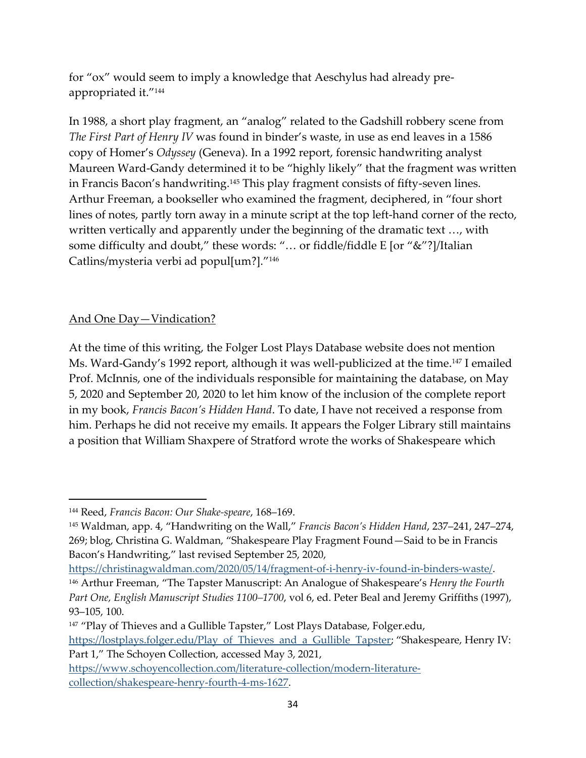for "ox" would seem to imply a knowledge that Aeschylus had already pre-appropriated it."[144]

In 1988, a short play fragment, an "analog" related to the Gadshill robbery scene from *The First Part of Henry IV* was found in binder's waste, in use as end leaves in a 1586 copy of Homer's *Odyssey* (Geneva). In a 1992 report, forensic handwriting analyst Maureen Ward-Gandy determined it to be "highly likely" that the fragment was written in Francis Bacon's handwriting.[145] This play fragment consists of fifty-seven lines. Arthur Freeman, a bookseller who examined the fragment, deciphered, in "four short lines of notes, partly torn away in a minute script at the top left-hand corner of the recto, written vertically and apparently under the beginning of the dramatic text …, with some difficulty and doubt," these words: "… or fiddle/fiddle E [or "&"?]/Italian Catlins/mysteria verbi ad popul[um?]."[146]

## And One Day—Vindication?

At the time of this writing, the Folger Lost Plays Database website does not mention Ms. Ward-Gandy's 1992 report, although it was well-publicized at the time.[147] I emailed Prof. McInnis, one of the individuals responsible for maintaining the database, on May 5, 2020 and September 20, 2020 to let him know of the inclusion of the complete report in my book, *Francis Bacon's Hidden Hand*. To date, I have not received a response from him. Perhaps he did not receive my emails. It appears the Folger Library still maintains a position that William Shaxpere of Stratford wrote the works of Shakespeare which

---

[144] Reed, *Francis Bacon: Our Shake-speare*, 168–169.

[145] Waldman, app. 4, "Handwriting on the Wall," *Francis Bacon's Hidden Hand*, 237–241, 247–274, 269; blog, Christina G. Waldman, "Shakespeare Play Fragment Found—Said to be in Francis Bacon's Handwriting," last revised September 25, 2020, https://christinagwaldman.com/2020/05/14/fragment-of-i-henry-iv-found-in-binders-waste/.

[146] Arthur Freeman, "The Tapster Manuscript: An Analogue of Shakespeare's *Henry the Fourth Part One, English Manuscript Studies 1100–1700*, vol 6, ed. Peter Beal and Jeremy Griffiths (1997), 93–105, 100.

[147] "Play of Thieves and a Gullible Tapster," Lost Plays Database, Folger.edu, https://lostplays.folger.edu/Play_of_Thieves_and_a_Gullible_Tapster; "Shakespeare, Henry IV: Part 1," The Schoyen Collection, accessed May 3, 2021, https://www.schoyencollection.com/literature-collection/modern-literature-collection/shakespeare-henry-fourth-4-ms-1627.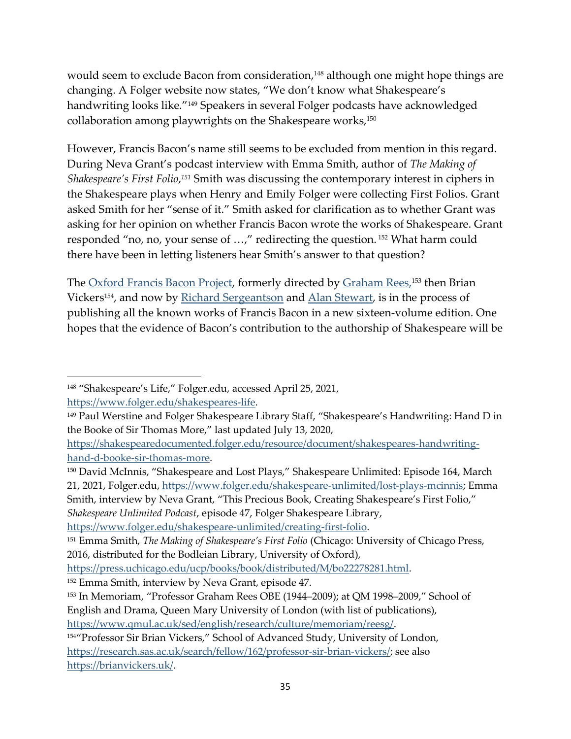would seem to exclude Bacon from consideration,[148] although one might hope things are changing. A Folger website now states, "We don't know what Shakespeare's handwriting looks like."[149] Speakers in several Folger podcasts have acknowledged collaboration among playwrights on the Shakespeare works,[150]

However, Francis Bacon's name still seems to be excluded from mention in this regard. During Neva Grant's podcast interview with Emma Smith, author of *The Making of Shakespeare's First Folio*,[151] Smith was discussing the contemporary interest in ciphers in the Shakespeare plays when Henry and Emily Folger were collecting First Folios. Grant asked Smith for her "sense of it." Smith asked for clarification as to whether Grant was asking for her opinion on whether Francis Bacon wrote the works of Shakespeare. Grant responded "no, no, your sense of …," redirecting the question.[152] What harm could there have been in letting listeners hear Smith's answer to that question?

The [Oxford Francis Bacon Project](), formerly directed by [Graham Rees,]()[153] then Brian Vickers[154], and now by [Richard Sergeantson]() and [Alan Stewart](), is in the process of publishing all the known works of Francis Bacon in a new sixteen-volume edition. One hopes that the evidence of Bacon's contribution to the authorship of Shakespeare will be

---

[148] "Shakespeare's Life," Folger.edu, accessed April 25, 2021, https://www.folger.edu/shakespeares-life.

[149] Paul Werstine and Folger Shakespeare Library Staff, "Shakespeare's Handwriting: Hand D in the Booke of Sir Thomas More," last updated July 13, 2020, https://shakespearedocumented.folger.edu/resource/document/shakespeares-handwriting-hand-d-booke-sir-thomas-more.

[150] David McInnis, "Shakespeare and Lost Plays," Shakespeare Unlimited: Episode 164, March 21, 2021, Folger.edu, https://www.folger.edu/shakespeare-unlimited/lost-plays-mcinnis; Emma Smith, interview by Neva Grant, "This Precious Book, Creating Shakespeare's First Folio," *Shakespeare Unlimited Podcast*, episode 47, Folger Shakespeare Library, https://www.folger.edu/shakespeare-unlimited/creating-first-folio.

[151] Emma Smith, *The Making of Shakespeare's First Folio* (Chicago: University of Chicago Press, 2016, distributed for the Bodleian Library, University of Oxford), https://press.uchicago.edu/ucp/books/book/distributed/M/bo22278281.html.

[152] Emma Smith, interview by Neva Grant, episode 47.

[153] In Memoriam, "Professor Graham Rees OBE (1944–2009); at QM 1998–2009," School of English and Drama, Queen Mary University of London (with list of publications), https://www.qmul.ac.uk/sed/english/research/culture/memoriam/reesg/.

[154] "Professor Sir Brian Vickers," School of Advanced Study, University of London, https://research.sas.ac.uk/search/fellow/162/professor-sir-brian-vickers/; see also https://brianvickers.uk/.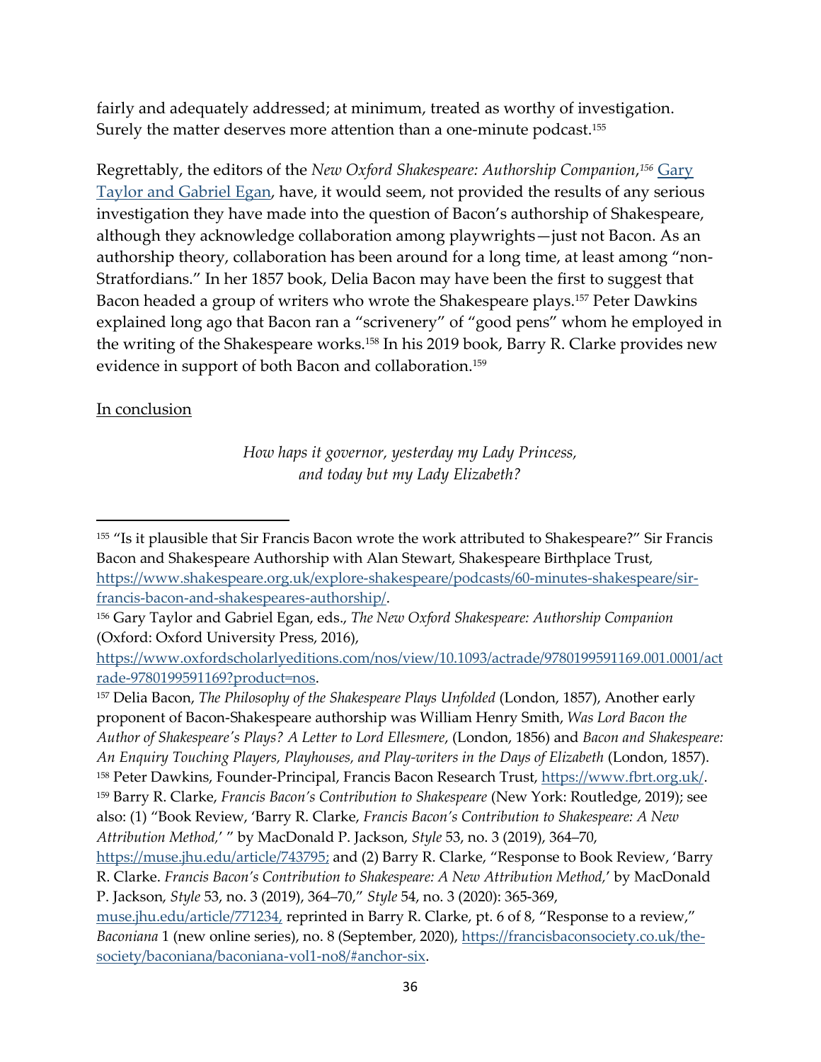fairly and adequately addressed; at minimum, treated as worthy of investigation. Surely the matter deserves more attention than a one-minute podcast.[155]

Regrettably, the editors of the *New Oxford Shakespeare: Authorship Companion*,[156] Gary Taylor and Gabriel Egan, have, it would seem, not provided the results of any serious investigation they have made into the question of Bacon's authorship of Shakespeare, although they acknowledge collaboration among playwrights—just not Bacon. As an authorship theory, collaboration has been around for a long time, at least among "non-Stratfordians." In her 1857 book, Delia Bacon may have been the first to suggest that Bacon headed a group of writers who wrote the Shakespeare plays.[157] Peter Dawkins explained long ago that Bacon ran a "scrivenery" of "good pens" whom he employed in the writing of the Shakespeare works.[158] In his 2019 book, Barry R. Clarke provides new evidence in support of both Bacon and collaboration.[159]

<u>In conclusion</u>

> *How haps it governor, yesterday my Lady Princess,*
> *and today but my Lady Elizabeth?*

---

[155] "Is it plausible that Sir Francis Bacon wrote the work attributed to Shakespeare?" Sir Francis Bacon and Shakespeare Authorship with Alan Stewart, Shakespeare Birthplace Trust, https://www.shakespeare.org.uk/explore-shakespeare/podcasts/60-minutes-shakespeare/sir-francis-bacon-and-shakespeares-authorship/.

[156] Gary Taylor and Gabriel Egan, eds., *The New Oxford Shakespeare: Authorship Companion* (Oxford: Oxford University Press, 2016), https://www.oxfordscholarlyeditions.com/nos/view/10.1093/actrade/9780199591169.001.0001/actrade-9780199591169?product=nos.

[157] Delia Bacon, *The Philosophy of the Shakespeare Plays Unfolded* (London, 1857), Another early proponent of Bacon-Shakespeare authorship was William Henry Smith, *Was Lord Bacon the Author of Shakespeare's Plays? A Letter to Lord Ellesmere*, (London, 1856) and *Bacon and Shakespeare: An Enquiry Touching Players, Playhouses, and Play-writers in the Days of Elizabeth* (London, 1857).

[158] Peter Dawkins, Founder-Principal, Francis Bacon Research Trust, https://www.fbrt.org.uk/.

[159] Barry R. Clarke, *Francis Bacon's Contribution to Shakespeare* (New York: Routledge, 2019); see also: (1) "Book Review, 'Barry R. Clarke, *Francis Bacon's Contribution to Shakespeare: A New Attribution Method*,' " by MacDonald P. Jackson, *Style* 53, no. 3 (2019), 364–70, https://muse.jhu.edu/article/743795; and (2) Barry R. Clarke, "Response to Book Review, 'Barry R. Clarke. *Francis Bacon's Contribution to Shakespeare: A New Attribution Method*,' by MacDonald P. Jackson, *Style* 53, no. 3 (2019), 364–70," *Style* 54, no. 3 (2020): 365-369, muse.jhu.edu/article/771234, reprinted in Barry R. Clarke, pt. 6 of 8, "Response to a review," *Baconiana* 1 (new online series), no. 8 (September, 2020), https://francisbaconsociety.co.uk/the-society/baconiana/baconiana-vol1-no8/#anchor-six.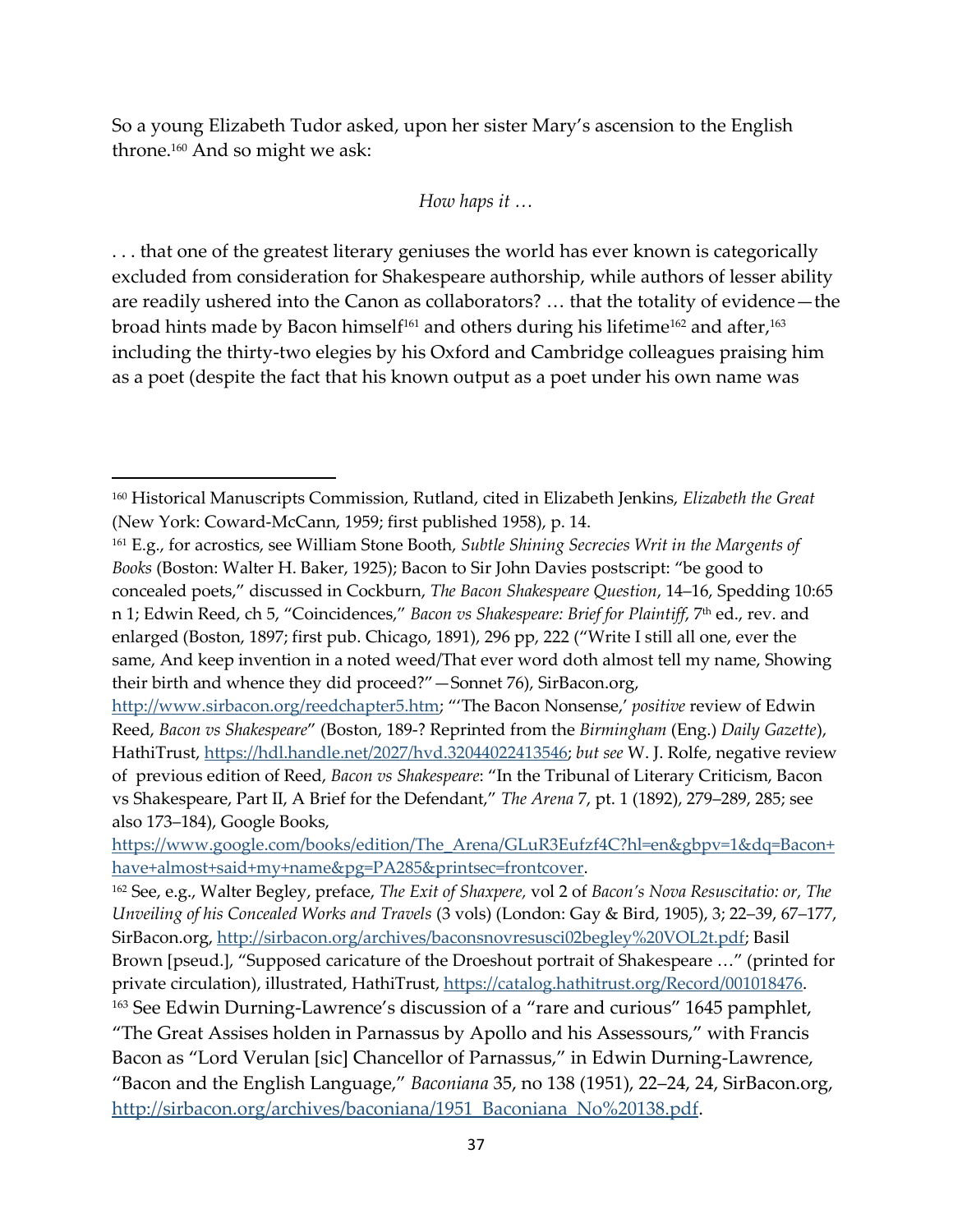So a young Elizabeth Tudor asked, upon her sister Mary's ascension to the English throne.[160] And so might we ask:

*How haps it …*

. . . that one of the greatest literary geniuses the world has ever known is categorically excluded from consideration for Shakespeare authorship, while authors of lesser ability are readily ushered into the Canon as collaborators? … that the totality of evidence—the broad hints made by Bacon himself[161] and others during his lifetime[162] and after,[163] including the thirty-two elegies by his Oxford and Cambridge colleagues praising him as a poet (despite the fact that his known output as a poet under his own name was

---

[160] Historical Manuscripts Commission, Rutland, cited in Elizabeth Jenkins, *Elizabeth the Great* (New York: Coward-McCann, 1959; first published 1958), p. 14.

[161] E.g., for acrostics, see William Stone Booth, *Subtle Shining Secrecies Writ in the Margents of Books* (Boston: Walter H. Baker, 1925); Bacon to Sir John Davies postscript: "be good to concealed poets," discussed in Cockburn, *The Bacon Shakespeare Question*, 14–16, Spedding 10:65 n 1; Edwin Reed, ch 5, "Coincidences," *Bacon vs Shakespeare: Brief for Plaintiff*, 7th ed., rev. and enlarged (Boston, 1897; first pub. Chicago, 1891), 296 pp, 222 ("Write I still all one, ever the same, And keep invention in a noted weed/That ever word doth almost tell my name, Showing their birth and whence they did proceed?"—Sonnet 76), SirBacon.org, http://www.sirbacon.org/reedchapter5.htm; "'The Bacon Nonsense,' *positive* review of Edwin Reed, *Bacon vs Shakespeare*" (Boston, 189-? Reprinted from the *Birmingham* (Eng.) *Daily Gazette*), HathiTrust, https://hdl.handle.net/2027/hvd.32044022413546; *but see* W. J. Rolfe, negative review of previous edition of Reed, *Bacon vs Shakespeare*: "In the Tribunal of Literary Criticism, Bacon vs Shakespeare, Part II, A Brief for the Defendant," *The Arena* 7, pt. 1 (1892), 279–289, 285; see also 173–184), Google Books, https://www.google.com/books/edition/The_Arena/GLuR3Eufzf4C?hl=en&gbpv=1&dq=Bacon+have+almost+said+my+name&pg=PA285&printsec=frontcover.

[162] See, e.g., Walter Begley, preface, *The Exit of Shaxpere,* vol 2 of *Bacon's Nova Resuscitatio: or, The Unveiling of his Concealed Works and Travels* (3 vols) (London: Gay & Bird, 1905), 3; 22–39, 67–177, SirBacon.org, http://sirbacon.org/archives/baconsnovresusci02begley%20VOL2t.pdf; Basil Brown [pseud.], "Supposed caricature of the Droeshout portrait of Shakespeare …" (printed for private circulation), illustrated, HathiTrust, https://catalog.hathitrust.org/Record/001018476.

[163] See Edwin Durning-Lawrence's discussion of a "rare and curious" 1645 pamphlet, "The Great Assises holden in Parnassus by Apollo and his Assessours," with Francis Bacon as "Lord Verulan [sic] Chancellor of Parnassus," in Edwin Durning-Lawrence, "Bacon and the English Language," *Baconiana* 35, no 138 (1951), 22–24, 24, SirBacon.org, http://sirbacon.org/archives/baconiana/1951_Baconiana_No%20138.pdf.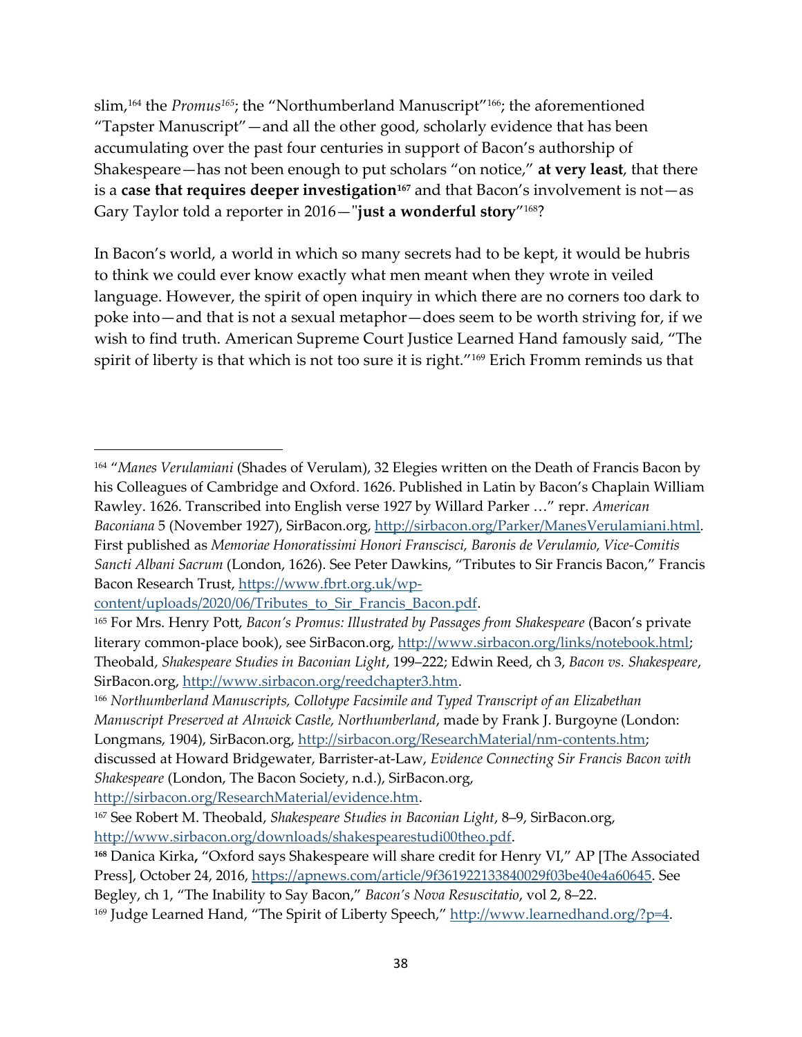slim,[164] the *Promus*[165]; the "Northumberland Manuscript"[166]; the aforementioned "Tapster Manuscript"—and all the other good, scholarly evidence that has been accumulating over the past four centuries in support of Bacon's authorship of Shakespeare—has not been enough to put scholars "on notice," **at very least**, that there is a **case that requires deeper investigation**[167] and that Bacon's involvement is not—as Gary Taylor told a reporter in 2016—"**just a wonderful story**"[168]?

In Bacon's world, a world in which so many secrets had to be kept, it would be hubris to think we could ever know exactly what men meant when they wrote in veiled language. However, the spirit of open inquiry in which there are no corners too dark to poke into—and that is not a sexual metaphor—does seem to be worth striving for, if we wish to find truth. American Supreme Court Justice Learned Hand famously said, "The spirit of liberty is that which is not too sure it is right."[169] Erich Fromm reminds us that

---

[164] "*Manes Verulamiani* (Shades of Verulam), 32 Elegies written on the Death of Francis Bacon by his Colleagues of Cambridge and Oxford. 1626. Published in Latin by Bacon's Chaplain William Rawley. 1626. Transcribed into English verse 1927 by Willard Parker …" repr. *American Baconiana* 5 (November 1927), SirBacon.org, http://sirbacon.org/Parker/ManesVerulamiani.html. First published as *Memoriae Honoratissimi Honori Franscisci, Baronis de Verulamio, Vice-Comitis Sancti Albani Sacrum* (London, 1626). See Peter Dawkins, "Tributes to Sir Francis Bacon," Francis Bacon Research Trust, https://www.fbrt.org.uk/wp-content/uploads/2020/06/Tributes_to_Sir_Francis_Bacon.pdf.

[165] For Mrs. Henry Pott, *Bacon's Promus: Illustrated by Passages from Shakespeare* (Bacon's private literary common-place book), see SirBacon.org, http://www.sirbacon.org/links/notebook.html; Theobald, *Shakespeare Studies in Baconian Light*, 199–222; Edwin Reed, ch 3, *Bacon vs. Shakespeare*, SirBacon.org, http://www.sirbacon.org/reedchapter3.htm.

[166] *Northumberland Manuscripts, Collotype Facsimile and Typed Transcript of an Elizabethan Manuscript Preserved at Alnwick Castle, Northumberland*, made by Frank J. Burgoyne (London: Longmans, 1904), SirBacon.org, http://sirbacon.org/ResearchMaterial/nm-contents.htm; discussed at Howard Bridgewater, Barrister-at-Law, *Evidence Connecting Sir Francis Bacon with Shakespeare* (London, The Bacon Society, n.d.), SirBacon.org, http://sirbacon.org/ResearchMaterial/evidence.htm.

[167] See Robert M. Theobald, *Shakespeare Studies in Baconian Light*, 8–9, SirBacon.org, http://www.sirbacon.org/downloads/shakespearestudi00theo.pdf.

[168] Danica Kirka, "Oxford says Shakespeare will share credit for Henry VI," AP [The Associated Press], October 24, 2016, https://apnews.com/article/9f361922133840029f03be40e4a60645. See Begley, ch 1, "The Inability to Say Bacon," *Bacon's Nova Resuscitatio*, vol 2, 8–22.

[169] Judge Learned Hand, "The Spirit of Liberty Speech," http://www.learnedhand.org/?p=4.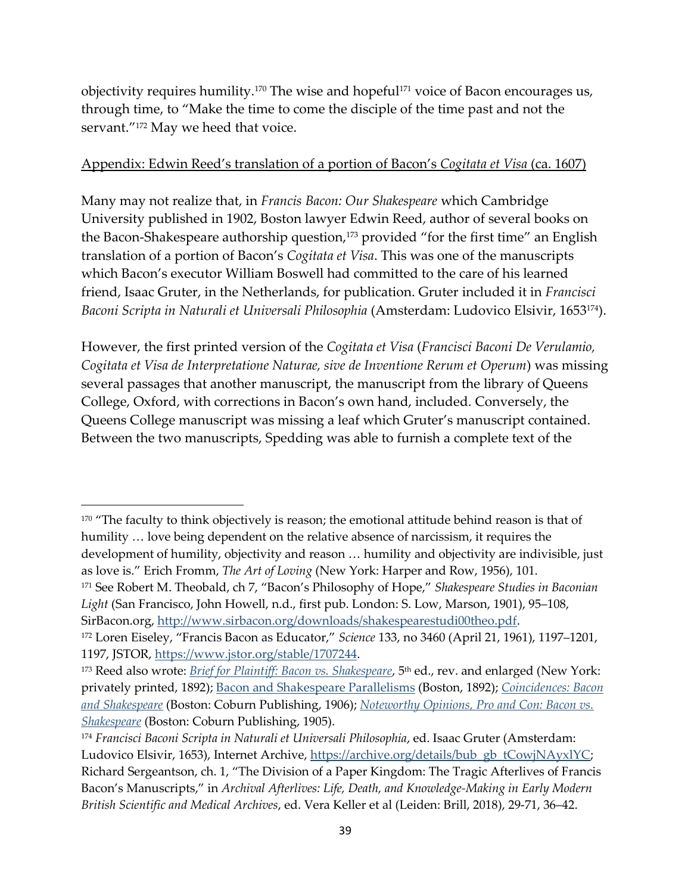objectivity requires humility.[170] The wise and hopeful[171] voice of Bacon encourages us, through time, to "Make the time to come the disciple of the time past and not the servant."[172] May we heed that voice.

## Appendix: Edwin Reed's translation of a portion of Bacon's *Cogitata et Visa* (ca. 1607)

Many may not realize that, in *Francis Bacon: Our Shakespeare* which Cambridge University published in 1902, Boston lawyer Edwin Reed, author of several books on the Bacon-Shakespeare authorship question,[173] provided "for the first time" an English translation of a portion of Bacon's *Cogitata et Visa*. This was one of the manuscripts which Bacon's executor William Boswell had committed to the care of his learned friend, Isaac Gruter, in the Netherlands, for publication. Gruter included it in *Francisci Baconi Scripta in Naturali et Universali Philosophia* (Amsterdam: Ludovico Elsivir, 1653[174]).

However, the first printed version of the *Cogitata et Visa* (*Francisci Baconi De Verulamio, Cogitata et Visa de Interpretatione Naturae, sive de Inventione Rerum et Operum*) was missing several passages that another manuscript, the manuscript from the library of Queens College, Oxford, with corrections in Bacon's own hand, included. Conversely, the Queens College manuscript was missing a leaf which Gruter's manuscript contained. Between the two manuscripts, Spedding was able to furnish a complete text of the

---

[170] "The faculty to think objectively is reason; the emotional attitude behind reason is that of humility … love being dependent on the relative absence of narcissism, it requires the development of humility, objectivity and reason … humility and objectivity are indivisible, just as love is." Erich Fromm, *The Art of Loving* (New York: Harper and Row, 1956), 101.

[171] See Robert M. Theobald, ch 7, "Bacon's Philosophy of Hope," *Shakespeare Studies in Baconian Light* (San Francisco, John Howell, n.d., first pub. London: S. Low, Marson, 1901), 95–108, SirBacon.org, http://www.sirbacon.org/downloads/shakespearestudi00theo.pdf.

[172] Loren Eiseley, "Francis Bacon as Educator," *Science* 133, no 3460 (April 21, 1961), 1197–1201, 1197, JSTOR, https://www.jstor.org/stable/1707244.

[173] Reed also wrote: *Brief for Plaintiff: Bacon vs. Shakespeare*, 5th ed., rev. and enlarged (New York: privately printed, 1892); Bacon and Shakespeare Parallelisms (Boston, 1892); *Coincidences: Bacon and Shakespeare* (Boston: Coburn Publishing, 1906); *Noteworthy Opinions, Pro and Con: Bacon vs. Shakespeare* (Boston: Coburn Publishing, 1905).

[174] *Francisci Baconi Scripta in Naturali et Universali Philosophia*, ed. Isaac Gruter (Amsterdam: Ludovico Elsivir, 1653), Internet Archive, https://archive.org/details/bub_gb_tCowjNAyxlYC; Richard Sergeantson, ch. 1, "The Division of a Paper Kingdom: The Tragic Afterlives of Francis Bacon's Manuscripts," in *Archival Afterlives: Life, Death, and Knowledge-Making in Early Modern British Scientific and Medical Archives*, ed. Vera Keller et al (Leiden: Brill, 2018), 29-71, 36–42.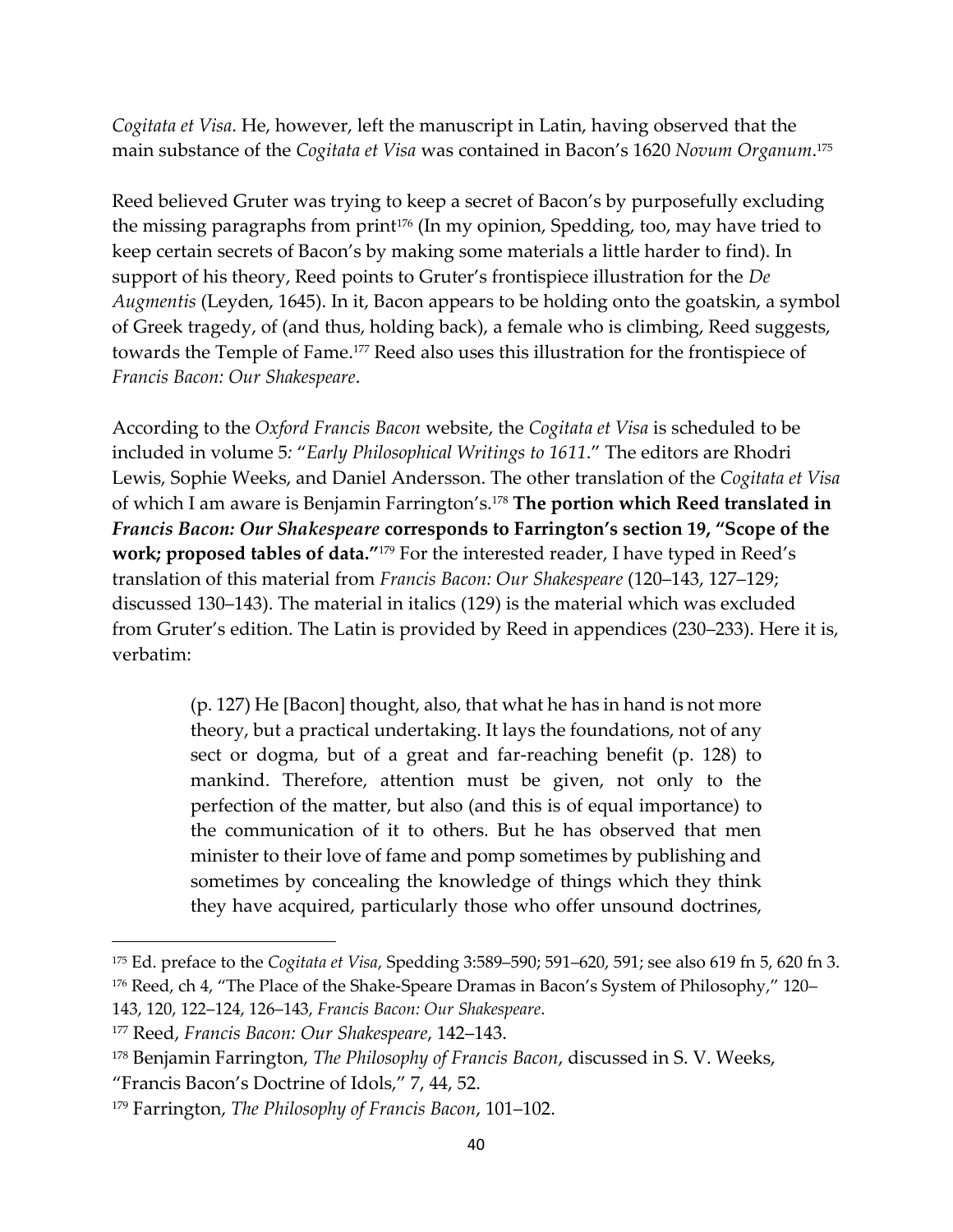*Cogitata et Visa*. He, however, left the manuscript in Latin, having observed that the main substance of the *Cogitata et Visa* was contained in Bacon's 1620 *Novum Organum*.[175]

Reed believed Gruter was trying to keep a secret of Bacon's by purposefully excluding the missing paragraphs from print[176] (In my opinion, Spedding, too, may have tried to keep certain secrets of Bacon's by making some materials a little harder to find). In support of his theory, Reed points to Gruter's frontispiece illustration for the *De Augmentis* (Leyden, 1645). In it, Bacon appears to be holding onto the goatskin, a symbol of Greek tragedy, of (and thus, holding back), a female who is climbing, Reed suggests, towards the Temple of Fame.[177] Reed also uses this illustration for the frontispiece of *Francis Bacon: Our Shakespeare*.

According to the *Oxford Francis Bacon* website, the *Cogitata et Visa* is scheduled to be included in volume 5: "*Early Philosophical Writings to 1611*." The editors are Rhodri Lewis, Sophie Weeks, and Daniel Andersson. The other translation of the *Cogitata et Visa* of which I am aware is Benjamin Farrington's.[178] **The portion which Reed translated in *Francis Bacon: Our Shakespeare* corresponds to Farrington's section 19, "Scope of the work; proposed tables of data."**[179] For the interested reader, I have typed in Reed's translation of this material from *Francis Bacon: Our Shakespeare* (120–143, 127–129; discussed 130–143). The material in italics (129) is the material which was excluded from Gruter's edition. The Latin is provided by Reed in appendices (230–233). Here it is, verbatim:

> (p. 127) He [Bacon] thought, also, that what he has in hand is not more theory, but a practical undertaking. It lays the foundations, not of any sect or dogma, but of a great and far-reaching benefit (p. 128) to mankind. Therefore, attention must be given, not only to the perfection of the matter, but also (and this is of equal importance) to the communication of it to others. But he has observed that men minister to their love of fame and pomp sometimes by publishing and sometimes by concealing the knowledge of things which they think they have acquired, particularly those who offer unsound doctrines,

---

[175] Ed. preface to the *Cogitata et Visa*, Spedding 3:589–590; 591–620, 591; see also 619 fn 5, 620 fn 3.

[176] Reed, ch 4, "The Place of the Shake-Speare Dramas in Bacon's System of Philosophy," 120–143, 120, 122–124, 126–143, *Francis Bacon: Our Shakespeare*.

[177] Reed, *Francis Bacon: Our Shakespeare*, 142–143.

[178] Benjamin Farrington, *The Philosophy of Francis Bacon*, discussed in S. V. Weeks, "Francis Bacon's Doctrine of Idols," 7, 44, 52.

[179] Farrington, *The Philosophy of Francis Bacon*, 101–102.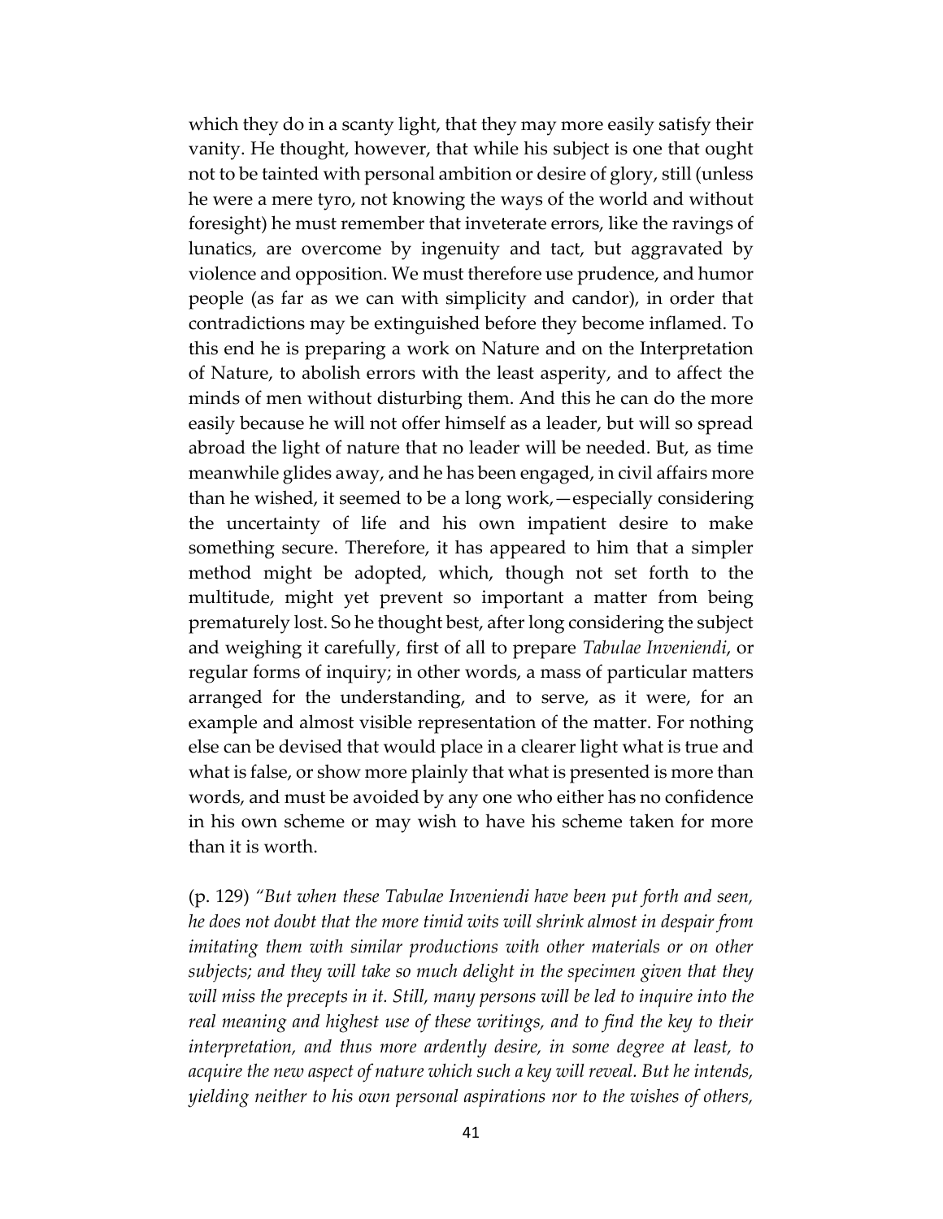which they do in a scanty light, that they may more easily satisfy their vanity. He thought, however, that while his subject is one that ought not to be tainted with personal ambition or desire of glory, still (unless he were a mere tyro, not knowing the ways of the world and without foresight) he must remember that inveterate errors, like the ravings of lunatics, are overcome by ingenuity and tact, but aggravated by violence and opposition. We must therefore use prudence, and humor people (as far as we can with simplicity and candor), in order that contradictions may be extinguished before they become inflamed. To this end he is preparing a work on Nature and on the Interpretation of Nature, to abolish errors with the least asperity, and to affect the minds of men without disturbing them. And this he can do the more easily because he will not offer himself as a leader, but will so spread abroad the light of nature that no leader will be needed. But, as time meanwhile glides away, and he has been engaged, in civil affairs more than he wished, it seemed to be a long work,—especially considering the uncertainty of life and his own impatient desire to make something secure. Therefore, it has appeared to him that a simpler method might be adopted, which, though not set forth to the multitude, might yet prevent so important a matter from being prematurely lost. So he thought best, after long considering the subject and weighing it carefully, first of all to prepare *Tabulae Inveniendi*, or regular forms of inquiry; in other words, a mass of particular matters arranged for the understanding, and to serve, as it were, for an example and almost visible representation of the matter. For nothing else can be devised that would place in a clearer light what is true and what is false, or show more plainly that what is presented is more than words, and must be avoided by any one who either has no confidence in his own scheme or may wish to have his scheme taken for more than it is worth.

(p. 129) *"But when these Tabulae Inveniendi have been put forth and seen, he does not doubt that the more timid wits will shrink almost in despair from imitating them with similar productions with other materials or on other subjects; and they will take so much delight in the specimen given that they will miss the precepts in it. Still, many persons will be led to inquire into the real meaning and highest use of these writings, and to find the key to their interpretation, and thus more ardently desire, in some degree at least, to acquire the new aspect of nature which such a key will reveal. But he intends, yielding neither to his own personal aspirations nor to the wishes of others,*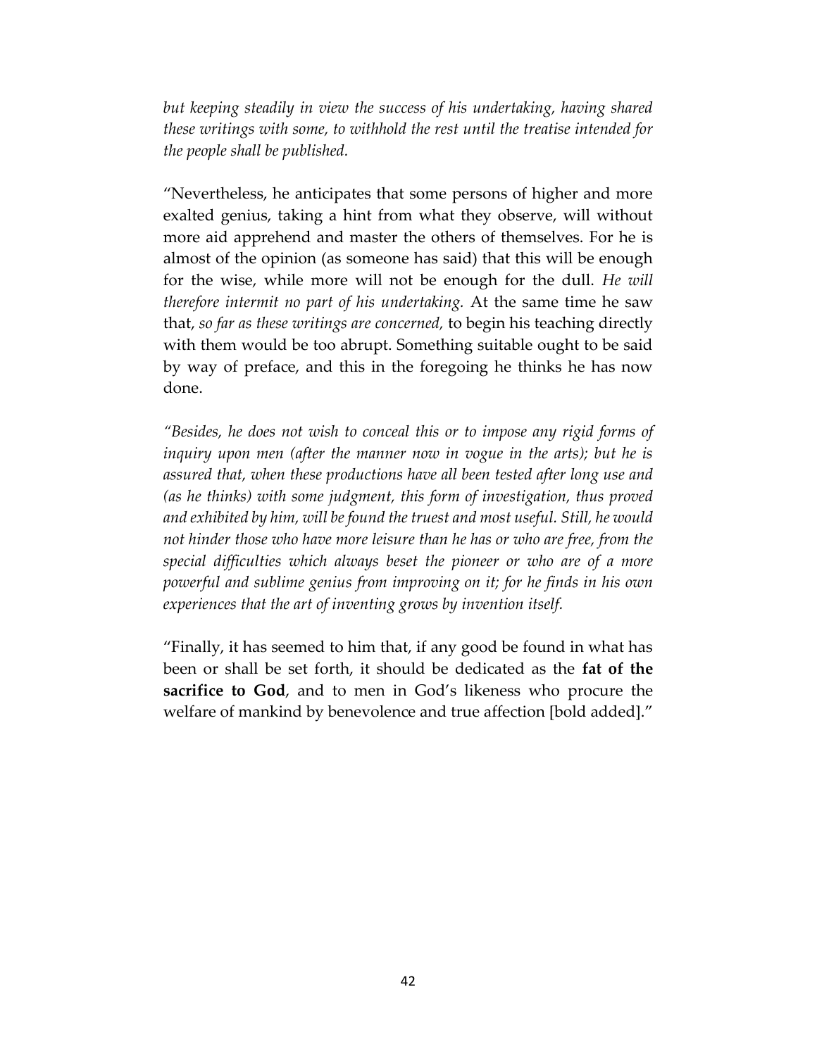*but keeping steadily in view the success of his undertaking, having shared these writings with some, to withhold the rest until the treatise intended for the people shall be published.*

"Nevertheless, he anticipates that some persons of higher and more exalted genius, taking a hint from what they observe, will without more aid apprehend and master the others of themselves. For he is almost of the opinion (as someone has said) that this will be enough for the wise, while more will not be enough for the dull. *He will therefore intermit no part of his undertaking.* At the same time he saw that, *so far as these writings are concerned,* to begin his teaching directly with them would be too abrupt. Something suitable ought to be said by way of preface, and this in the foregoing he thinks he has now done.

*"Besides, he does not wish to conceal this or to impose any rigid forms of inquiry upon men (after the manner now in vogue in the arts); but he is assured that, when these productions have all been tested after long use and (as he thinks) with some judgment, this form of investigation, thus proved and exhibited by him, will be found the truest and most useful. Still, he would not hinder those who have more leisure than he has or who are free, from the special difficulties which always beset the pioneer or who are of a more powerful and sublime genius from improving on it; for he finds in his own experiences that the art of inventing grows by invention itself.*

"Finally, it has seemed to him that, if any good be found in what has been or shall be set forth, it should be dedicated as the **fat of the sacrifice to God**, and to men in God's likeness who procure the welfare of mankind by benevolence and true affection [bold added]."